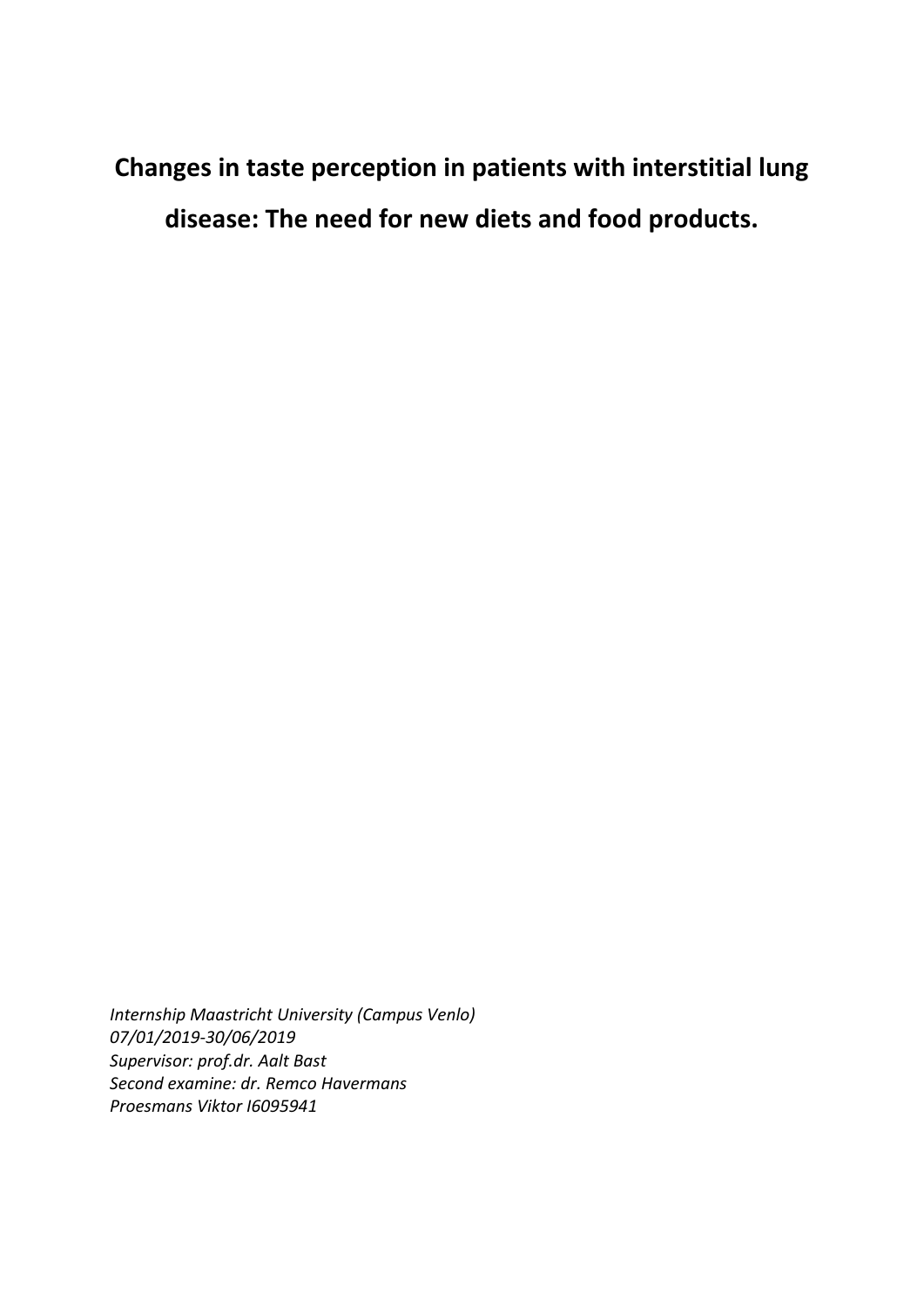# Changes in taste perception in patients with interstitial lung disease: The need for new diets and food products.

*Internship Maastricht University (Campus Venlo)*
*07/01/2019-30/06/2019*
*Supervisor: prof.dr. Aalt Bast*
*Second examine: dr. Remco Havermans*
*Proesmans Viktor I6095941*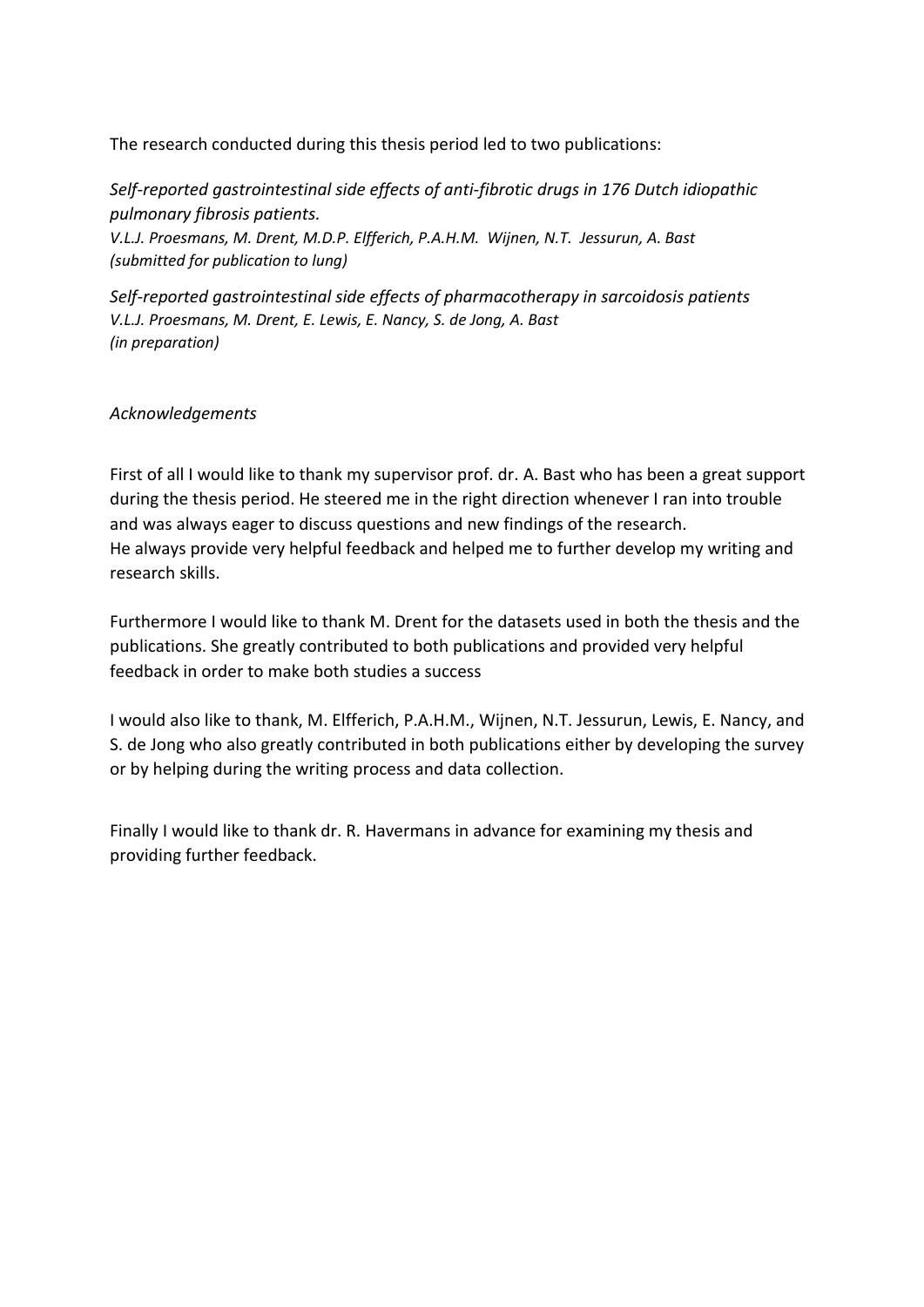The research conducted during this thesis period led to two publications:

*Self-reported gastrointestinal side effects of anti-fibrotic drugs in 176 Dutch idiopathic pulmonary fibrosis patients.*
*V.L.J. Proesmans, M. Drent, M.D.P. Elfferich, P.A.H.M. Wijnen, N.T. Jessurun, A. Bast*
*(submitted for publication to lung)*

*Self-reported gastrointestinal side effects of pharmacotherapy in sarcoidosis patients*
*V.L.J. Proesmans, M. Drent, E. Lewis, E. Nancy, S. de Jong, A. Bast*
*(in preparation)*

*Acknowledgements*

First of all I would like to thank my supervisor prof. dr. A. Bast who has been a great support during the thesis period. He steered me in the right direction whenever I ran into trouble and was always eager to discuss questions and new findings of the research.
He always provide very helpful feedback and helped me to further develop my writing and research skills.

Furthermore I would like to thank M. Drent for the datasets used in both the thesis and the publications. She greatly contributed to both publications and provided very helpful feedback in order to make both studies a success

I would also like to thank, M. Elfferich, P.A.H.M., Wijnen, N.T. Jessurun, Lewis, E. Nancy, and S. de Jong who also greatly contributed in both publications either by developing the survey or by helping during the writing process and data collection.

Finally I would like to thank dr. R. Havermans in advance for examining my thesis and providing further feedback.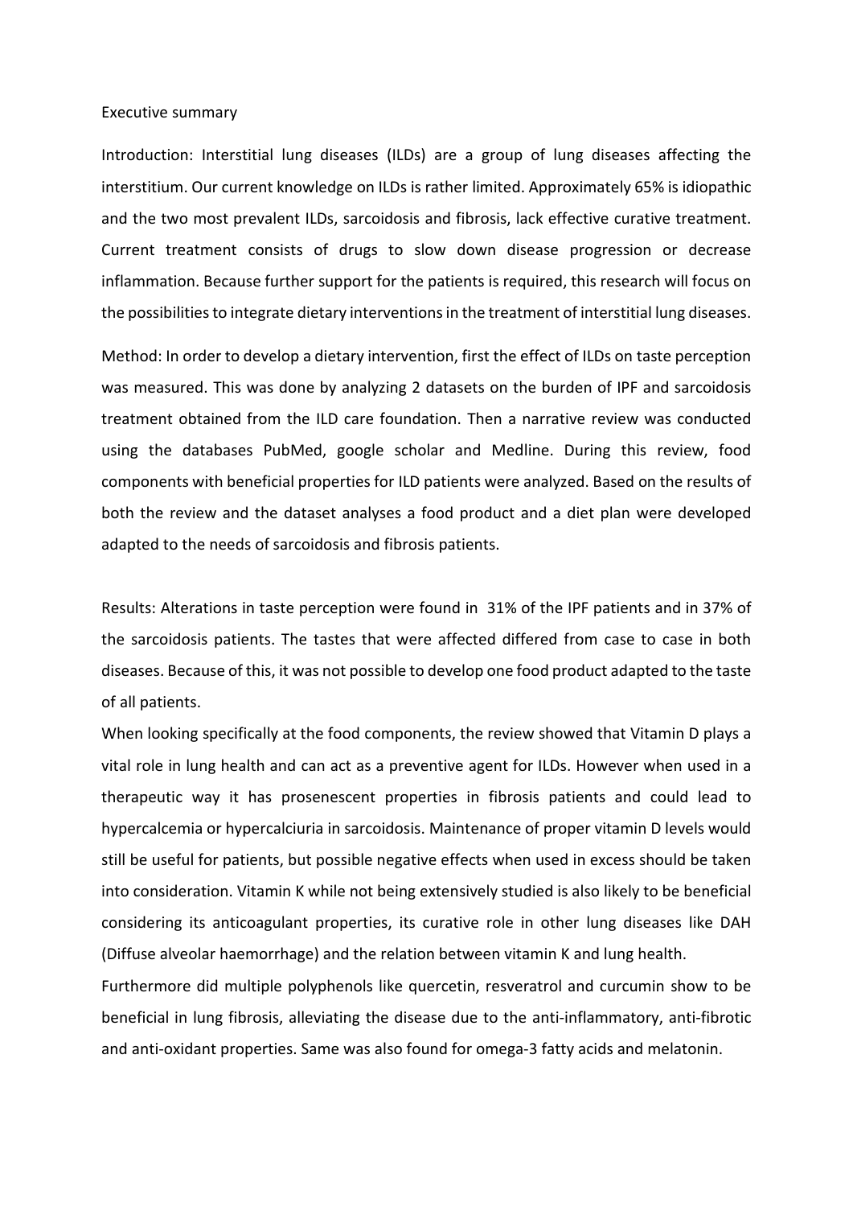# Executive summary

Introduction: Interstitial lung diseases (ILDs) are a group of lung diseases affecting the interstitium. Our current knowledge on ILDs is rather limited. Approximately 65% is idiopathic and the two most prevalent ILDs, sarcoidosis and fibrosis, lack effective curative treatment. Current treatment consists of drugs to slow down disease progression or decrease inflammation. Because further support for the patients is required, this research will focus on the possibilities to integrate dietary interventions in the treatment of interstitial lung diseases.

Method: In order to develop a dietary intervention, first the effect of ILDs on taste perception was measured. This was done by analyzing 2 datasets on the burden of IPF and sarcoidosis treatment obtained from the ILD care foundation. Then a narrative review was conducted using the databases PubMed, google scholar and Medline. During this review, food components with beneficial properties for ILD patients were analyzed. Based on the results of both the review and the dataset analyses a food product and a diet plan were developed adapted to the needs of sarcoidosis and fibrosis patients.

Results: Alterations in taste perception were found in 31% of the IPF patients and in 37% of the sarcoidosis patients. The tastes that were affected differed from case to case in both diseases. Because of this, it was not possible to develop one food product adapted to the taste of all patients.

When looking specifically at the food components, the review showed that Vitamin D plays a vital role in lung health and can act as a preventive agent for ILDs. However when used in a therapeutic way it has prosenescent properties in fibrosis patients and could lead to hypercalcemia or hypercalciuria in sarcoidosis. Maintenance of proper vitamin D levels would still be useful for patients, but possible negative effects when used in excess should be taken into consideration. Vitamin K while not being extensively studied is also likely to be beneficial considering its anticoagulant properties, its curative role in other lung diseases like DAH (Diffuse alveolar haemorrhage) and the relation between vitamin K and lung health.

Furthermore did multiple polyphenols like quercetin, resveratrol and curcumin show to be beneficial in lung fibrosis, alleviating the disease due to the anti-inflammatory, anti-fibrotic and anti-oxidant properties. Same was also found for omega-3 fatty acids and melatonin.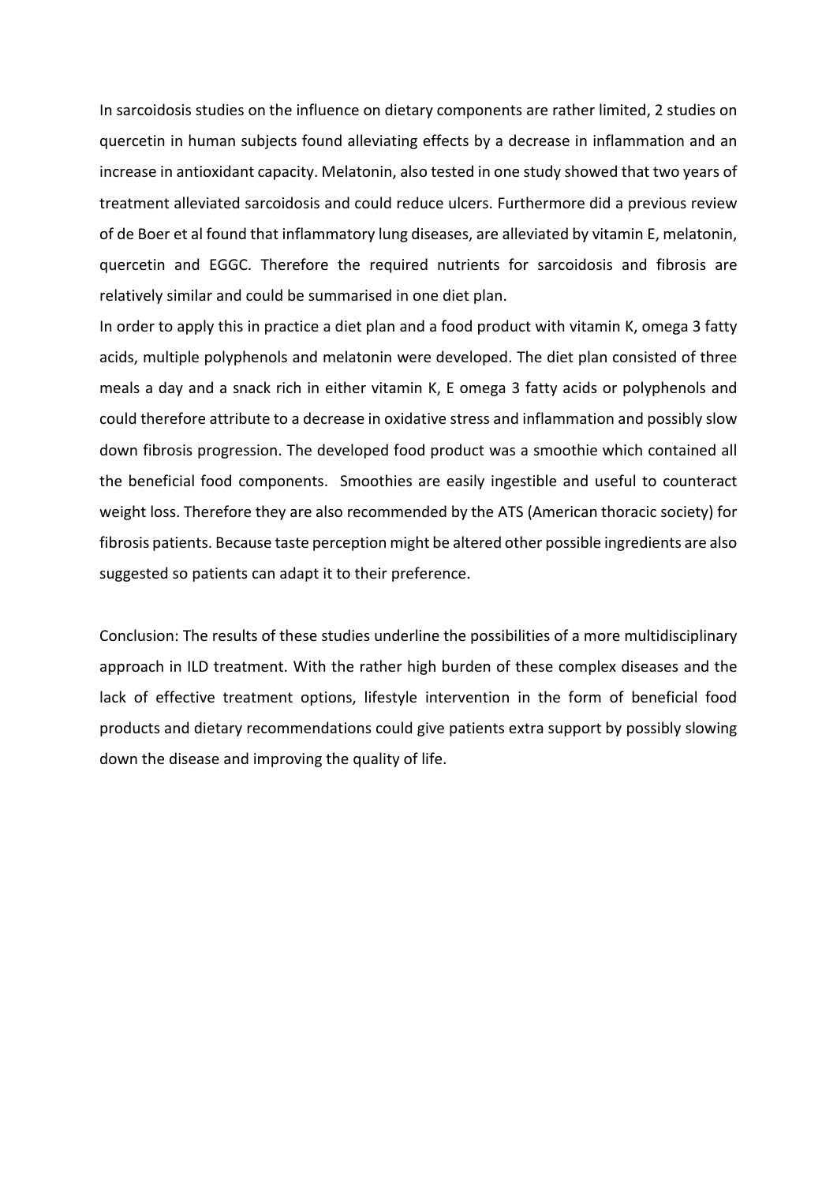In sarcoidosis studies on the influence on dietary components are rather limited, 2 studies on quercetin in human subjects found alleviating effects by a decrease in inflammation and an increase in antioxidant capacity. Melatonin, also tested in one study showed that two years of treatment alleviated sarcoidosis and could reduce ulcers. Furthermore did a previous review of de Boer et al found that inflammatory lung diseases, are alleviated by vitamin E, melatonin, quercetin and EGGC. Therefore the required nutrients for sarcoidosis and fibrosis are relatively similar and could be summarised in one diet plan.

In order to apply this in practice a diet plan and a food product with vitamin K, omega 3 fatty acids, multiple polyphenols and melatonin were developed. The diet plan consisted of three meals a day and a snack rich in either vitamin K, E omega 3 fatty acids or polyphenols and could therefore attribute to a decrease in oxidative stress and inflammation and possibly slow down fibrosis progression. The developed food product was a smoothie which contained all the beneficial food components. Smoothies are easily ingestible and useful to counteract weight loss. Therefore they are also recommended by the ATS (American thoracic society) for fibrosis patients. Because taste perception might be altered other possible ingredients are also suggested so patients can adapt it to their preference.

Conclusion: The results of these studies underline the possibilities of a more multidisciplinary approach in ILD treatment. With the rather high burden of these complex diseases and the lack of effective treatment options, lifestyle intervention in the form of beneficial food products and dietary recommendations could give patients extra support by possibly slowing down the disease and improving the quality of life.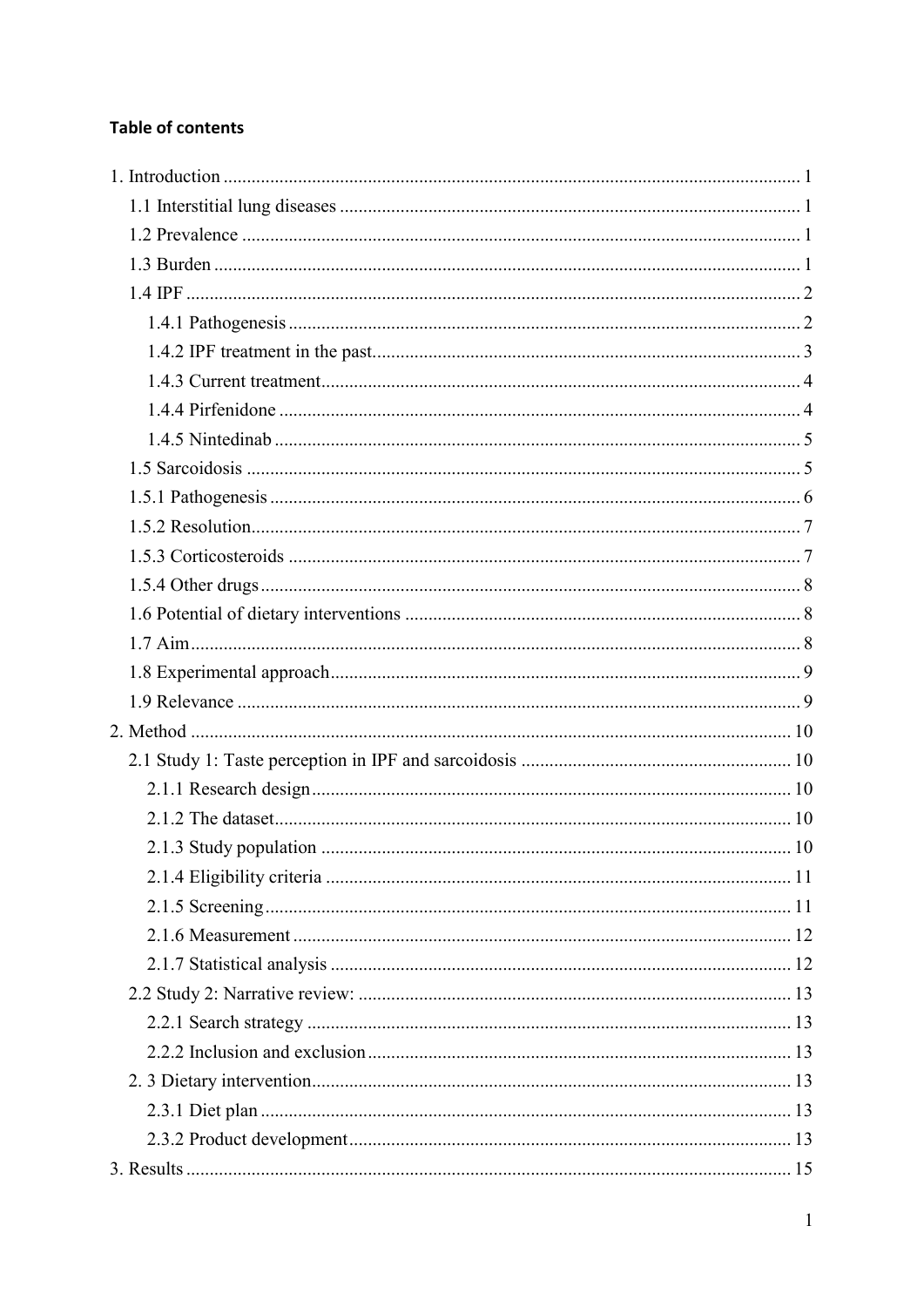**Table of contents**

1. Introduction ........................................................................................................ 1
    1.1 Interstitial lung diseases ................................................................................. 1
    1.2 Prevalence ...................................................................................................... 1
    1.3 Burden ............................................................................................................ 1
    1.4 IPF .................................................................................................................. 2
        1.4.1 Pathogenesis ............................................................................................ 2
        1.4.2 IPF treatment in the past.......................................................................... 3
        1.4.3 Current treatment..................................................................................... 4
        1.4.4 Pirfenidone .............................................................................................. 4
        1.4.5 Nintedinab ............................................................................................... 5
    1.5 Sarcoidosis ..................................................................................................... 5
    1.5.1 Pathogenesis ................................................................................................ 6
    1.5.2 Resolution.................................................................................................... 7
    1.5.3 Corticosteroids ............................................................................................ 7
    1.5.4 Other drugs.................................................................................................. 8
    1.6 Potential of dietary interventions ................................................................... 8
    1.7 Aim................................................................................................................. 8
    1.8 Experimental approach................................................................................... 9
    1.9 Relevance ....................................................................................................... 9
2. Method ............................................................................................................... 10
    2.1 Study 1: Taste perception in IPF and sarcoidosis ......................................... 10
        2.1.1 Research design...................................................................................... 10
        2.1.2 The dataset.............................................................................................. 10
        2.1.3 Study population .................................................................................... 10
        2.1.4 Eligibility criteria ................................................................................... 11
        2.1.5 Screening................................................................................................ 11
        2.1.6 Measurement .......................................................................................... 12
        2.1.7 Statistical analysis .................................................................................. 12
    2.2 Study 2: Narrative review: ............................................................................ 13
        2.2.1 Search strategy ....................................................................................... 13
        2.2.2 Inclusion and exclusion.......................................................................... 13
    2. 3 Dietary intervention..................................................................................... 13
        2.3.1 Diet plan ................................................................................................ 13
        2.3.2 Product development.............................................................................. 13
3. Results ................................................................................................................ 15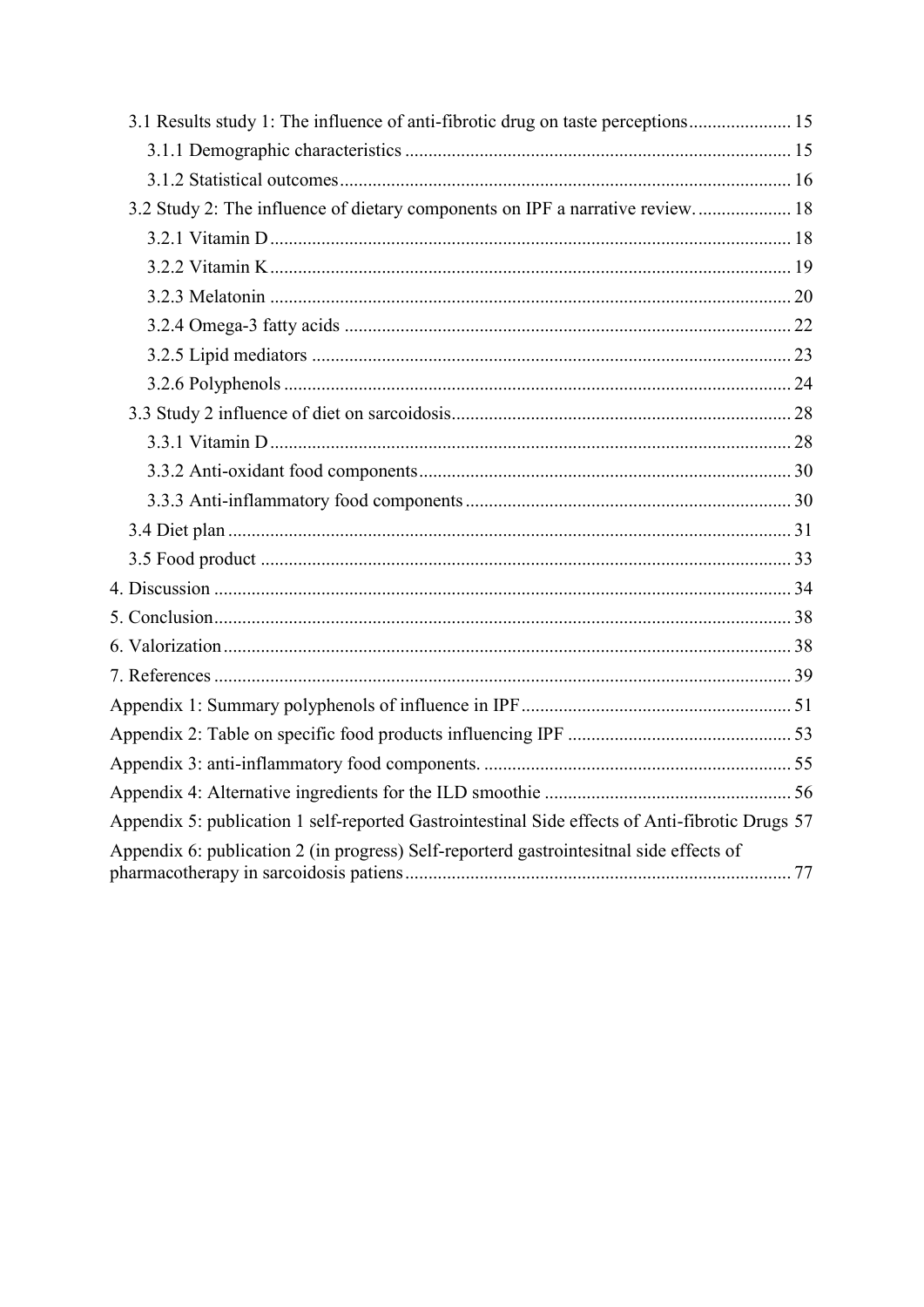3.1 Results study 1: The influence of anti-fibrotic drug on taste perceptions ..................... 15

3.1.1 Demographic characteristics ..................................................................................... 15

3.1.2 Statistical outcomes ................................................................................................. 16

3.2 Study 2: The influence of dietary components on IPF a narrative review. .................... 18

3.2.1 Vitamin D ................................................................................................................ 18

3.2.2 Vitamin K ................................................................................................................ 19

3.2.3 Melatonin ................................................................................................................ 20

3.2.4 Omega-3 fatty acids ................................................................................................ 22

3.2.5 Lipid mediators ....................................................................................................... 23

3.2.6 Polyphenols ............................................................................................................. 24

3.3 Study 2 influence of diet on sarcoidosis ......................................................................... 28

3.3.1 Vitamin D ................................................................................................................ 28

3.3.2 Anti-oxidant food components ................................................................................ 30

3.3.3 Anti-inflammatory food components ...................................................................... 30

3.4 Diet plan ......................................................................................................................... 31

3.5 Food product .................................................................................................................. 33

4. Discussion ........................................................................................................................... 34

5. Conclusion ........................................................................................................................... 38

6. Valorization ......................................................................................................................... 38

7. References ........................................................................................................................... 39

Appendix 1: Summary polyphenols of influence in IPF ......................................................... 51

Appendix 2: Table on specific food products influencing IPF ............................................... 53

Appendix 3: anti-inflammatory food components. ................................................................. 55

Appendix 4: Alternative ingredients for the ILD smoothie ..................................................... 56

Appendix 5: publication 1 self-reported Gastrointestinal Side effects of Anti-fibrotic Drugs 57

Appendix 6: publication 2 (in progress) Self-reporterd gastrointesitnal side effects of pharmacotherapy in sarcoidosis patiens .................................................................................. 77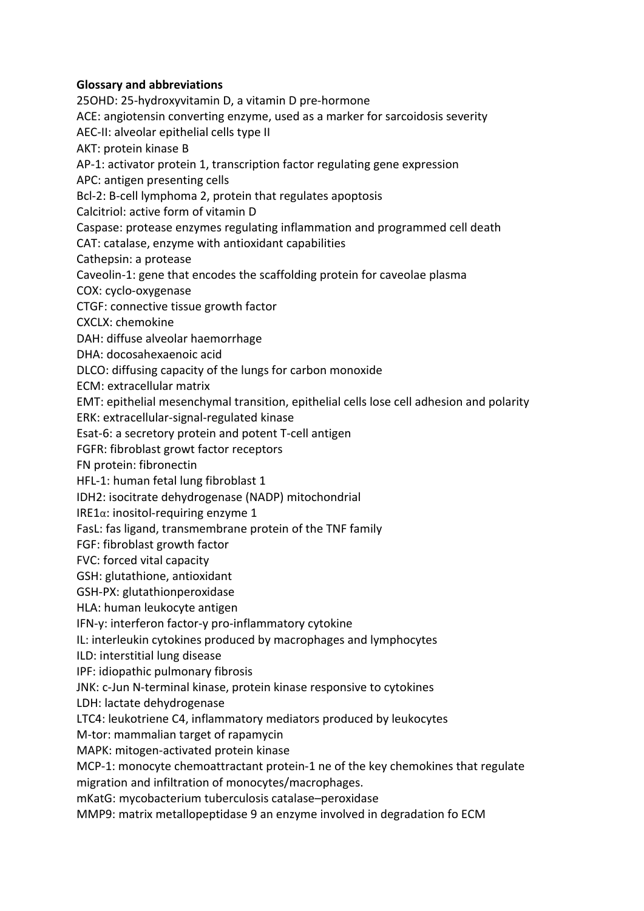**Glossary and abbreviations**

25OHD: 25-hydroxyvitamin D, a vitamin D pre-hormone
ACE: angiotensin converting enzyme, used as a marker for sarcoidosis severity
AEC-II: alveolar epithelial cells type II
AKT: protein kinase B
AP-1: activator protein 1, transcription factor regulating gene expression
APC: antigen presenting cells
Bcl-2: B-cell lymphoma 2, protein that regulates apoptosis
Calcitriol: active form of vitamin D
Caspase: protease enzymes regulating inflammation and programmed cell death
CAT: catalase, enzyme with antioxidant capabilities
Cathepsin: a protease
Caveolin-1: gene that encodes the scaffolding protein for caveolae plasma
COX: cyclo-oxygenase
CTGF: connective tissue growth factor
CXCLX: chemokine
DAH: diffuse alveolar haemorrhage
DHA: docosahexaenoic acid
DLCO: diffusing capacity of the lungs for carbon monoxide
ECM: extracellular matrix
EMT: epithelial mesenchymal transition, epithelial cells lose cell adhesion and polarity
ERK: extracellular-signal-regulated kinase
Esat-6: a secretory protein and potent T-cell antigen
FGFR: fibroblast growt factor receptors
FN protein: fibronectin
HFL-1: human fetal lung fibroblast 1
IDH2: isocitrate dehydrogenase (NADP) mitochondrial
IRE1α: inositol-requiring enzyme 1
FasL: fas ligand, transmembrane protein of the TNF family
FGF: fibroblast growth factor
FVC: forced vital capacity
GSH: glutathione, antioxidant
GSH-PX: glutathionperoxidase
HLA: human leukocyte antigen
IFN-γ: interferon factor-γ pro-inflammatory cytokine
IL: interleukin cytokines produced by macrophages and lymphocytes
ILD: interstitial lung disease
IPF: idiopathic pulmonary fibrosis
JNK: c-Jun N-terminal kinase, protein kinase responsive to cytokines
LDH: lactate dehydrogenase
LTC4: leukotriene C4, inflammatory mediators produced by leukocytes
M-tor: mammalian target of rapamycin
MAPK: mitogen-activated protein kinase
MCP-1: monocyte chemoattractant protein-1 ne of the key chemokines that regulate migration and infiltration of monocytes/macrophages.
mKatG: mycobacterium tuberculosis catalase–peroxidase
MMP9: matrix metallopeptidase 9 an enzyme involved in degradation fo ECM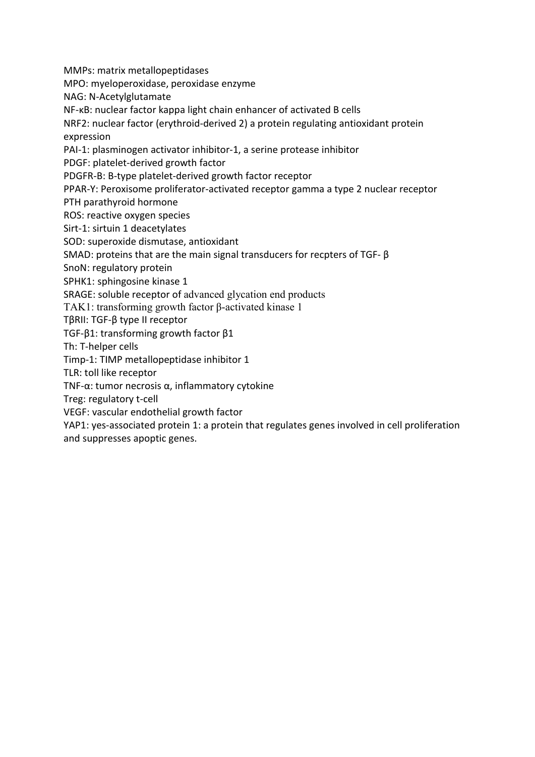MMPs: matrix metallopeptidases
MPO: myeloperoxidase, peroxidase enzyme
NAG: N-Acetylglutamate
NF-κB: nuclear factor kappa light chain enhancer of activated B cells
NRF2: nuclear factor (erythroid-derived 2) a protein regulating antioxidant protein expression
PAI-1: plasminogen activator inhibitor-1, a serine protease inhibitor
PDGF: platelet-derived growth factor
PDGFR-B: B-type platelet-derived growth factor receptor
PPAR-Y: Peroxisome proliferator-activated receptor gamma a type 2 nuclear receptor
PTH parathyroid hormone
ROS: reactive oxygen species
Sirt-1: sirtuin 1 deacetylates
SOD: superoxide dismutase, antioxidant
SMAD: proteins that are the main signal transducers for recpters of TGF- β
SnoN: regulatory protein
SPHK1: sphingosine kinase 1
SRAGE: soluble receptor of advanced glycation end products
TAK1: transforming growth factor β-activated kinase 1
TβRII: TGF-β type II receptor
TGF-β1: transforming growth factor β1
Th: T-helper cells
Timp-1: TIMP metallopeptidase inhibitor 1
TLR: toll like receptor
TNF-α: tumor necrosis α, inflammatory cytokine
Treg: regulatory t-cell
VEGF: vascular endothelial growth factor
YAP1: yes-associated protein 1: a protein that regulates genes involved in cell proliferation and suppresses apoptic genes.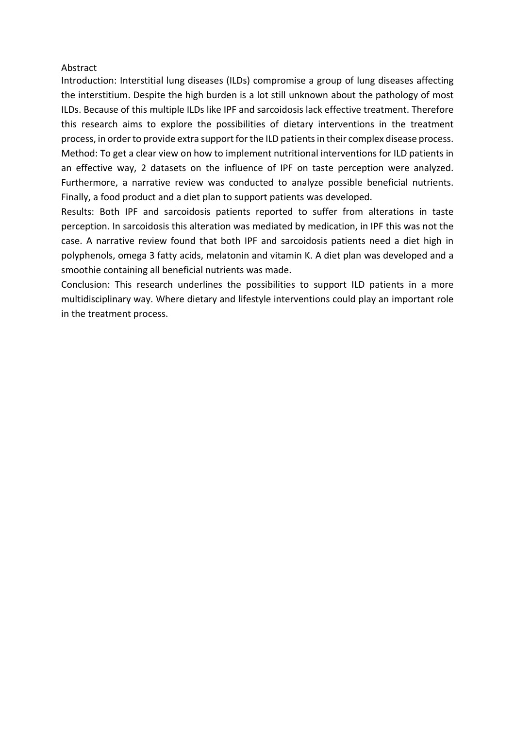# Abstract

Introduction: Interstitial lung diseases (ILDs) compromise a group of lung diseases affecting the interstitium. Despite the high burden is a lot still unknown about the pathology of most ILDs. Because of this multiple ILDs like IPF and sarcoidosis lack effective treatment. Therefore this research aims to explore the possibilities of dietary interventions in the treatment process, in order to provide extra support for the ILD patients in their complex disease process.

Method: To get a clear view on how to implement nutritional interventions for ILD patients in an effective way, 2 datasets on the influence of IPF on taste perception were analyzed. Furthermore, a narrative review was conducted to analyze possible beneficial nutrients. Finally, a food product and a diet plan to support patients was developed.

Results: Both IPF and sarcoidosis patients reported to suffer from alterations in taste perception. In sarcoidosis this alteration was mediated by medication, in IPF this was not the case. A narrative review found that both IPF and sarcoidosis patients need a diet high in polyphenols, omega 3 fatty acids, melatonin and vitamin K. A diet plan was developed and a smoothie containing all beneficial nutrients was made.

Conclusion: This research underlines the possibilities to support ILD patients in a more multidisciplinary way. Where dietary and lifestyle interventions could play an important role in the treatment process.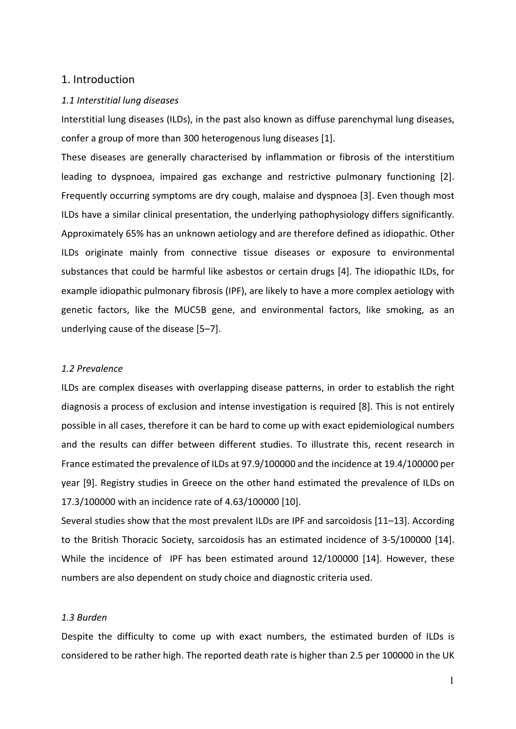# 1. Introduction

### *1.1 Interstitial lung diseases*

Interstitial lung diseases (ILDs), in the past also known as diffuse parenchymal lung diseases, confer a group of more than 300 heterogenous lung diseases [1].

These diseases are generally characterised by inflammation or fibrosis of the interstitium leading to dyspnoea, impaired gas exchange and restrictive pulmonary functioning [2]. Frequently occurring symptoms are dry cough, malaise and dyspnoea [3]. Even though most ILDs have a similar clinical presentation, the underlying pathophysiology differs significantly. Approximately 65% has an unknown aetiology and are therefore defined as idiopathic. Other ILDs originate mainly from connective tissue diseases or exposure to environmental substances that could be harmful like asbestos or certain drugs [4]. The idiopathic ILDs, for example idiopathic pulmonary fibrosis (IPF), are likely to have a more complex aetiology with genetic factors, like the MUC5B gene, and environmental factors, like smoking, as an underlying cause of the disease [5–7].

### *1.2 Prevalence*

ILDs are complex diseases with overlapping disease patterns, in order to establish the right diagnosis a process of exclusion and intense investigation is required [8]. This is not entirely possible in all cases, therefore it can be hard to come up with exact epidemiological numbers and the results can differ between different studies. To illustrate this, recent research in France estimated the prevalence of ILDs at 97.9/100000 and the incidence at 19.4/100000 per year [9]. Registry studies in Greece on the other hand estimated the prevalence of ILDs on 17.3/100000 with an incidence rate of 4.63/100000 [10].

Several studies show that the most prevalent ILDs are IPF and sarcoidosis [11–13]. According to the British Thoracic Society, sarcoidosis has an estimated incidence of 3-5/100000 [14]. While the incidence of IPF has been estimated around 12/100000 [14]. However, these numbers are also dependent on study choice and diagnostic criteria used.

### *1.3 Burden*

Despite the difficulty to come up with exact numbers, the estimated burden of ILDs is considered to be rather high. The reported death rate is higher than 2.5 per 100000 in the UK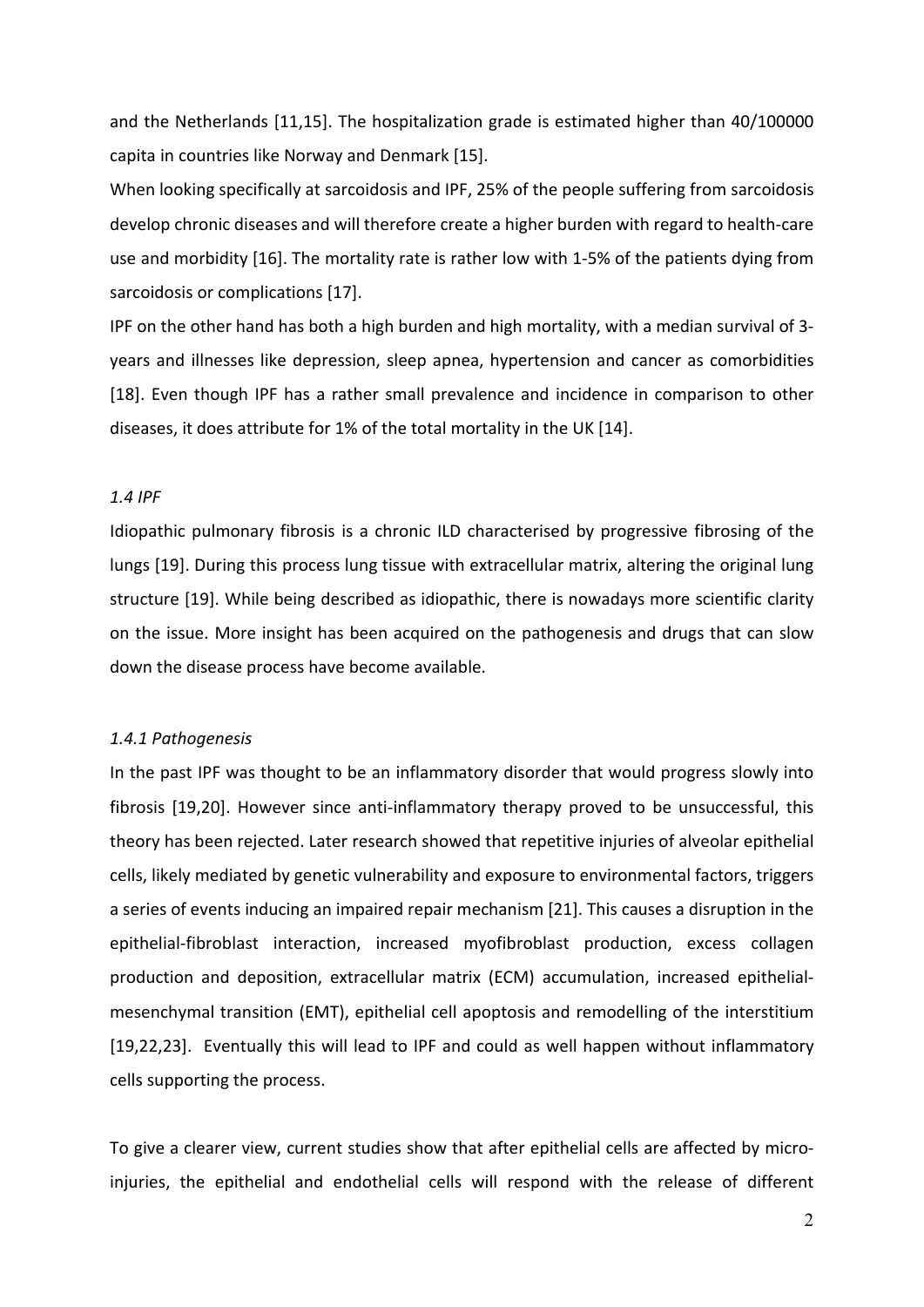and the Netherlands [11,15]. The hospitalization grade is estimated higher than 40/100000 capita in countries like Norway and Denmark [15].

When looking specifically at sarcoidosis and IPF, 25% of the people suffering from sarcoidosis develop chronic diseases and will therefore create a higher burden with regard to health-care use and morbidity [16]. The mortality rate is rather low with 1-5% of the patients dying from sarcoidosis or complications [17].

IPF on the other hand has both a high burden and high mortality, with a median survival of 3-years and illnesses like depression, sleep apnea, hypertension and cancer as comorbidities [18]. Even though IPF has a rather small prevalence and incidence in comparison to other diseases, it does attribute for 1% of the total mortality in the UK [14].

### *1.4 IPF*

Idiopathic pulmonary fibrosis is a chronic ILD characterised by progressive fibrosing of the lungs [19]. During this process lung tissue with extracellular matrix, altering the original lung structure [19]. While being described as idiopathic, there is nowadays more scientific clarity on the issue. More insight has been acquired on the pathogenesis and drugs that can slow down the disease process have become available.

#### *1.4.1 Pathogenesis*

In the past IPF was thought to be an inflammatory disorder that would progress slowly into fibrosis [19,20]. However since anti-inflammatory therapy proved to be unsuccessful, this theory has been rejected. Later research showed that repetitive injuries of alveolar epithelial cells, likely mediated by genetic vulnerability and exposure to environmental factors, triggers a series of events inducing an impaired repair mechanism [21]. This causes a disruption in the epithelial-fibroblast interaction, increased myofibroblast production, excess collagen production and deposition, extracellular matrix (ECM) accumulation, increased epithelial-mesenchymal transition (EMT), epithelial cell apoptosis and remodelling of the interstitium [19,22,23]. Eventually this will lead to IPF and could as well happen without inflammatory cells supporting the process.

To give a clearer view, current studies show that after epithelial cells are affected by micro-injuries, the epithelial and endothelial cells will respond with the release of different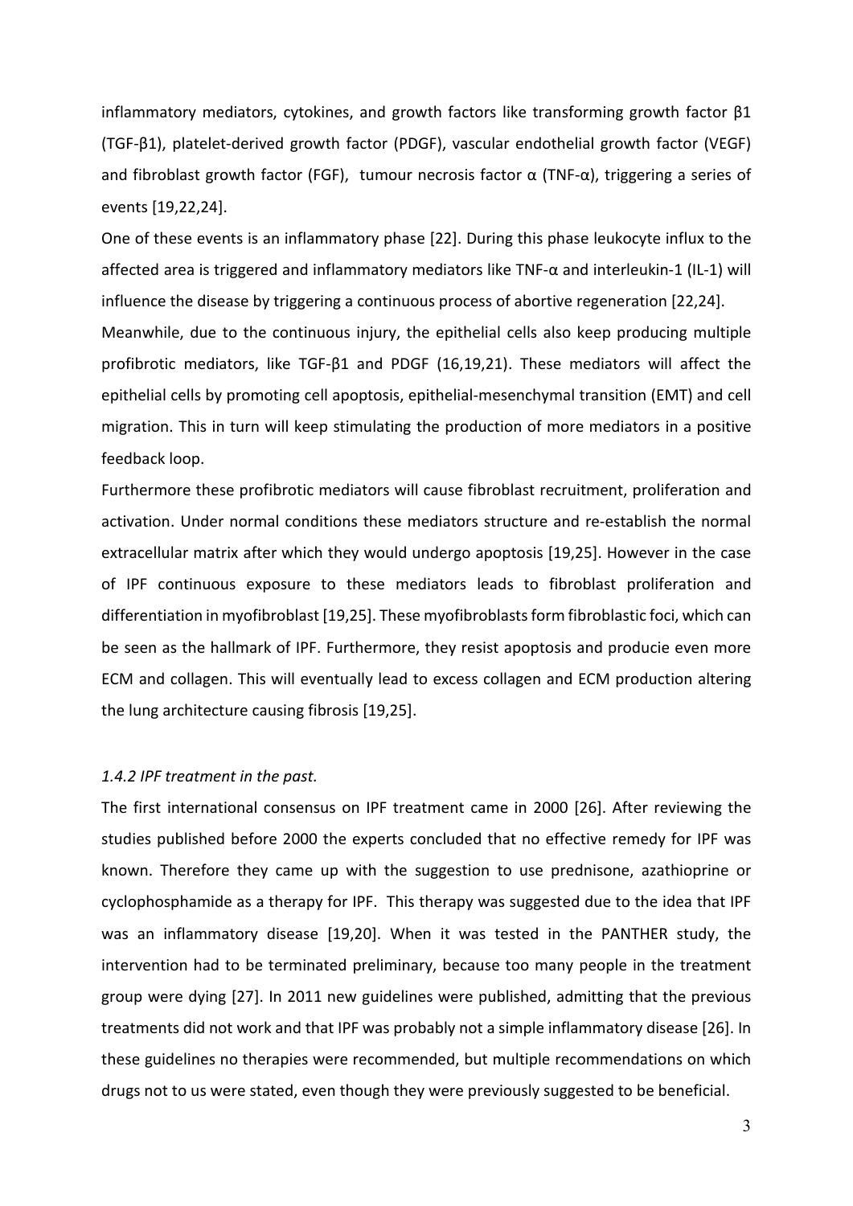inflammatory mediators, cytokines, and growth factors like transforming growth factor β1 (TGF-β1), platelet-derived growth factor (PDGF), vascular endothelial growth factor (VEGF) and fibroblast growth factor (FGF), tumour necrosis factor α (TNF-α), triggering a series of events [19,22,24].

One of these events is an inflammatory phase [22]. During this phase leukocyte influx to the affected area is triggered and inflammatory mediators like TNF-α and interleukin-1 (IL-1) will influence the disease by triggering a continuous process of abortive regeneration [22,24].

Meanwhile, due to the continuous injury, the epithelial cells also keep producing multiple profibrotic mediators, like TGF-β1 and PDGF (16,19,21). These mediators will affect the epithelial cells by promoting cell apoptosis, epithelial-mesenchymal transition (EMT) and cell migration. This in turn will keep stimulating the production of more mediators in a positive feedback loop.

Furthermore these profibrotic mediators will cause fibroblast recruitment, proliferation and activation. Under normal conditions these mediators structure and re-establish the normal extracellular matrix after which they would undergo apoptosis [19,25]. However in the case of IPF continuous exposure to these mediators leads to fibroblast proliferation and differentiation in myofibroblast [19,25]. These myofibroblasts form fibroblastic foci, which can be seen as the hallmark of IPF. Furthermore, they resist apoptosis and producie even more ECM and collagen. This will eventually lead to excess collagen and ECM production altering the lung architecture causing fibrosis [19,25].

### *1.4.2 IPF treatment in the past.*

The first international consensus on IPF treatment came in 2000 [26]. After reviewing the studies published before 2000 the experts concluded that no effective remedy for IPF was known. Therefore they came up with the suggestion to use prednisone, azathioprine or cyclophosphamide as a therapy for IPF. This therapy was suggested due to the idea that IPF was an inflammatory disease [19,20]. When it was tested in the PANTHER study, the intervention had to be terminated preliminary, because too many people in the treatment group were dying [27]. In 2011 new guidelines were published, admitting that the previous treatments did not work and that IPF was probably not a simple inflammatory disease [26]. In these guidelines no therapies were recommended, but multiple recommendations on which drugs not to us were stated, even though they were previously suggested to be beneficial.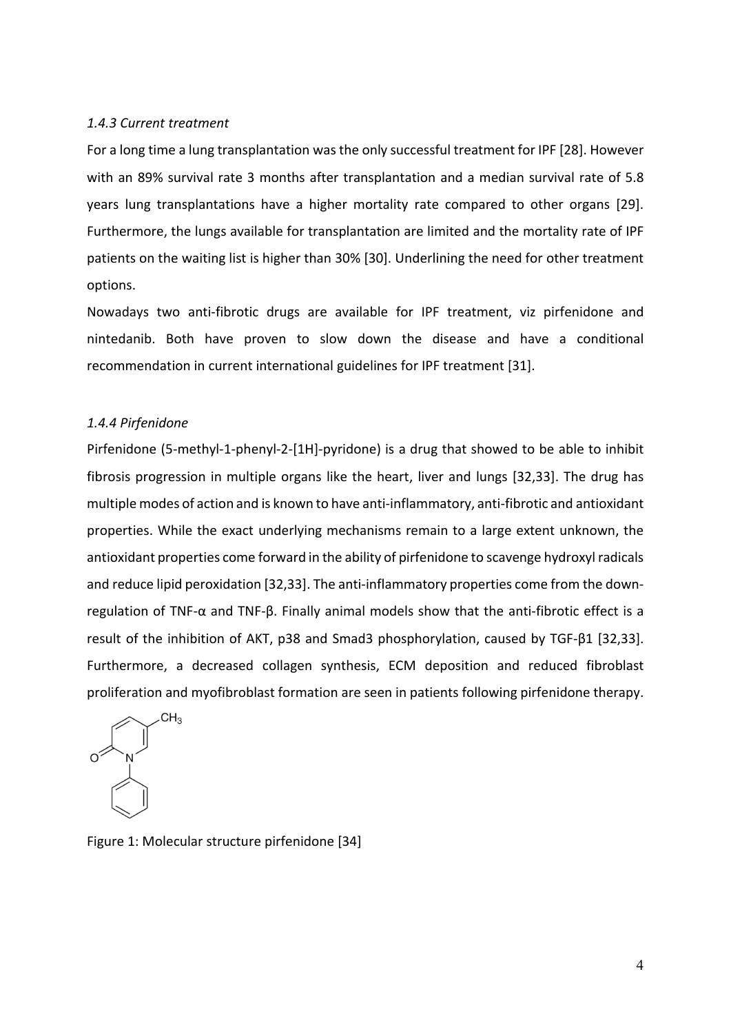### *1.4.3 Current treatment*

For a long time a lung transplantation was the only successful treatment for IPF [28]. However with an 89% survival rate 3 months after transplantation and a median survival rate of 5.8 years lung transplantations have a higher mortality rate compared to other organs [29]. Furthermore, the lungs available for transplantation are limited and the mortality rate of IPF patients on the waiting list is higher than 30% [30]. Underlining the need for other treatment options.

Nowadays two anti-fibrotic drugs are available for IPF treatment, viz pirfenidone and nintedanib. Both have proven to slow down the disease and have a conditional recommendation in current international guidelines for IPF treatment [31].

### *1.4.4 Pirfenidone*

Pirfenidone (5-methyl-1-phenyl-2-[1H]-pyridone) is a drug that showed to be able to inhibit fibrosis progression in multiple organs like the heart, liver and lungs [32,33]. The drug has multiple modes of action and is known to have anti-inflammatory, anti-fibrotic and antioxidant properties. While the exact underlying mechanisms remain to a large extent unknown, the antioxidant properties come forward in the ability of pirfenidone to scavenge hydroxyl radicals and reduce lipid peroxidation [32,33]. The anti-inflammatory properties come from the down-regulation of TNF-α and TNF-β. Finally animal models show that the anti-fibrotic effect is a result of the inhibition of AKT, p38 and Smad3 phosphorylation, caused by TGF-β1 [32,33]. Furthermore, a decreased collagen synthesis, ECM deposition and reduced fibroblast proliferation and myofibroblast formation are seen in patients following pirfenidone therapy.

Figure 1: Molecular structure pirfenidone [34]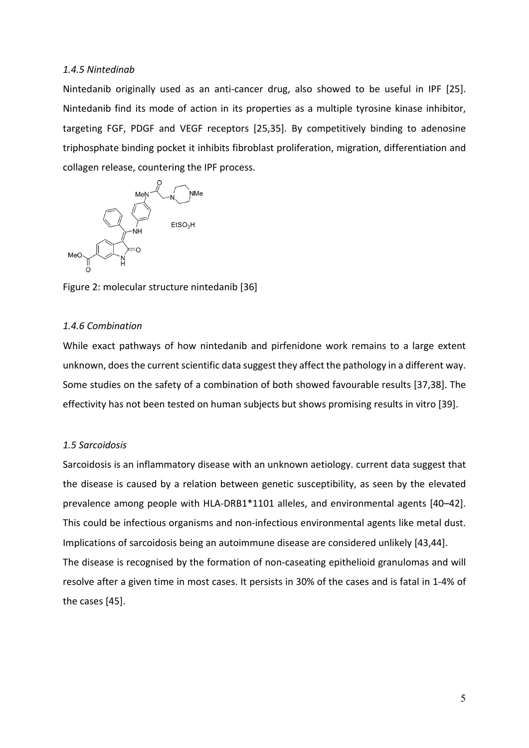*1.4.5 Nintedinab*

Nintedanib originally used as an anti-cancer drug, also showed to be useful in IPF [25]. Nintedanib find its mode of action in its properties as a multiple tyrosine kinase inhibitor, targeting FGF, PDGF and VEGF receptors [25,35]. By competitively binding to adenosine triphosphate binding pocket it inhibits fibroblast proliferation, migration, differentiation and collagen release, countering the IPF process.

Figure 2: molecular structure nintedanib [36]

*1.4.6 Combination*

While exact pathways of how nintedanib and pirfenidone work remains to a large extent unknown, does the current scientific data suggest they affect the pathology in a different way. Some studies on the safety of a combination of both showed favourable results [37,38]. The effectivity has not been tested on human subjects but shows promising results in vitro [39].

*1.5 Sarcoidosis*

Sarcoidosis is an inflammatory disease with an unknown aetiology. current data suggest that the disease is caused by a relation between genetic susceptibility, as seen by the elevated prevalence among people with HLA-DRB1*1101 alleles, and environmental agents [40–42]. This could be infectious organisms and non-infectious environmental agents like metal dust. Implications of sarcoidosis being an autoimmune disease are considered unlikely [43,44].
The disease is recognised by the formation of non-caseating epithelioid granulomas and will resolve after a given time in most cases. It persists in 30% of the cases and is fatal in 1-4% of the cases [45].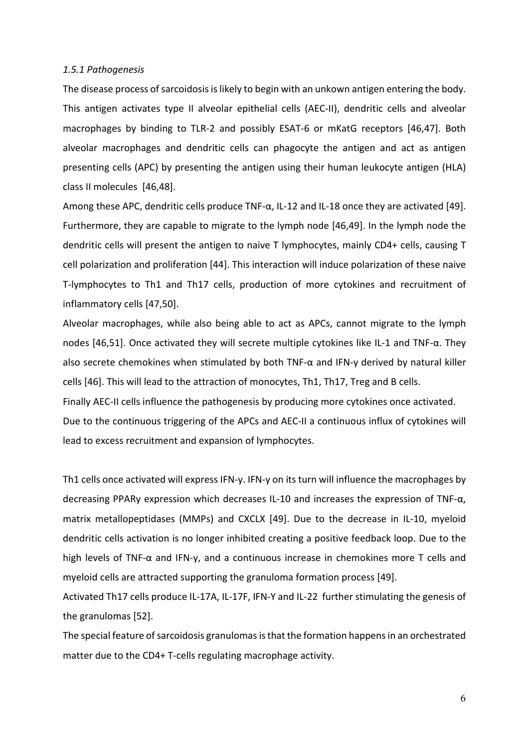*1.5.1 Pathogenesis*

The disease process of sarcoidosis is likely to begin with an unkown antigen entering the body. This antigen activates type II alveolar epithelial cells (AEC-II), dendritic cells and alveolar macrophages by binding to TLR-2 and possibly ESAT-6 or mKatG receptors [46,47]. Both alveolar macrophages and dendritic cells can phagocyte the antigen and act as antigen presenting cells (APC) by presenting the antigen using their human leukocyte antigen (HLA) class II molecules [46,48].

Among these APC, dendritic cells produce TNF-α, IL-12 and IL-18 once they are activated [49]. Furthermore, they are capable to migrate to the lymph node [46,49]. In the lymph node the dendritic cells will present the antigen to naive T lymphocytes, mainly CD4+ cells, causing T cell polarization and proliferation [44]. This interaction will induce polarization of these naive T-lymphocytes to Th1 and Th17 cells, production of more cytokines and recruitment of inflammatory cells [47,50].

Alveolar macrophages, while also being able to act as APCs, cannot migrate to the lymph nodes [46,51]. Once activated they will secrete multiple cytokines like IL-1 and TNF-α. They also secrete chemokines when stimulated by both TNF-α and IFN-γ derived by natural killer cells [46]. This will lead to the attraction of monocytes, Th1, Th17, Treg and B cells.

Finally AEC-II cells influence the pathogenesis by producing more cytokines once activated.

Due to the continuous triggering of the APCs and AEC-II a continuous influx of cytokines will lead to excess recruitment and expansion of lymphocytes.

Th1 cells once activated will express IFN-γ. IFN-γ on its turn will influence the macrophages by decreasing PPARγ expression which decreases IL-10 and increases the expression of TNF-α, matrix metallopeptidases (MMPs) and CXCLX [49]. Due to the decrease in IL-10, myeloid dendritic cells activation is no longer inhibited creating a positive feedback loop. Due to the high levels of TNF-α and IFN-γ, and a continuous increase in chemokines more T cells and myeloid cells are attracted supporting the granuloma formation process [49].

Activated Th17 cells produce IL-17A, IL-17F, IFN-Y and IL-22 further stimulating the genesis of the granulomas [52].

The special feature of sarcoidosis granulomas is that the formation happens in an orchestrated matter due to the CD4+ T-cells regulating macrophage activity.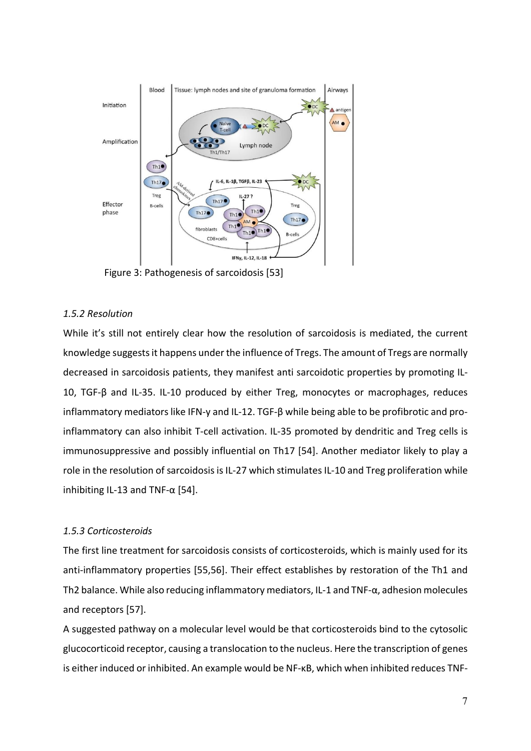Figure 3: Pathogenesis of sarcoidosis [53]

### *1.5.2 Resolution*

While it's still not entirely clear how the resolution of sarcoidosis is mediated, the current knowledge suggests it happens under the influence of Tregs. The amount of Tregs are normally decreased in sarcoidosis patients, they manifest anti sarcoidotic properties by promoting IL-10, TGF-β and IL-35. IL-10 produced by either Treg, monocytes or macrophages, reduces inflammatory mediators like IFN-γ and IL-12. TGF-β while being able to be profibrotic and pro-inflammatory can also inhibit T-cell activation. IL-35 promoted by dendritic and Treg cells is immunosuppressive and possibly influential on Th17 [54]. Another mediator likely to play a role in the resolution of sarcoidosis is IL-27 which stimulates IL-10 and Treg proliferation while inhibiting IL-13 and TNF-α [54].

### *1.5.3 Corticosteroids*

The first line treatment for sarcoidosis consists of corticosteroids, which is mainly used for its anti-inflammatory properties [55,56]. Their effect establishes by restoration of the Th1 and Th2 balance. While also reducing inflammatory mediators, IL-1 and TNF-α, adhesion molecules and receptors [57].

A suggested pathway on a molecular level would be that corticosteroids bind to the cytosolic glucocorticoid receptor, causing a translocation to the nucleus. Here the transcription of genes is either induced or inhibited. An example would be NF-κB, which when inhibited reduces TNF-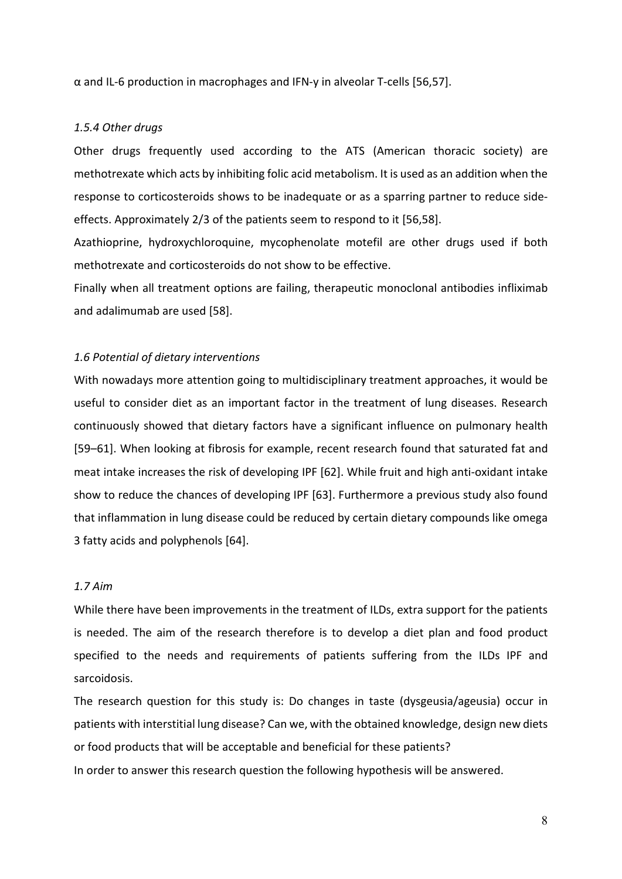α and IL-6 production in macrophages and IFN-γ in alveolar T-cells [56,57].

### *1.5.4 Other drugs*

Other drugs frequently used according to the ATS (American thoracic society) are methotrexate which acts by inhibiting folic acid metabolism. It is used as an addition when the response to corticosteroids shows to be inadequate or as a sparring partner to reduce side-effects. Approximately 2/3 of the patients seem to respond to it [56,58].

Azathioprine, hydroxychloroquine, mycophenolate motefil are other drugs used if both methotrexate and corticosteroids do not show to be effective.

Finally when all treatment options are failing, therapeutic monoclonal antibodies infliximab and adalimumab are used [58].

## *1.6 Potential of dietary interventions*

With nowadays more attention going to multidisciplinary treatment approaches, it would be useful to consider diet as an important factor in the treatment of lung diseases. Research continuously showed that dietary factors have a significant influence on pulmonary health [59–61]. When looking at fibrosis for example, recent research found that saturated fat and meat intake increases the risk of developing IPF [62]. While fruit and high anti-oxidant intake show to reduce the chances of developing IPF [63]. Furthermore a previous study also found that inflammation in lung disease could be reduced by certain dietary compounds like omega 3 fatty acids and polyphenols [64].

## *1.7 Aim*

While there have been improvements in the treatment of ILDs, extra support for the patients is needed. The aim of the research therefore is to develop a diet plan and food product specified to the needs and requirements of patients suffering from the ILDs IPF and sarcoidosis.

The research question for this study is: Do changes in taste (dysgeusia/ageusia) occur in patients with interstitial lung disease? Can we, with the obtained knowledge, design new diets or food products that will be acceptable and beneficial for these patients?

In order to answer this research question the following hypothesis will be answered.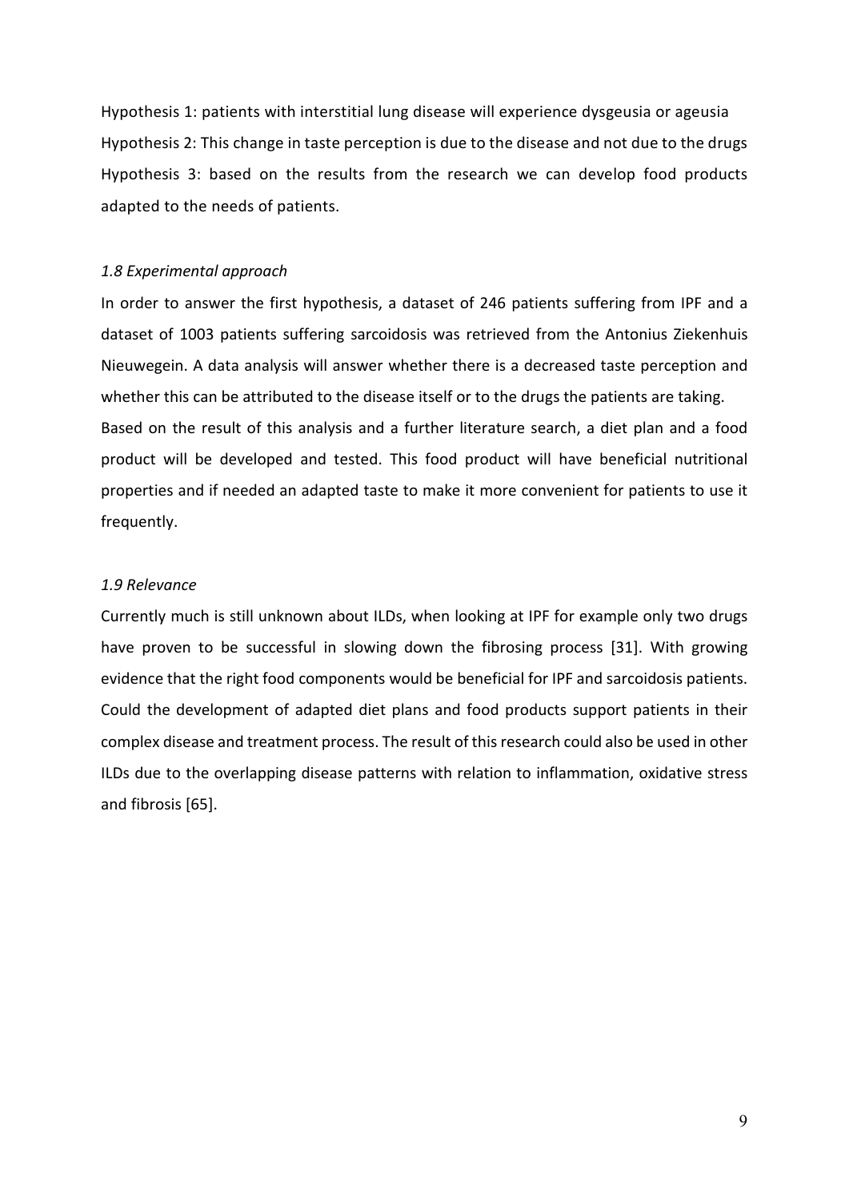Hypothesis 1: patients with interstitial lung disease will experience dysgeusia or ageusia

Hypothesis 2: This change in taste perception is due to the disease and not due to the drugs

Hypothesis 3: based on the results from the research we can develop food products adapted to the needs of patients.

### *1.8 Experimental approach*

In order to answer the first hypothesis, a dataset of 246 patients suffering from IPF and a dataset of 1003 patients suffering sarcoidosis was retrieved from the Antonius Ziekenhuis Nieuwegein. A data analysis will answer whether there is a decreased taste perception and whether this can be attributed to the disease itself or to the drugs the patients are taking. Based on the result of this analysis and a further literature search, a diet plan and a food product will be developed and tested. This food product will have beneficial nutritional properties and if needed an adapted taste to make it more convenient for patients to use it frequently.

### *1.9 Relevance*

Currently much is still unknown about ILDs, when looking at IPF for example only two drugs have proven to be successful in slowing down the fibrosing process [31]. With growing evidence that the right food components would be beneficial for IPF and sarcoidosis patients. Could the development of adapted diet plans and food products support patients in their complex disease and treatment process. The result of this research could also be used in other ILDs due to the overlapping disease patterns with relation to inflammation, oxidative stress and fibrosis [65].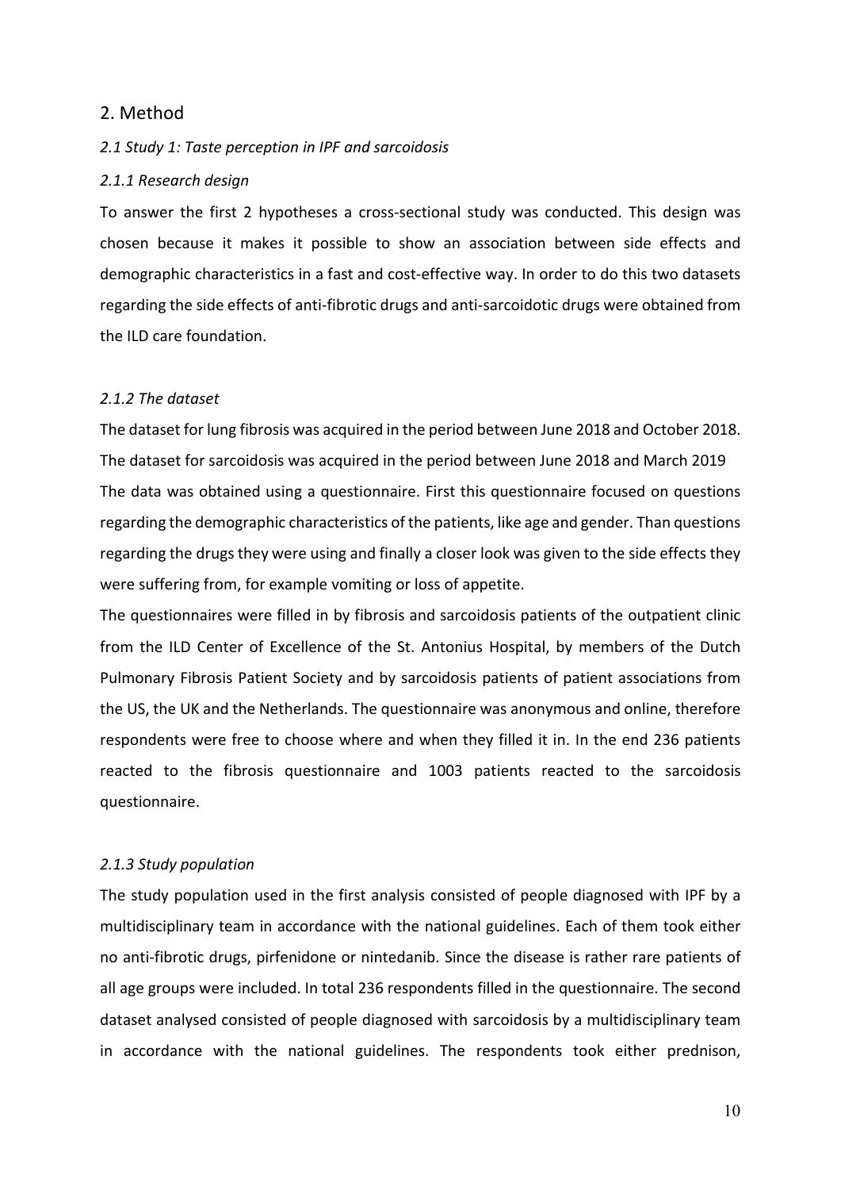## 2. Method

### *2.1 Study 1: Taste perception in IPF and sarcoidosis*

#### *2.1.1 Research design*

To answer the first 2 hypotheses a cross-sectional study was conducted. This design was chosen because it makes it possible to show an association between side effects and demographic characteristics in a fast and cost-effective way. In order to do this two datasets regarding the side effects of anti-fibrotic drugs and anti-sarcoidotic drugs were obtained from the ILD care foundation.

#### *2.1.2 The dataset*

The dataset for lung fibrosis was acquired in the period between June 2018 and October 2018. The dataset for sarcoidosis was acquired in the period between June 2018 and March 2019

The data was obtained using a questionnaire. First this questionnaire focused on questions regarding the demographic characteristics of the patients, like age and gender. Than questions regarding the drugs they were using and finally a closer look was given to the side effects they were suffering from, for example vomiting or loss of appetite.

The questionnaires were filled in by fibrosis and sarcoidosis patients of the outpatient clinic from the ILD Center of Excellence of the St. Antonius Hospital, by members of the Dutch Pulmonary Fibrosis Patient Society and by sarcoidosis patients of patient associations from the US, the UK and the Netherlands. The questionnaire was anonymous and online, therefore respondents were free to choose where and when they filled it in. In the end 236 patients reacted to the fibrosis questionnaire and 1003 patients reacted to the sarcoidosis questionnaire.

#### *2.1.3 Study population*

The study population used in the first analysis consisted of people diagnosed with IPF by a multidisciplinary team in accordance with the national guidelines. Each of them took either no anti-fibrotic drugs, pirfenidone or nintedanib. Since the disease is rather rare patients of all age groups were included. In total 236 respondents filled in the questionnaire. The second dataset analysed consisted of people diagnosed with sarcoidosis by a multidisciplinary team in accordance with the national guidelines. The respondents took either prednison,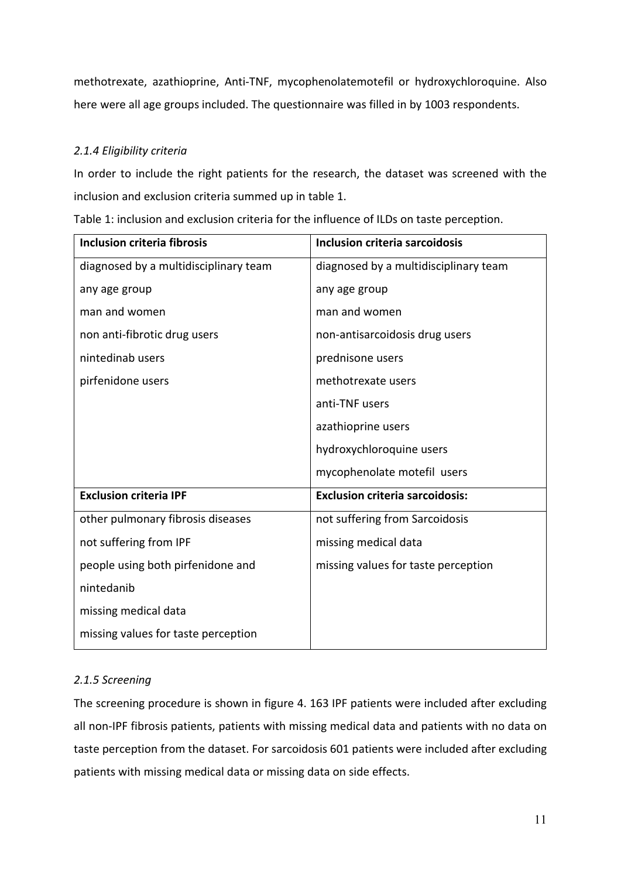methotrexate, azathioprine, Anti-TNF, mycophenolatemotefil or hydroxychloroquine. Also here were all age groups included. The questionnaire was filled in by 1003 respondents.

#### *2.1.4 Eligibility criteria*

In order to include the right patients for the research, the dataset was screened with the inclusion and exclusion criteria summed up in table 1.

Table 1: inclusion and exclusion criteria for the influence of ILDs on taste perception.

| **Inclusion criteria fibrosis** | **Inclusion criteria sarcoidosis** |
|---|---|
| diagnosed by a multidisciplinary team | diagnosed by a multidisciplinary team |
| any age group | any age group |
| man and women | man and women |
| non anti-fibrotic drug users | non-antisarcoidosis drug users |
| nintedinab users | prednisone users |
| pirfenidone users | methotrexate users |
| | anti-TNF users |
| | azathioprine users |
| | hydroxychloroquine users |
| | mycophenolate motefil users |
| **Exclusion criteria IPF** | **Exclusion criteria sarcoidosis:** |
| other pulmonary fibrosis diseases | not suffering from Sarcoidosis |
| not suffering from IPF | missing medical data |
| people using both pirfenidone and nintedanib | missing values for taste perception |
| missing medical data | |
| missing values for taste perception | |

#### *2.1.5 Screening*

The screening procedure is shown in figure 4. 163 IPF patients were included after excluding all non-IPF fibrosis patients, patients with missing medical data and patients with no data on taste perception from the dataset. For sarcoidosis 601 patients were included after excluding patients with missing medical data or missing data on side effects.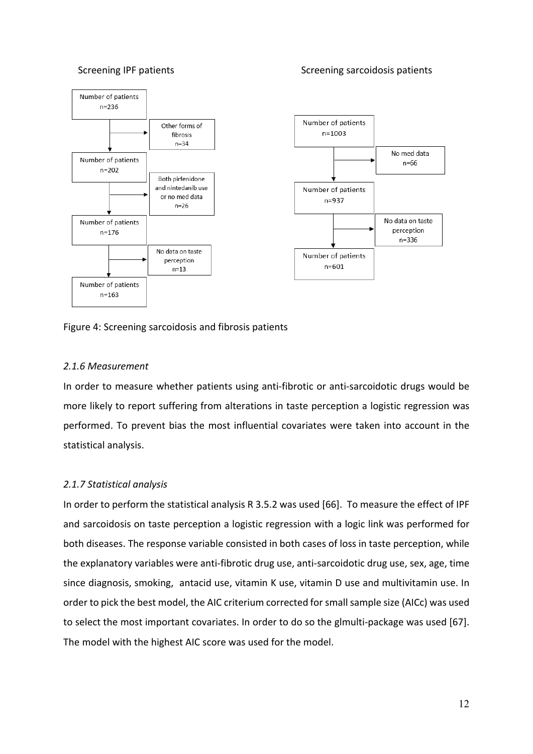Screening IPF patients

Number of patients n=236 → Other forms of fibrosis n=34

Number of patients n=202 → Both pirfenidone and nintedanib use or no med data n=26

Number of patients n=176 → No data on taste perception n=13

Number of patients n=163

Screening sarcoidosis patients

Number of patients n=1003 → No med data n=66

Number of patients n=937 → No data on taste perception n=336

Number of patients n=601

Figure 4: Screening sarcoidosis and fibrosis patients

### *2.1.6 Measurement*

In order to measure whether patients using anti-fibrotic or anti-sarcoidotic drugs would be more likely to report suffering from alterations in taste perception a logistic regression was performed. To prevent bias the most influential covariates were taken into account in the statistical analysis.

### *2.1.7 Statistical analysis*

In order to perform the statistical analysis R 3.5.2 was used [66]. To measure the effect of IPF and sarcoidosis on taste perception a logistic regression with a logic link was performed for both diseases. The response variable consisted in both cases of loss in taste perception, while the explanatory variables were anti-fibrotic drug use, anti-sarcoidotic drug use, sex, age, time since diagnosis, smoking, antacid use, vitamin K use, vitamin D use and multivitamin use. In order to pick the best model, the AIC criterium corrected for small sample size (AICc) was used to select the most important covariates. In order to do so the glmulti-package was used [67]. The model with the highest AIC score was used for the model.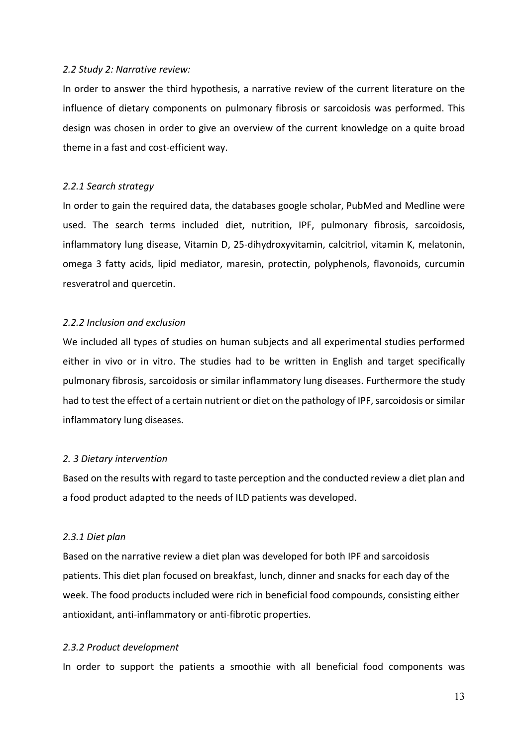### *2.2 Study 2: Narrative review:*

In order to answer the third hypothesis, a narrative review of the current literature on the influence of dietary components on pulmonary fibrosis or sarcoidosis was performed. This design was chosen in order to give an overview of the current knowledge on a quite broad theme in a fast and cost-efficient way.

#### *2.2.1 Search strategy*

In order to gain the required data, the databases google scholar, PubMed and Medline were used. The search terms included diet, nutrition, IPF, pulmonary fibrosis, sarcoidosis, inflammatory lung disease, Vitamin D, 25-dihydroxyvitamin, calcitriol, vitamin K, melatonin, omega 3 fatty acids, lipid mediator, maresin, protectin, polyphenols, flavonoids, curcumin resveratrol and quercetin.

#### *2.2.2 Inclusion and exclusion*

We included all types of studies on human subjects and all experimental studies performed either in vivo or in vitro. The studies had to be written in English and target specifically pulmonary fibrosis, sarcoidosis or similar inflammatory lung diseases. Furthermore the study had to test the effect of a certain nutrient or diet on the pathology of IPF, sarcoidosis or similar inflammatory lung diseases.

### *2. 3 Dietary intervention*

Based on the results with regard to taste perception and the conducted review a diet plan and a food product adapted to the needs of ILD patients was developed.

#### *2.3.1 Diet plan*

Based on the narrative review a diet plan was developed for both IPF and sarcoidosis patients. This diet plan focused on breakfast, lunch, dinner and snacks for each day of the week. The food products included were rich in beneficial food compounds, consisting either antioxidant, anti-inflammatory or anti-fibrotic properties.

#### *2.3.2 Product development*

In order to support the patients a smoothie with all beneficial food components was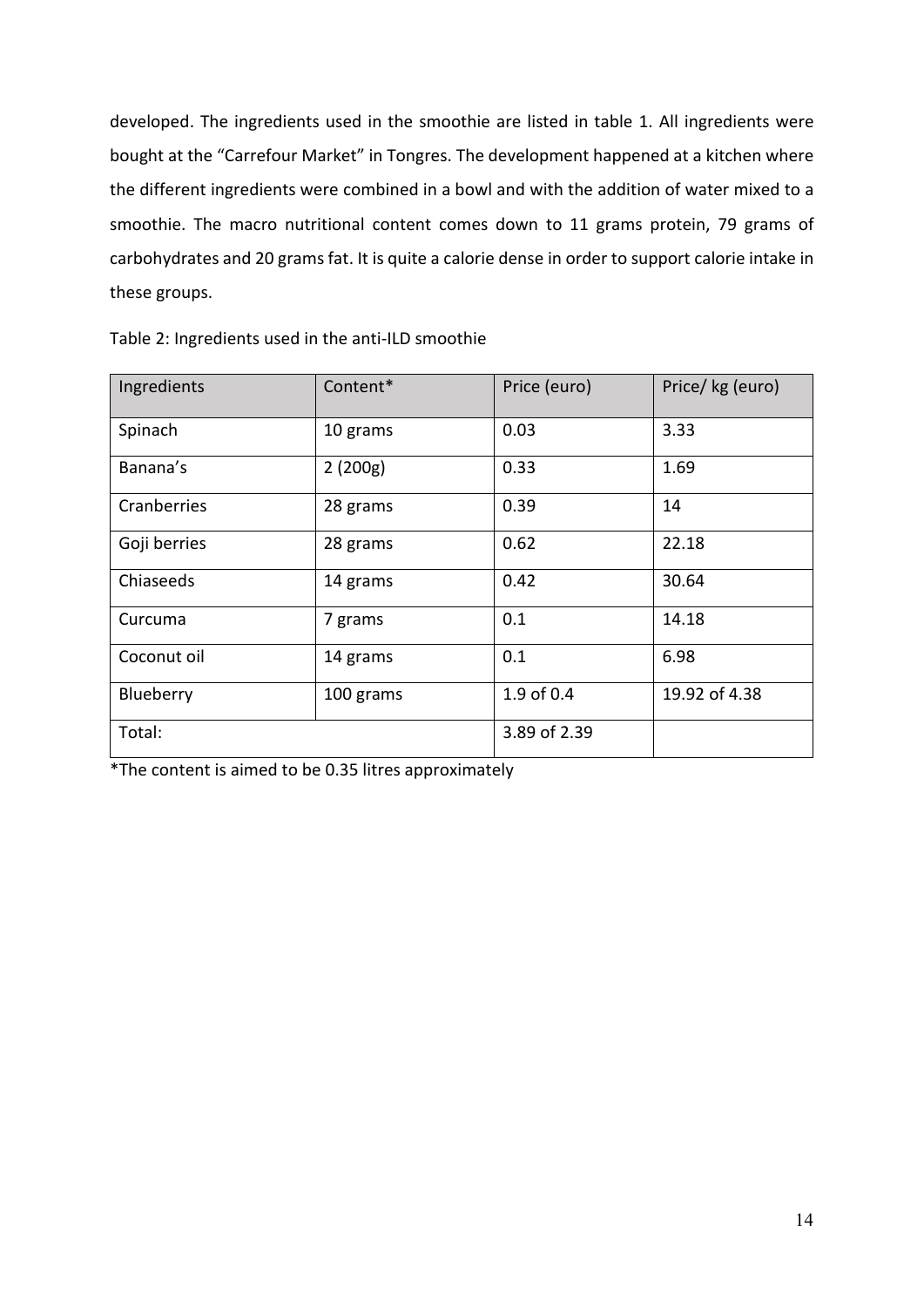developed. The ingredients used in the smoothie are listed in table 1. All ingredients were bought at the "Carrefour Market" in Tongres. The development happened at a kitchen where the different ingredients were combined in a bowl and with the addition of water mixed to a smoothie. The macro nutritional content comes down to 11 grams protein, 79 grams of carbohydrates and 20 grams fat. It is quite a calorie dense in order to support calorie intake in these groups.

Table 2: Ingredients used in the anti-ILD smoothie

| Ingredients | Content* | Price (euro) | Price/ kg (euro) |
| --- | --- | --- | --- |
| Spinach | 10 grams | 0.03 | 3.33 |
| Banana's | 2 (200g) | 0.33 | 1.69 |
| Cranberries | 28 grams | 0.39 | 14 |
| Goji berries | 28 grams | 0.62 | 22.18 |
| Chiaseeds | 14 grams | 0.42 | 30.64 |
| Curcuma | 7 grams | 0.1 | 14.18 |
| Coconut oil | 14 grams | 0.1 | 6.98 |
| Blueberry | 100 grams | 1.9 of 0.4 | 19.92 of 4.38 |
| Total: | | 3.89 of 2.39 | |

*The content is aimed to be 0.35 litres approximately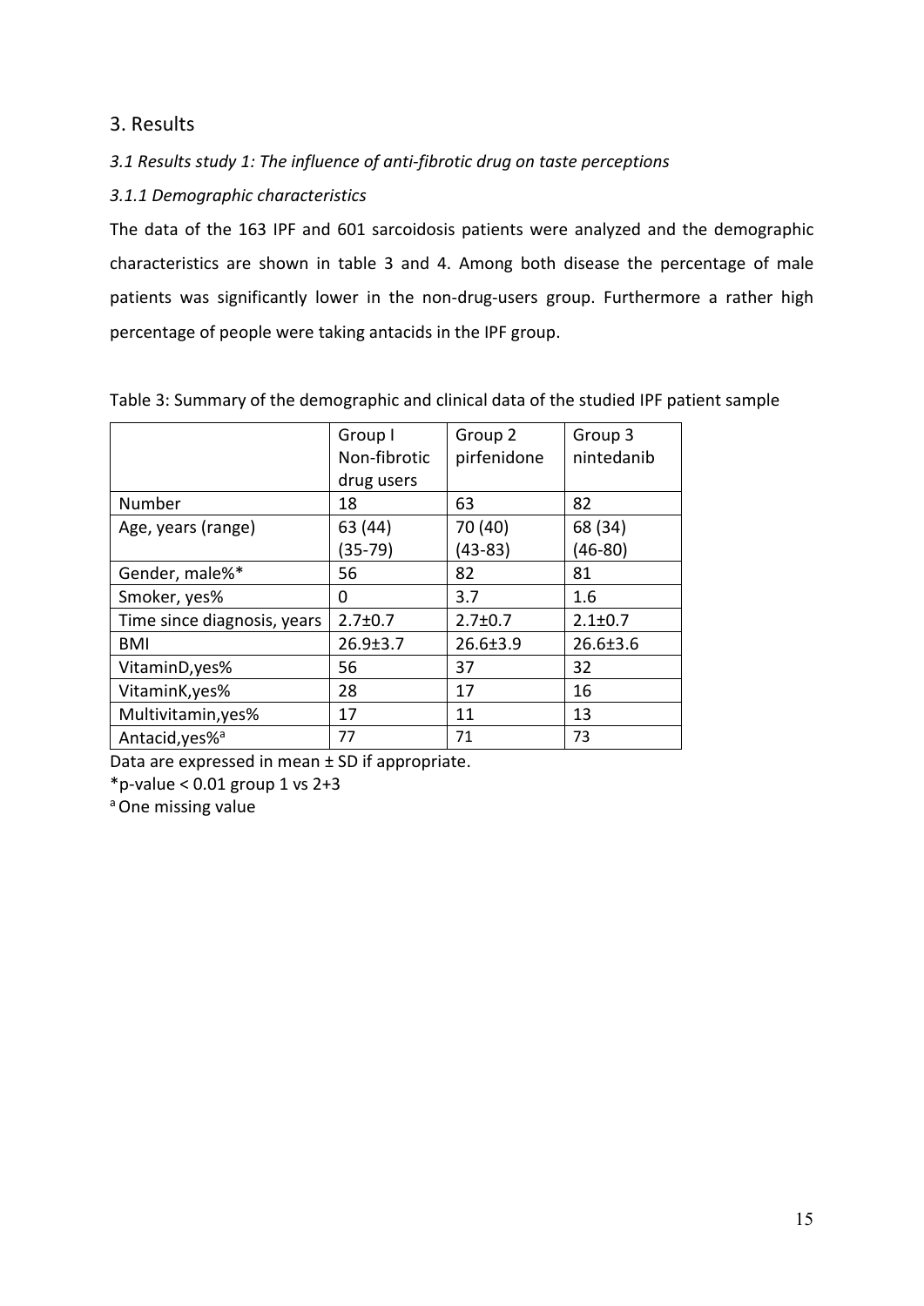## 3. Results

### *3.1 Results study 1: The influence of anti-fibrotic drug on taste perceptions*

#### *3.1.1 Demographic characteristics*

The data of the 163 IPF and 601 sarcoidosis patients were analyzed and the demographic characteristics are shown in table 3 and 4. Among both disease the percentage of male patients was significantly lower in the non-drug-users group. Furthermore a rather high percentage of people were taking antacids in the IPF group.

Table 3: Summary of the demographic and clinical data of the studied IPF patient sample

| | Group I Non-fibrotic drug users | Group 2 pirfenidone | Group 3 nintedanib |
|---|---|---|---|
| Number | 18 | 63 | 82 |
| Age, years (range) | 63 (44) (35-79) | 70 (40) (43-83) | 68 (34) (46-80) |
| Gender, male%* | 56 | 82 | 81 |
| Smoker, yes% | 0 | 3.7 | 1.6 |
| Time since diagnosis, years | 2.7±0.7 | 2.7±0.7 | 2.1±0.7 |
| BMI | 26.9±3.7 | 26.6±3.9 | 26.6±3.6 |
| VitaminD,yes% | 56 | 37 | 32 |
| VitaminK,yes% | 28 | 17 | 16 |
| Multivitamin,yes% | 17 | 11 | 13 |
| Antacid,yes%[a] | 77 | 71 | 73 |

Data are expressed in mean ± SD if appropriate.

*p-value < 0.01 group 1 vs 2+3

[a] One missing value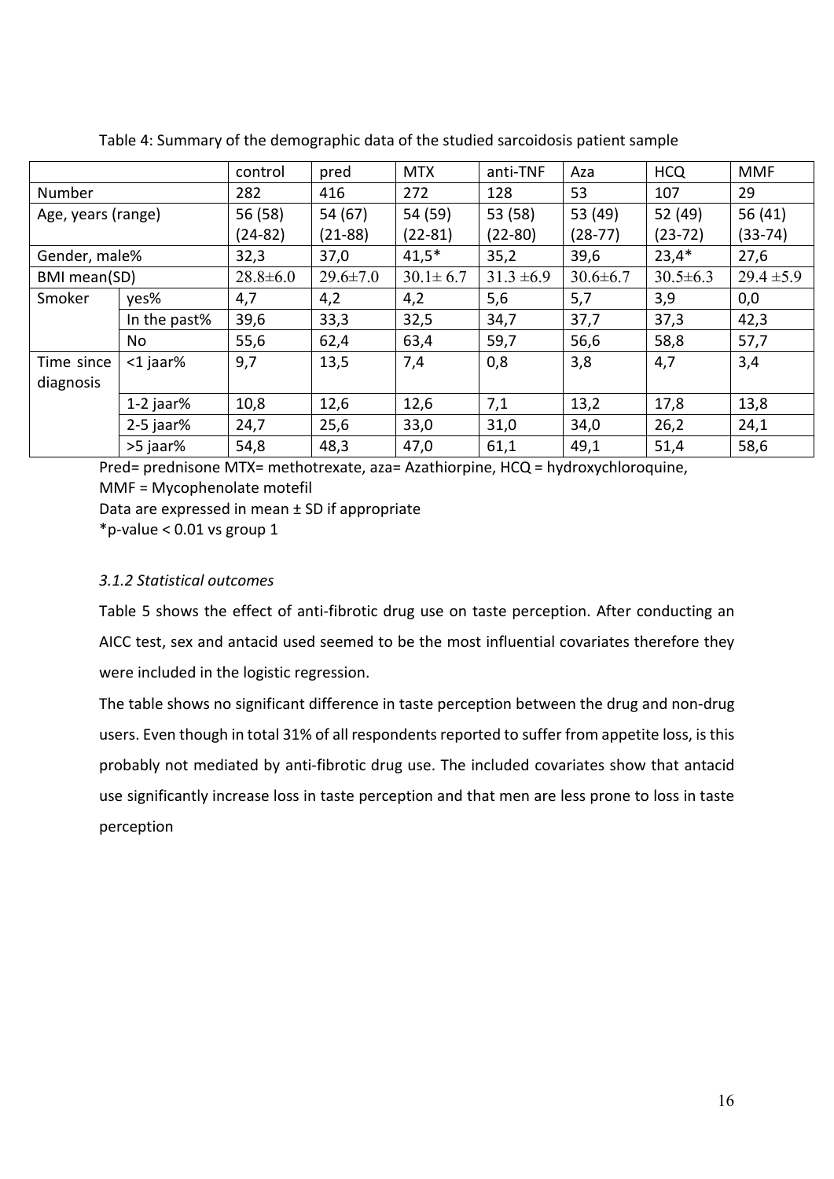Table 4: Summary of the demographic data of the studied sarcoidosis patient sample

| | | control | pred | MTX | anti-TNF | Aza | HCQ | MMF |
|---|---|---|---|---|---|---|---|---|
| Number | | 282 | 416 | 272 | 128 | 53 | 107 | 29 |
| Age, years (range) | | 56 (58) (24-82) | 54 (67) (21-88) | 54 (59) (22-81) | 53 (58) (22-80) | 53 (49) (28-77) | 52 (49) (23-72) | 56 (41) (33-74) |
| Gender, male% | | 32,3 | 37,0 | 41,5* | 35,2 | 39,6 | 23,4* | 27,6 |
| BMI mean(SD) | | 28.8±6.0 | 29.6±7.0 | 30.1± 6.7 | 31.3 ±6.9 | 30.6±6.7 | 30.5±6.3 | 29.4 ±5.9 |
| Smoker | yes% | 4,7 | 4,2 | 4,2 | 5,6 | 5,7 | 3,9 | 0,0 |
| | In the past% | 39,6 | 33,3 | 32,5 | 34,7 | 37,7 | 37,3 | 42,3 |
| | No | 55,6 | 62,4 | 63,4 | 59,7 | 56,6 | 58,8 | 57,7 |
| Time since diagnosis | <1 jaar% | 9,7 | 13,5 | 7,4 | 0,8 | 3,8 | 4,7 | 3,4 |
| | 1-2 jaar% | 10,8 | 12,6 | 12,6 | 7,1 | 13,2 | 17,8 | 13,8 |
| | 2-5 jaar% | 24,7 | 25,6 | 33,0 | 31,0 | 34,0 | 26,2 | 24,1 |
| | >5 jaar% | 54,8 | 48,3 | 47,0 | 61,1 | 49,1 | 51,4 | 58,6 |

Pred= prednisone MTX= methotrexate, aza= Azathiorpine, HCQ = hydroxychloroquine, MMF = Mycophenolate motefil

Data are expressed in mean ± SD if appropriate

*p-value < 0.01 vs group 1

### *3.1.2 Statistical outcomes*

Table 5 shows the effect of anti-fibrotic drug use on taste perception. After conducting an AICC test, sex and antacid used seemed to be the most influential covariates therefore they were included in the logistic regression.

The table shows no significant difference in taste perception between the drug and non-drug users. Even though in total 31% of all respondents reported to suffer from appetite loss, is this probably not mediated by anti-fibrotic drug use. The included covariates show that antacid use significantly increase loss in taste perception and that men are less prone to loss in taste perception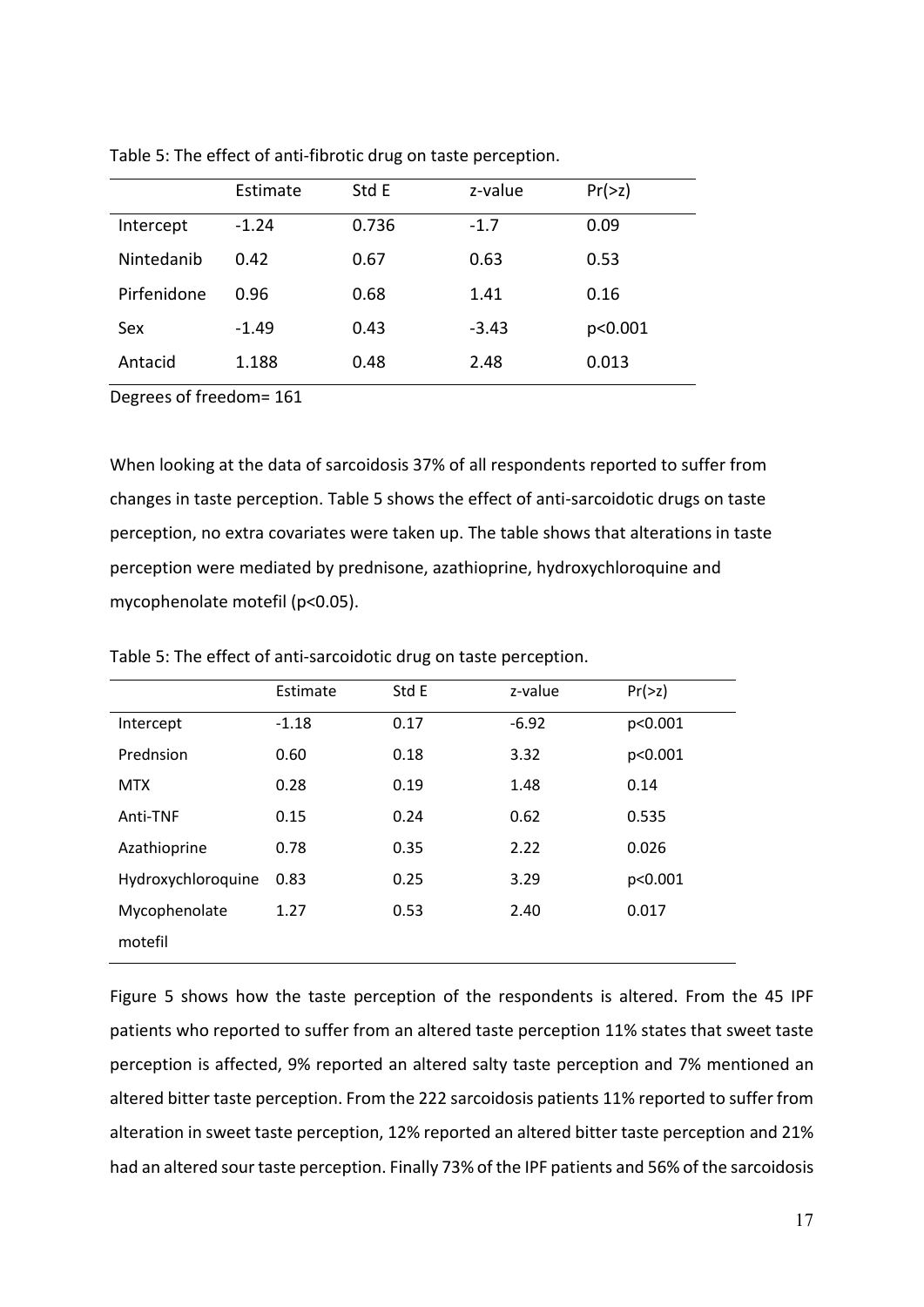Table 5: The effect of anti-fibrotic drug on taste perception.

| | Estimate | Std E | z-value | Pr(>z) |
|---|---|---|---|---|
| Intercept | -1.24 | 0.736 | -1.7 | 0.09 |
| Nintedanib | 0.42 | 0.67 | 0.63 | 0.53 |
| Pirfenidone | 0.96 | 0.68 | 1.41 | 0.16 |
| Sex | -1.49 | 0.43 | -3.43 | p<0.001 |
| Antacid | 1.188 | 0.48 | 2.48 | 0.013 |

Degrees of freedom= 161

When looking at the data of sarcoidosis 37% of all respondents reported to suffer from changes in taste perception. Table 5 shows the effect of anti-sarcoidotic drugs on taste perception, no extra covariates were taken up. The table shows that alterations in taste perception were mediated by prednisone, azathioprine, hydroxychloroquine and mycophenolate motefil (p<0.05).

Table 5: The effect of anti-sarcoidotic drug on taste perception.

| | Estimate | Std E | z-value | Pr(>z) |
|---|---|---|---|---|
| Intercept | -1.18 | 0.17 | -6.92 | p<0.001 |
| Prednsion | 0.60 | 0.18 | 3.32 | p<0.001 |
| MTX | 0.28 | 0.19 | 1.48 | 0.14 |
| Anti-TNF | 0.15 | 0.24 | 0.62 | 0.535 |
| Azathioprine | 0.78 | 0.35 | 2.22 | 0.026 |
| Hydroxychloroquine | 0.83 | 0.25 | 3.29 | p<0.001 |
| Mycophenolate motefil | 1.27 | 0.53 | 2.40 | 0.017 |

Figure 5 shows how the taste perception of the respondents is altered. From the 45 IPF patients who reported to suffer from an altered taste perception 11% states that sweet taste perception is affected, 9% reported an altered salty taste perception and 7% mentioned an altered bitter taste perception. From the 222 sarcoidosis patients 11% reported to suffer from alteration in sweet taste perception, 12% reported an altered bitter taste perception and 21% had an altered sour taste perception. Finally 73% of the IPF patients and 56% of the sarcoidosis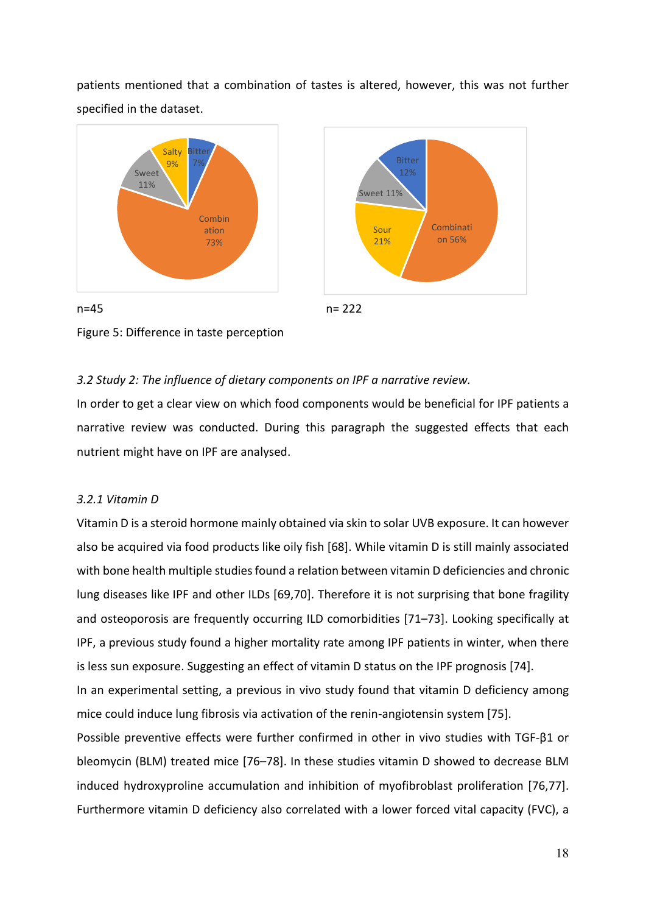patients mentioned that a combination of tastes is altered, however, this was not further specified in the dataset.

n=45

n= 222

Figure 5: Difference in taste perception

*3.2 Study 2: The influence of dietary components on IPF a narrative review.*

In order to get a clear view on which food components would be beneficial for IPF patients a narrative review was conducted. During this paragraph the suggested effects that each nutrient might have on IPF are analysed.

*3.2.1 Vitamin D*

Vitamin D is a steroid hormone mainly obtained via skin to solar UVB exposure. It can however also be acquired via food products like oily fish [68]. While vitamin D is still mainly associated with bone health multiple studies found a relation between vitamin D deficiencies and chronic lung diseases like IPF and other ILDs [69,70]. Therefore it is not surprising that bone fragility and osteoporosis are frequently occurring ILD comorbidities [71–73]. Looking specifically at IPF, a previous study found a higher mortality rate among IPF patients in winter, when there is less sun exposure. Suggesting an effect of vitamin D status on the IPF prognosis [74].

In an experimental setting, a previous in vivo study found that vitamin D deficiency among mice could induce lung fibrosis via activation of the renin-angiotensin system [75].

Possible preventive effects were further confirmed in other in vivo studies with TGF-β1 or bleomycin (BLM) treated mice [76–78]. In these studies vitamin D showed to decrease BLM induced hydroxyproline accumulation and inhibition of myofibroblast proliferation [76,77]. Furthermore vitamin D deficiency also correlated with a lower forced vital capacity (FVC), a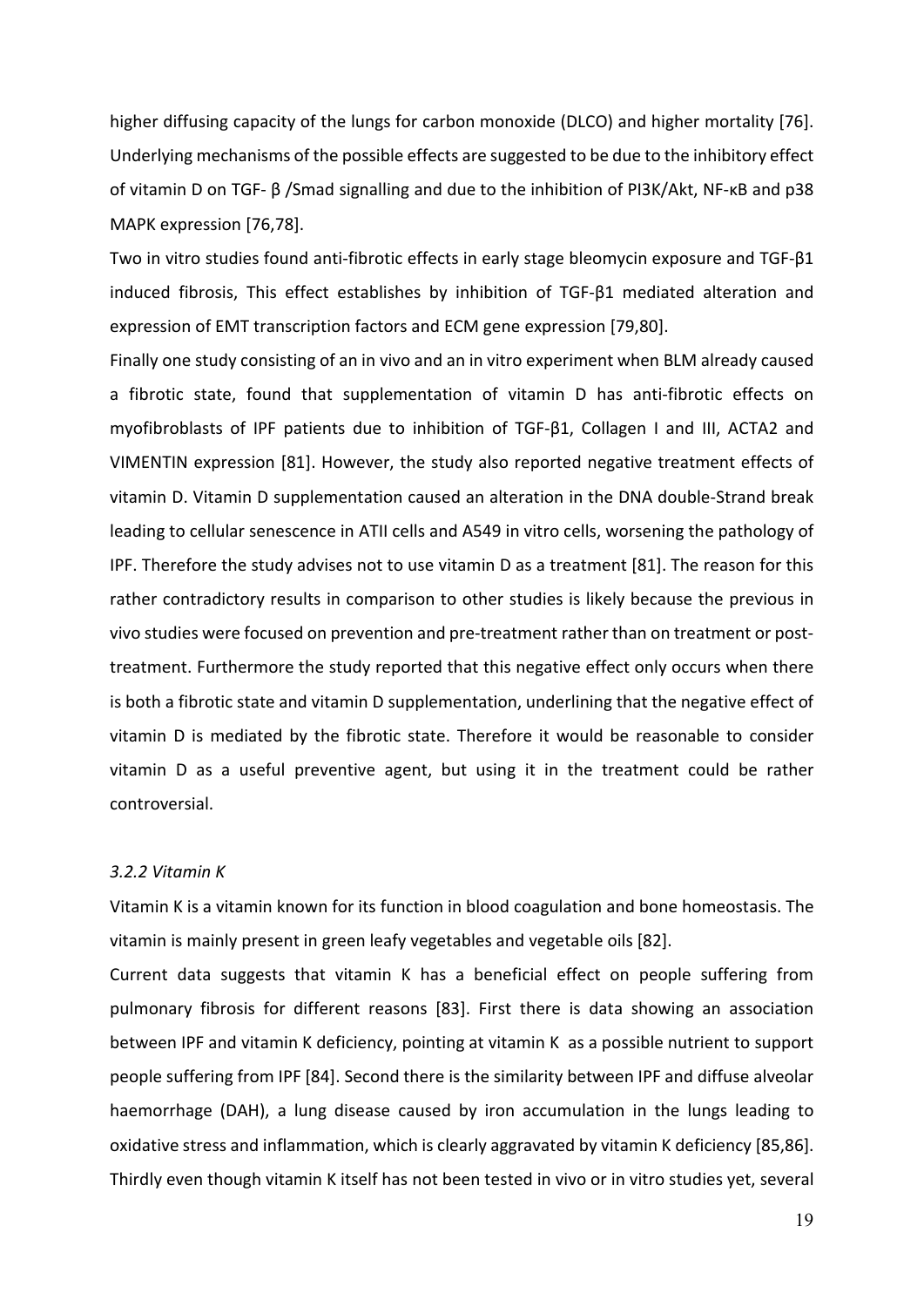higher diffusing capacity of the lungs for carbon monoxide (DLCO) and higher mortality [76]. Underlying mechanisms of the possible effects are suggested to be due to the inhibitory effect of vitamin D on TGF- β /Smad signalling and due to the inhibition of PI3K/Akt, NF-κB and p38 MAPK expression [76,78].

Two in vitro studies found anti-fibrotic effects in early stage bleomycin exposure and TGF-β1 induced fibrosis, This effect establishes by inhibition of TGF-β1 mediated alteration and expression of EMT transcription factors and ECM gene expression [79,80].

Finally one study consisting of an in vivo and an in vitro experiment when BLM already caused a fibrotic state, found that supplementation of vitamin D has anti-fibrotic effects on myofibroblasts of IPF patients due to inhibition of TGF-β1, Collagen I and III, ACTA2 and VIMENTIN expression [81]. However, the study also reported negative treatment effects of vitamin D. Vitamin D supplementation caused an alteration in the DNA double-Strand break leading to cellular senescence in ATII cells and A549 in vitro cells, worsening the pathology of IPF. Therefore the study advises not to use vitamin D as a treatment [81]. The reason for this rather contradictory results in comparison to other studies is likely because the previous in vivo studies were focused on prevention and pre-treatment rather than on treatment or post-treatment. Furthermore the study reported that this negative effect only occurs when there is both a fibrotic state and vitamin D supplementation, underlining that the negative effect of vitamin D is mediated by the fibrotic state. Therefore it would be reasonable to consider vitamin D as a useful preventive agent, but using it in the treatment could be rather controversial.

### *3.2.2 Vitamin K*

Vitamin K is a vitamin known for its function in blood coagulation and bone homeostasis. The vitamin is mainly present in green leafy vegetables and vegetable oils [82].

Current data suggests that vitamin K has a beneficial effect on people suffering from pulmonary fibrosis for different reasons [83]. First there is data showing an association between IPF and vitamin K deficiency, pointing at vitamin K as a possible nutrient to support people suffering from IPF [84]. Second there is the similarity between IPF and diffuse alveolar haemorrhage (DAH), a lung disease caused by iron accumulation in the lungs leading to oxidative stress and inflammation, which is clearly aggravated by vitamin K deficiency [85,86]. Thirdly even though vitamin K itself has not been tested in vivo or in vitro studies yet, several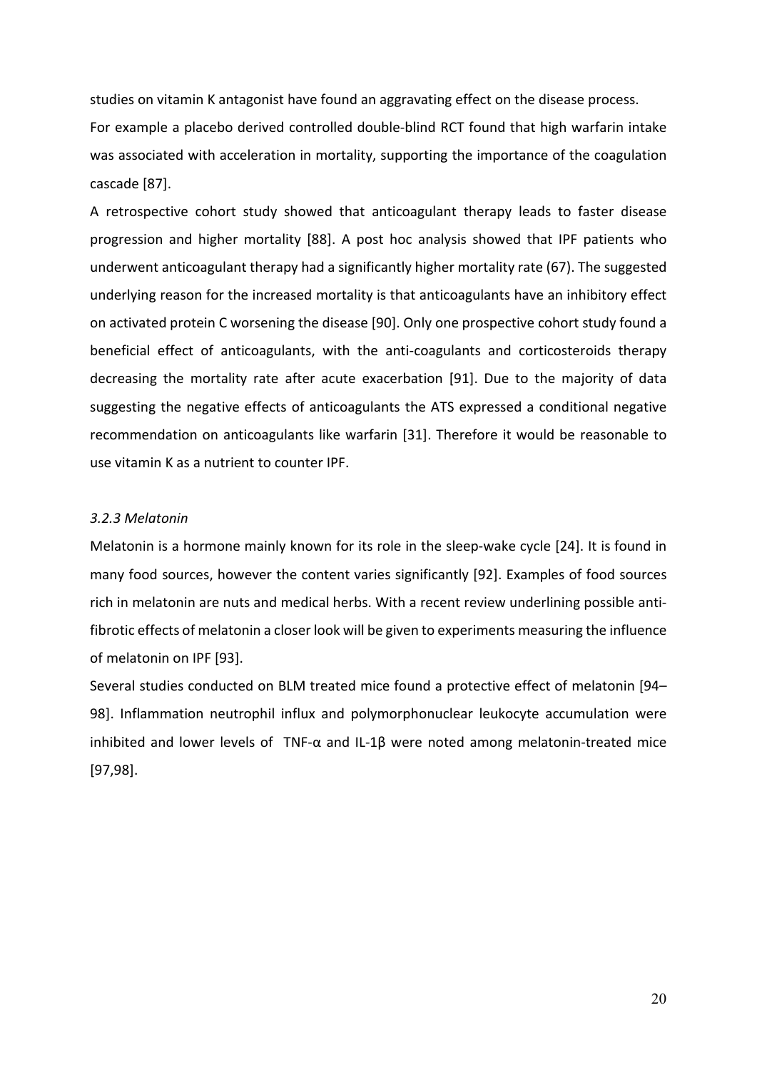studies on vitamin K antagonist have found an aggravating effect on the disease process.
For example a placebo derived controlled double-blind RCT found that high warfarin intake was associated with acceleration in mortality, supporting the importance of the coagulation cascade [87].

A retrospective cohort study showed that anticoagulant therapy leads to faster disease progression and higher mortality [88]. A post hoc analysis showed that IPF patients who underwent anticoagulant therapy had a significantly higher mortality rate (67). The suggested underlying reason for the increased mortality is that anticoagulants have an inhibitory effect on activated protein C worsening the disease [90]. Only one prospective cohort study found a beneficial effect of anticoagulants, with the anti-coagulants and corticosteroids therapy decreasing the mortality rate after acute exacerbation [91]. Due to the majority of data suggesting the negative effects of anticoagulants the ATS expressed a conditional negative recommendation on anticoagulants like warfarin [31]. Therefore it would be reasonable to use vitamin K as a nutrient to counter IPF.

### *3.2.3 Melatonin*

Melatonin is a hormone mainly known for its role in the sleep-wake cycle [24]. It is found in many food sources, however the content varies significantly [92]. Examples of food sources rich in melatonin are nuts and medical herbs. With a recent review underlining possible anti-fibrotic effects of melatonin a closer look will be given to experiments measuring the influence of melatonin on IPF [93].

Several studies conducted on BLM treated mice found a protective effect of melatonin [94–98]. Inflammation neutrophil influx and polymorphonuclear leukocyte accumulation were inhibited and lower levels of TNF-α and IL-1β were noted among melatonin-treated mice [97,98].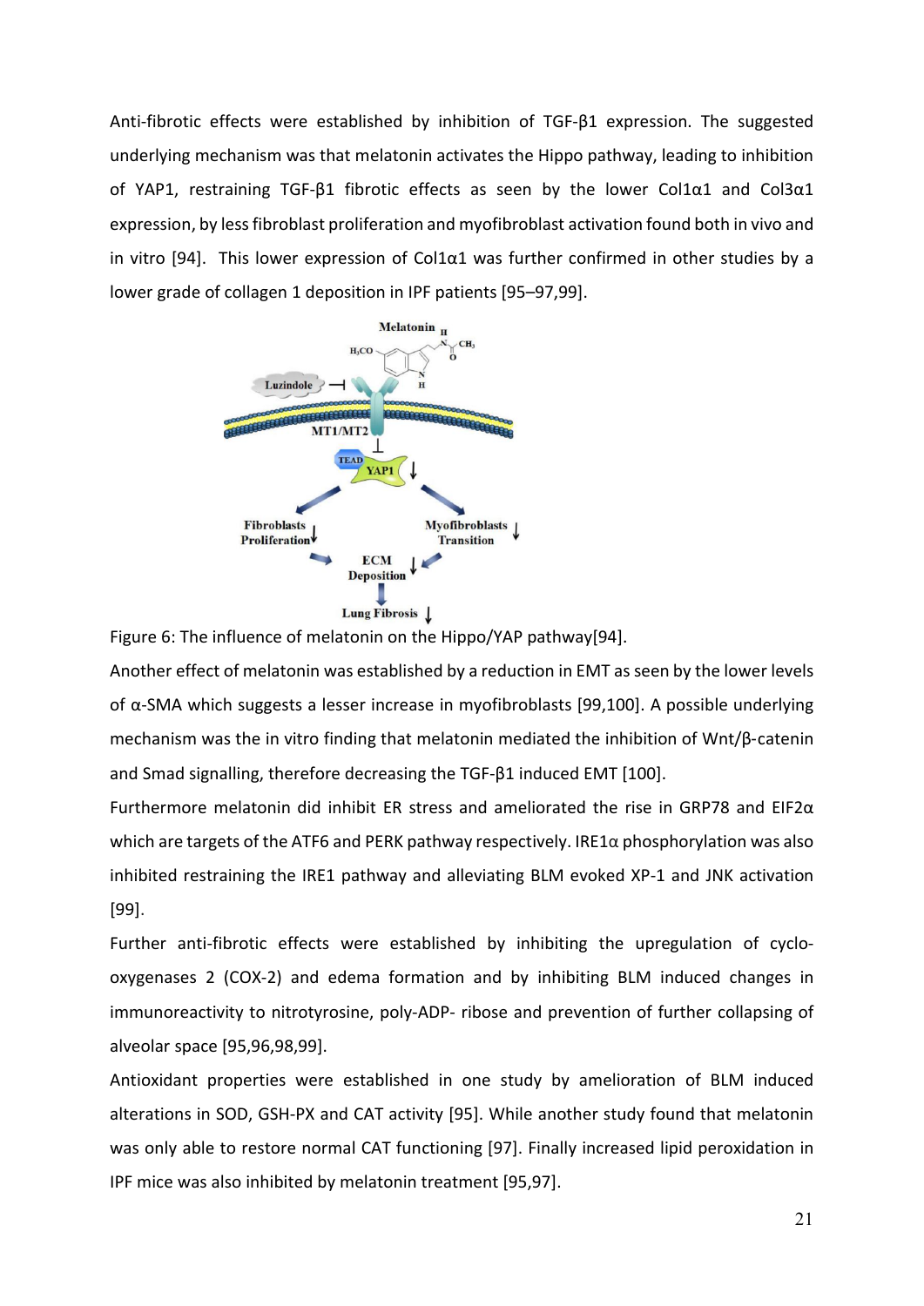Anti-fibrotic effects were established by inhibition of TGF-β1 expression. The suggested underlying mechanism was that melatonin activates the Hippo pathway, leading to inhibition of YAP1, restraining TGF-β1 fibrotic effects as seen by the lower Col1α1 and Col3α1 expression, by less fibroblast proliferation and myofibroblast activation found both in vivo and in vitro [94]. This lower expression of Col1α1 was further confirmed in other studies by a lower grade of collagen 1 deposition in IPF patients [95–97,99].

Figure 6: The influence of melatonin on the Hippo/YAP pathway[94].

Another effect of melatonin was established by a reduction in EMT as seen by the lower levels of α-SMA which suggests a lesser increase in myofibroblasts [99,100]. A possible underlying mechanism was the in vitro finding that melatonin mediated the inhibition of Wnt/β-catenin and Smad signalling, therefore decreasing the TGF-β1 induced EMT [100].

Furthermore melatonin did inhibit ER stress and ameliorated the rise in GRP78 and EIF2α which are targets of the ATF6 and PERK pathway respectively. IRE1α phosphorylation was also inhibited restraining the IRE1 pathway and alleviating BLM evoked XP-1 and JNK activation [99].

Further anti-fibrotic effects were established by inhibiting the upregulation of cyclo-oxygenases 2 (COX-2) and edema formation and by inhibiting BLM induced changes in immunoreactivity to nitrotyrosine, poly-ADP- ribose and prevention of further collapsing of alveolar space [95,96,98,99].

Antioxidant properties were established in one study by amelioration of BLM induced alterations in SOD, GSH-PX and CAT activity [95]. While another study found that melatonin was only able to restore normal CAT functioning [97]. Finally increased lipid peroxidation in IPF mice was also inhibited by melatonin treatment [95,97].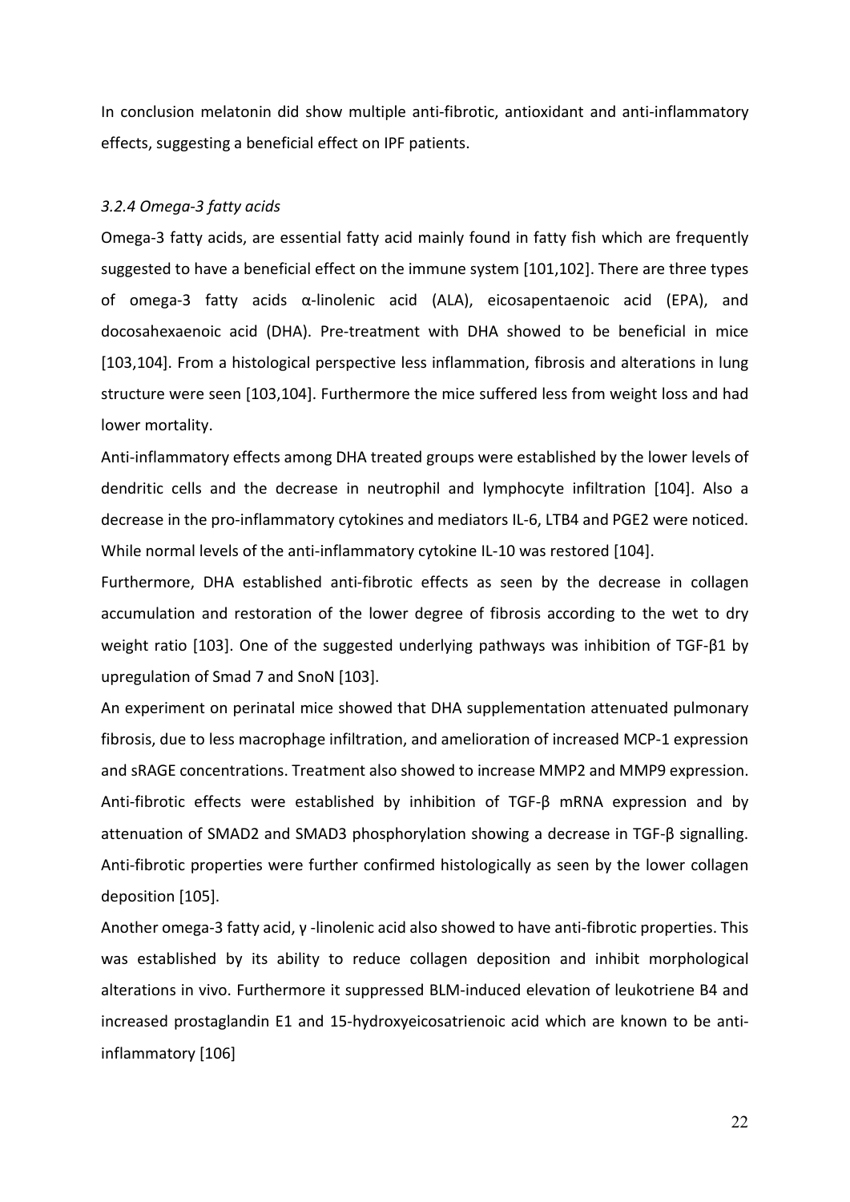In conclusion melatonin did show multiple anti-fibrotic, antioxidant and anti-inflammatory effects, suggesting a beneficial effect on IPF patients.

### *3.2.4 Omega-3 fatty acids*

Omega-3 fatty acids, are essential fatty acid mainly found in fatty fish which are frequently suggested to have a beneficial effect on the immune system [101,102]. There are three types of omega-3 fatty acids α-linolenic acid (ALA), eicosapentaenoic acid (EPA), and docosahexaenoic acid (DHA). Pre-treatment with DHA showed to be beneficial in mice [103,104]. From a histological perspective less inflammation, fibrosis and alterations in lung structure were seen [103,104]. Furthermore the mice suffered less from weight loss and had lower mortality.

Anti-inflammatory effects among DHA treated groups were established by the lower levels of dendritic cells and the decrease in neutrophil and lymphocyte infiltration [104]. Also a decrease in the pro-inflammatory cytokines and mediators IL-6, LTB4 and PGE2 were noticed. While normal levels of the anti-inflammatory cytokine IL-10 was restored [104].

Furthermore, DHA established anti-fibrotic effects as seen by the decrease in collagen accumulation and restoration of the lower degree of fibrosis according to the wet to dry weight ratio [103]. One of the suggested underlying pathways was inhibition of TGF-β1 by upregulation of Smad 7 and SnoN [103].

An experiment on perinatal mice showed that DHA supplementation attenuated pulmonary fibrosis, due to less macrophage infiltration, and amelioration of increased MCP-1 expression and sRAGE concentrations. Treatment also showed to increase MMP2 and MMP9 expression. Anti-fibrotic effects were established by inhibition of TGF-β mRNA expression and by attenuation of SMAD2 and SMAD3 phosphorylation showing a decrease in TGF-β signalling. Anti-fibrotic properties were further confirmed histologically as seen by the lower collagen deposition [105].

Another omega-3 fatty acid, γ -linolenic acid also showed to have anti-fibrotic properties. This was established by its ability to reduce collagen deposition and inhibit morphological alterations in vivo. Furthermore it suppressed BLM-induced elevation of leukotriene B4 and increased prostaglandin E1 and 15-hydroxyeicosatrienoic acid which are known to be anti-inflammatory [106]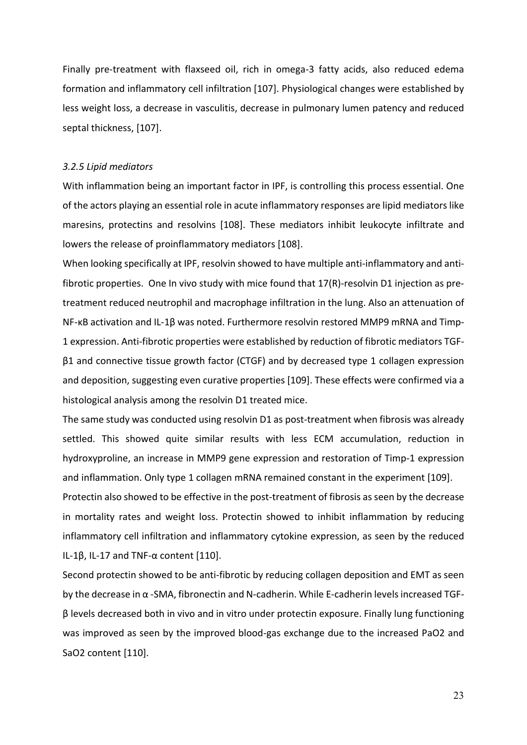Finally pre-treatment with flaxseed oil, rich in omega-3 fatty acids, also reduced edema formation and inflammatory cell infiltration [107]. Physiological changes were established by less weight loss, a decrease in vasculitis, decrease in pulmonary lumen patency and reduced septal thickness, [107].

### *3.2.5 Lipid mediators*

With inflammation being an important factor in IPF, is controlling this process essential. One of the actors playing an essential role in acute inflammatory responses are lipid mediators like maresins, protectins and resolvins [108]. These mediators inhibit leukocyte infiltrate and lowers the release of proinflammatory mediators [108].

When looking specifically at IPF, resolvin showed to have multiple anti-inflammatory and anti-fibrotic properties. One In vivo study with mice found that 17(R)-resolvin D1 injection as pre-treatment reduced neutrophil and macrophage infiltration in the lung. Also an attenuation of NF-κB activation and IL-1β was noted. Furthermore resolvin restored MMP9 mRNA and Timp-1 expression. Anti-fibrotic properties were established by reduction of fibrotic mediators TGF-β1 and connective tissue growth factor (CTGF) and by decreased type 1 collagen expression and deposition, suggesting even curative properties [109]. These effects were confirmed via a histological analysis among the resolvin D1 treated mice.

The same study was conducted using resolvin D1 as post-treatment when fibrosis was already settled. This showed quite similar results with less ECM accumulation, reduction in hydroxyproline, an increase in MMP9 gene expression and restoration of Timp-1 expression and inflammation. Only type 1 collagen mRNA remained constant in the experiment [109].

Protectin also showed to be effective in the post-treatment of fibrosis as seen by the decrease in mortality rates and weight loss. Protectin showed to inhibit inflammation by reducing inflammatory cell infiltration and inflammatory cytokine expression, as seen by the reduced IL-1β, IL-17 and TNF-α content [110].

Second protectin showed to be anti-fibrotic by reducing collagen deposition and EMT as seen by the decrease in α -SMA, fibronectin and N-cadherin. While E-cadherin levels increased TGF-β levels decreased both in vivo and in vitro under protectin exposure. Finally lung functioning was improved as seen by the improved blood-gas exchange due to the increased $PaO_2$ and $SaO_2$ content [110].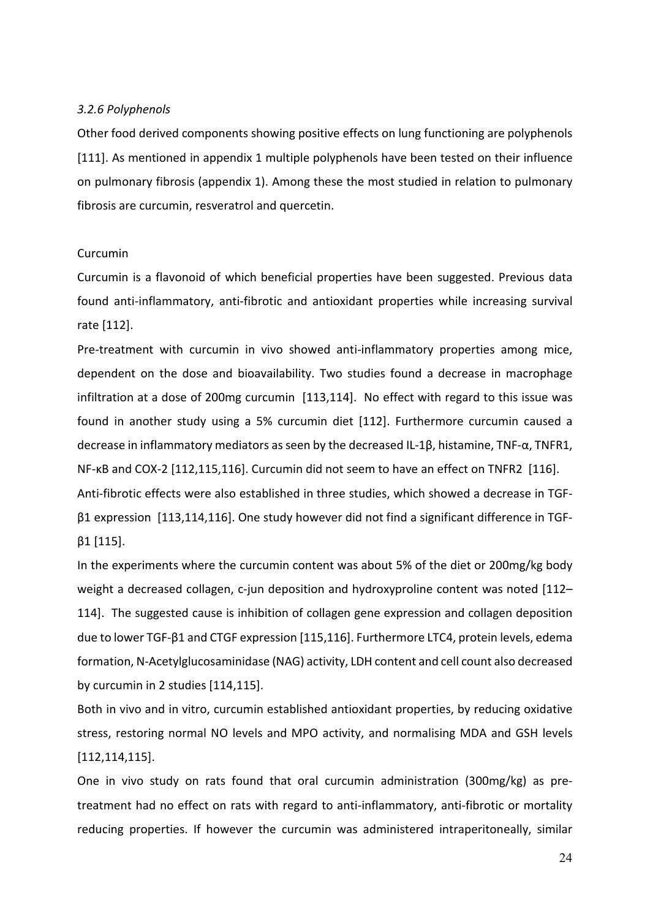### *3.2.6 Polyphenols*

Other food derived components showing positive effects on lung functioning are polyphenols [111]. As mentioned in appendix 1 multiple polyphenols have been tested on their influence on pulmonary fibrosis (appendix 1). Among these the most studied in relation to pulmonary fibrosis are curcumin, resveratrol and quercetin.

Curcumin

Curcumin is a flavonoid of which beneficial properties have been suggested. Previous data found anti-inflammatory, anti-fibrotic and antioxidant properties while increasing survival rate [112].

Pre-treatment with curcumin in vivo showed anti-inflammatory properties among mice, dependent on the dose and bioavailability. Two studies found a decrease in macrophage infiltration at a dose of 200mg curcumin [113,114]. No effect with regard to this issue was found in another study using a 5% curcumin diet [112]. Furthermore curcumin caused a decrease in inflammatory mediators as seen by the decreased IL-1β, histamine, TNF-α, TNFR1, NF-κB and COX-2 [112,115,116]. Curcumin did not seem to have an effect on TNFR2 [116].

Anti-fibrotic effects were also established in three studies, which showed a decrease in TGF-β1 expression [113,114,116]. One study however did not find a significant difference in TGF-β1 [115].

In the experiments where the curcumin content was about 5% of the diet or 200mg/kg body weight a decreased collagen, c-jun deposition and hydroxyproline content was noted [112–114]. The suggested cause is inhibition of collagen gene expression and collagen deposition due to lower TGF-β1 and CTGF expression [115,116]. Furthermore LTC4, protein levels, edema formation, N-Acetylglucosaminidase (NAG) activity, LDH content and cell count also decreased by curcumin in 2 studies [114,115].

Both in vivo and in vitro, curcumin established antioxidant properties, by reducing oxidative stress, restoring normal NO levels and MPO activity, and normalising MDA and GSH levels [112,114,115].

One in vivo study on rats found that oral curcumin administration (300mg/kg) as pre-treatment had no effect on rats with regard to anti-inflammatory, anti-fibrotic or mortality reducing properties. If however the curcumin was administered intraperitoneally, similar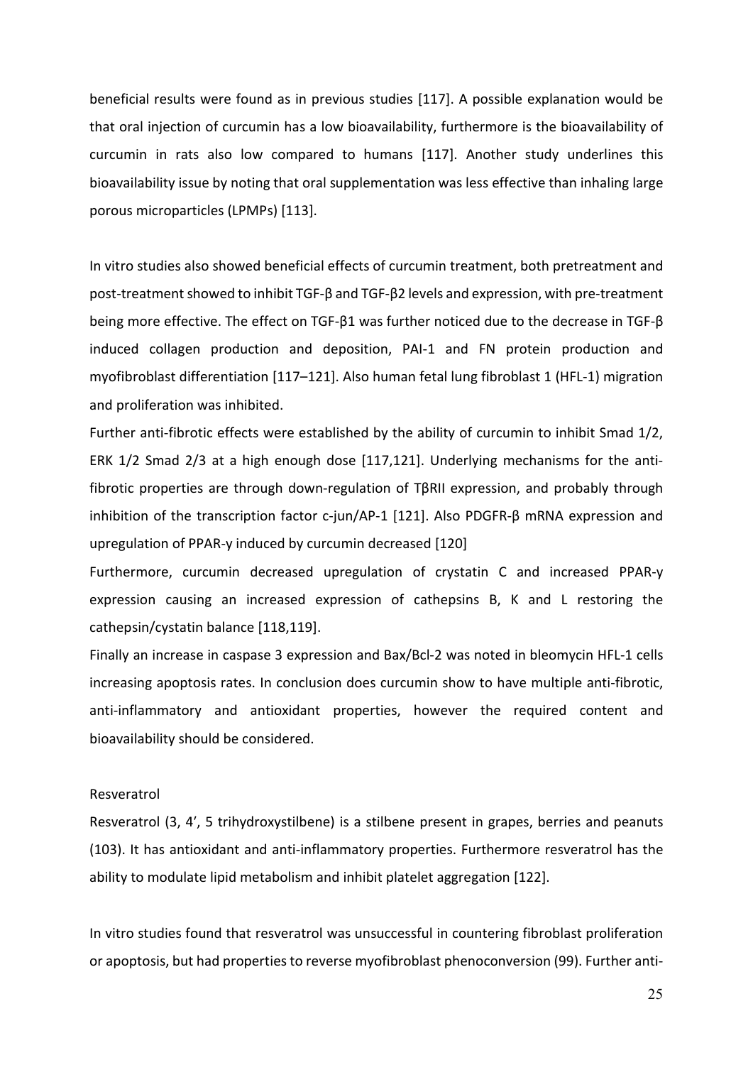beneficial results were found as in previous studies [117]. A possible explanation would be that oral injection of curcumin has a low bioavailability, furthermore is the bioavailability of curcumin in rats also low compared to humans [117]. Another study underlines this bioavailability issue by noting that oral supplementation was less effective than inhaling large porous microparticles (LPMPs) [113].

In vitro studies also showed beneficial effects of curcumin treatment, both pretreatment and post-treatment showed to inhibit TGF-β and TGF-β2 levels and expression, with pre-treatment being more effective. The effect on TGF-β1 was further noticed due to the decrease in TGF-β induced collagen production and deposition, PAI-1 and FN protein production and myofibroblast differentiation [117–121]. Also human fetal lung fibroblast 1 (HFL-1) migration and proliferation was inhibited.

Further anti-fibrotic effects were established by the ability of curcumin to inhibit Smad 1/2, ERK 1/2 Smad 2/3 at a high enough dose [117,121]. Underlying mechanisms for the anti-fibrotic properties are through down-regulation of TβRII expression, and probably through inhibition of the transcription factor c-jun/AP-1 [121]. Also PDGFR-β mRNA expression and upregulation of PPAR-γ induced by curcumin decreased [120]

Furthermore, curcumin decreased upregulation of crystatin C and increased PPAR-γ expression causing an increased expression of cathepsins B, K and L restoring the cathepsin/cystatin balance [118,119].

Finally an increase in caspase 3 expression and Bax/Bcl-2 was noted in bleomycin HFL-1 cells increasing apoptosis rates. In conclusion does curcumin show to have multiple anti-fibrotic, anti-inflammatory and antioxidant properties, however the required content and bioavailability should be considered.

Resveratrol

Resveratrol (3, 4', 5 trihydroxystilbene) is a stilbene present in grapes, berries and peanuts (103). It has antioxidant and anti-inflammatory properties. Furthermore resveratrol has the ability to modulate lipid metabolism and inhibit platelet aggregation [122].

In vitro studies found that resveratrol was unsuccessful in countering fibroblast proliferation or apoptosis, but had properties to reverse myofibroblast phenoconversion (99). Further anti-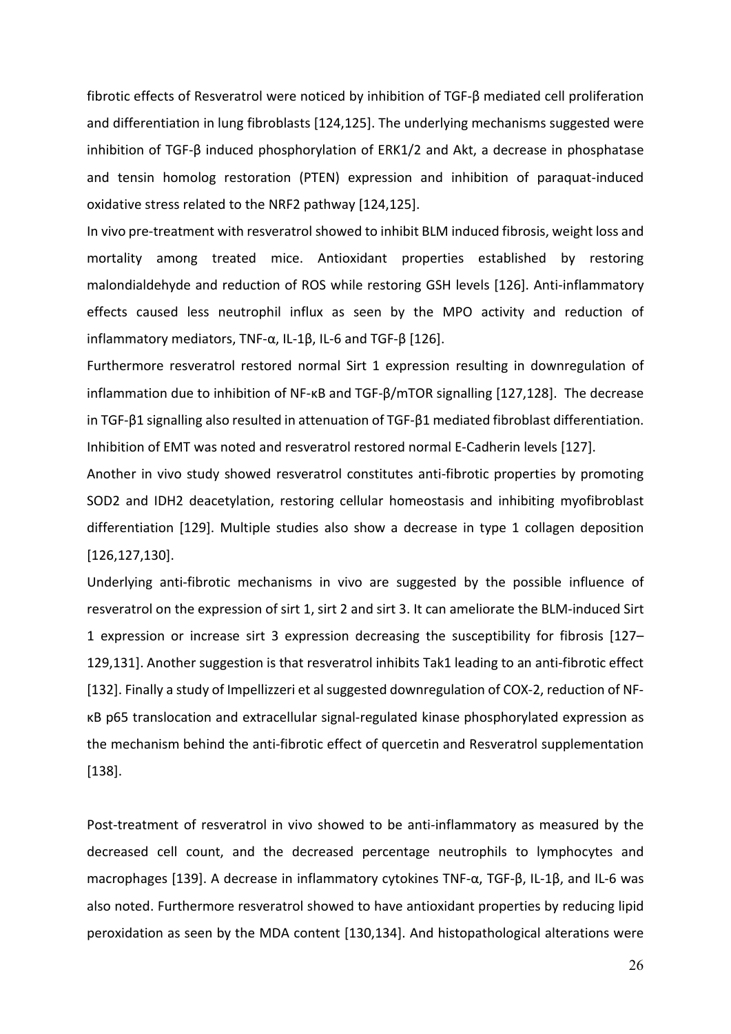fibrotic effects of Resveratrol were noticed by inhibition of TGF-β mediated cell proliferation and differentiation in lung fibroblasts [124,125]. The underlying mechanisms suggested were inhibition of TGF-β induced phosphorylation of ERK1/2 and Akt, a decrease in phosphatase and tensin homolog restoration (PTEN) expression and inhibition of paraquat-induced oxidative stress related to the NRF2 pathway [124,125].

In vivo pre-treatment with resveratrol showed to inhibit BLM induced fibrosis, weight loss and mortality among treated mice. Antioxidant properties established by restoring malondialdehyde and reduction of ROS while restoring GSH levels [126]. Anti-inflammatory effects caused less neutrophil influx as seen by the MPO activity and reduction of inflammatory mediators, TNF-α, IL-1β, IL-6 and TGF-β [126].

Furthermore resveratrol restored normal Sirt 1 expression resulting in downregulation of inflammation due to inhibition of NF-κB and TGF-β/mTOR signalling [127,128]. The decrease in TGF-β1 signalling also resulted in attenuation of TGF-β1 mediated fibroblast differentiation. Inhibition of EMT was noted and resveratrol restored normal E-Cadherin levels [127].

Another in vivo study showed resveratrol constitutes anti-fibrotic properties by promoting SOD2 and IDH2 deacetylation, restoring cellular homeostasis and inhibiting myofibroblast differentiation [129]. Multiple studies also show a decrease in type 1 collagen deposition [126,127,130].

Underlying anti-fibrotic mechanisms in vivo are suggested by the possible influence of resveratrol on the expression of sirt 1, sirt 2 and sirt 3. It can ameliorate the BLM-induced Sirt 1 expression or increase sirt 3 expression decreasing the susceptibility for fibrosis [127–129,131]. Another suggestion is that resveratrol inhibits Tak1 leading to an anti-fibrotic effect [132]. Finally a study of Impellizzeri et al suggested downregulation of COX-2, reduction of NF-κB p65 translocation and extracellular signal-regulated kinase phosphorylated expression as the mechanism behind the anti-fibrotic effect of quercetin and Resveratrol supplementation [138].

Post-treatment of resveratrol in vivo showed to be anti-inflammatory as measured by the decreased cell count, and the decreased percentage neutrophils to lymphocytes and macrophages [139]. A decrease in inflammatory cytokines TNF-α, TGF-β, IL-1β, and IL-6 was also noted. Furthermore resveratrol showed to have antioxidant properties by reducing lipid peroxidation as seen by the MDA content [130,134]. And histopathological alterations were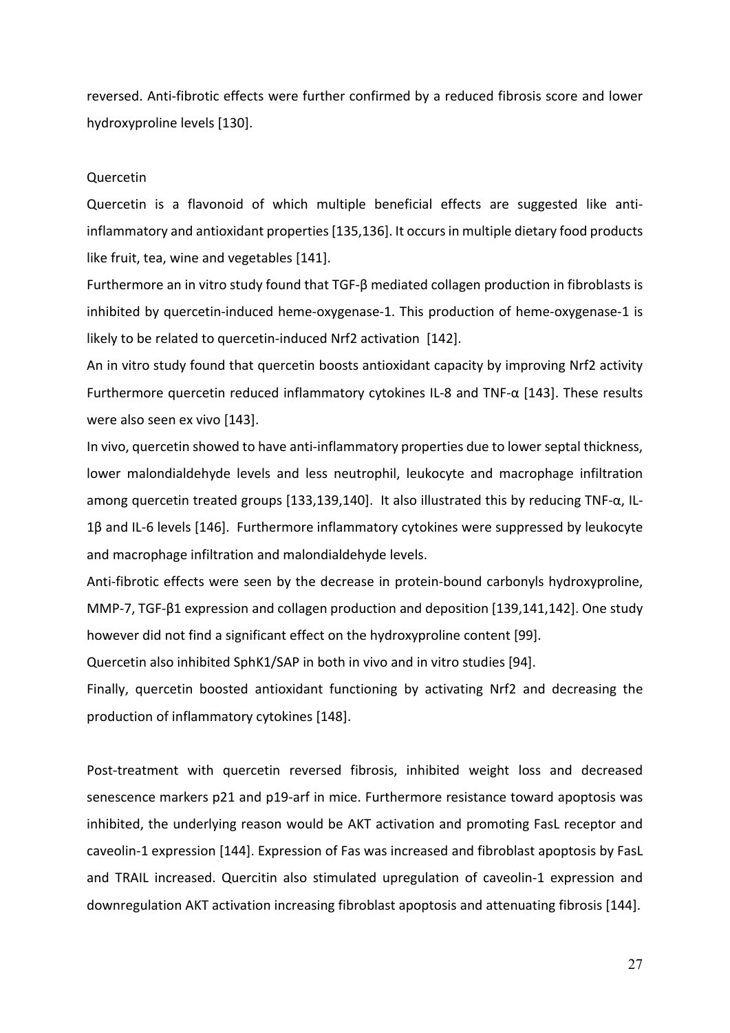reversed. Anti-fibrotic effects were further confirmed by a reduced fibrosis score and lower hydroxyproline levels [130].

### Quercetin

Quercetin is a flavonoid of which multiple beneficial effects are suggested like anti-inflammatory and antioxidant properties [135,136]. It occurs in multiple dietary food products like fruit, tea, wine and vegetables [141].

Furthermore an in vitro study found that TGF-β mediated collagen production in fibroblasts is inhibited by quercetin-induced heme-oxygenase-1. This production of heme-oxygenase-1 is likely to be related to quercetin-induced Nrf2 activation [142].

An in vitro study found that quercetin boosts antioxidant capacity by improving Nrf2 activity Furthermore quercetin reduced inflammatory cytokines IL-8 and TNF-α [143]. These results were also seen ex vivo [143].

In vivo, quercetin showed to have anti-inflammatory properties due to lower septal thickness, lower malondialdehyde levels and less neutrophil, leukocyte and macrophage infiltration among quercetin treated groups [133,139,140]. It also illustrated this by reducing TNF-α, IL-1β and IL-6 levels [146]. Furthermore inflammatory cytokines were suppressed by leukocyte and macrophage infiltration and malondialdehyde levels.

Anti-fibrotic effects were seen by the decrease in protein-bound carbonyls hydroxyproline, MMP-7, TGF-β1 expression and collagen production and deposition [139,141,142]. One study however did not find a significant effect on the hydroxyproline content [99].

Quercetin also inhibited SphK1/SAP in both in vivo and in vitro studies [94].

Finally, quercetin boosted antioxidant functioning by activating Nrf2 and decreasing the production of inflammatory cytokines [148].

Post-treatment with quercetin reversed fibrosis, inhibited weight loss and decreased senescence markers p21 and p19-arf in mice. Furthermore resistance toward apoptosis was inhibited, the underlying reason would be AKT activation and promoting FasL receptor and caveolin-1 expression [144]. Expression of Fas was increased and fibroblast apoptosis by FasL and TRAIL increased. Quercitin also stimulated upregulation of caveolin-1 expression and downregulation AKT activation increasing fibroblast apoptosis and attenuating fibrosis [144].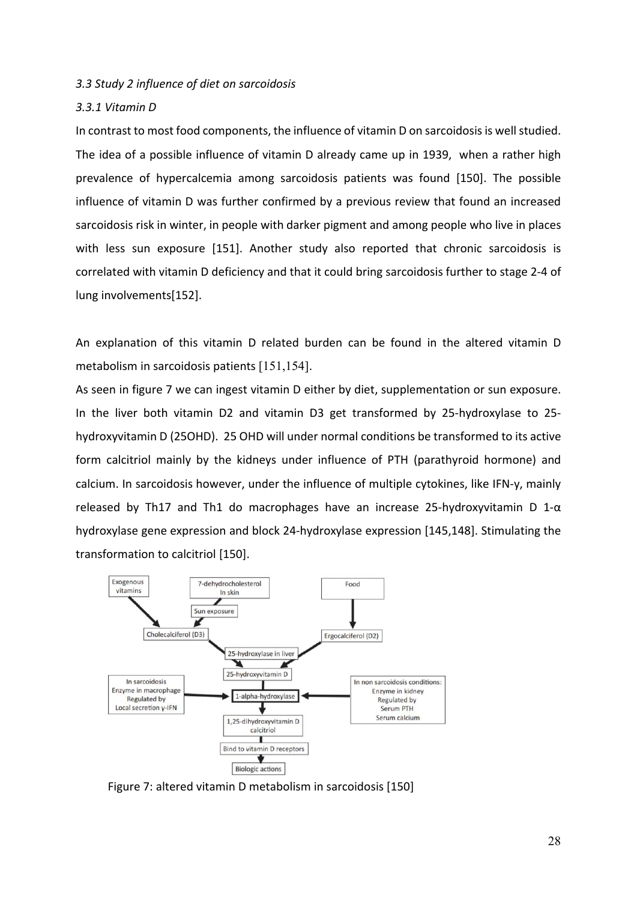### *3.3 Study 2 influence of diet on sarcoidosis*

#### *3.3.1 Vitamin D*

In contrast to most food components, the influence of vitamin D on sarcoidosis is well studied. The idea of a possible influence of vitamin D already came up in 1939, when a rather high prevalence of hypercalcemia among sarcoidosis patients was found [150]. The possible influence of vitamin D was further confirmed by a previous review that found an increased sarcoidosis risk in winter, in people with darker pigment and among people who live in places with less sun exposure [151]. Another study also reported that chronic sarcoidosis is correlated with vitamin D deficiency and that it could bring sarcoidosis further to stage 2-4 of lung involvements[152].

An explanation of this vitamin D related burden can be found in the altered vitamin D metabolism in sarcoidosis patients [151,154].

As seen in figure 7 we can ingest vitamin D either by diet, supplementation or sun exposure. In the liver both vitamin D2 and vitamin D3 get transformed by 25-hydroxylase to 25-hydroxyvitamin D (25OHD). 25 OHD will under normal conditions be transformed to its active form calcitriol mainly by the kidneys under influence of PTH (parathyroid hormone) and calcium. In sarcoidosis however, under the influence of multiple cytokines, like IFN-γ, mainly released by Th17 and Th1 do macrophages have an increase 25-hydroxyvitamin D 1-α hydroxylase gene expression and block 24-hydroxylase expression [145,148]. Stimulating the transformation to calcitriol [150].

Figure 7: altered vitamin D metabolism in sarcoidosis [150]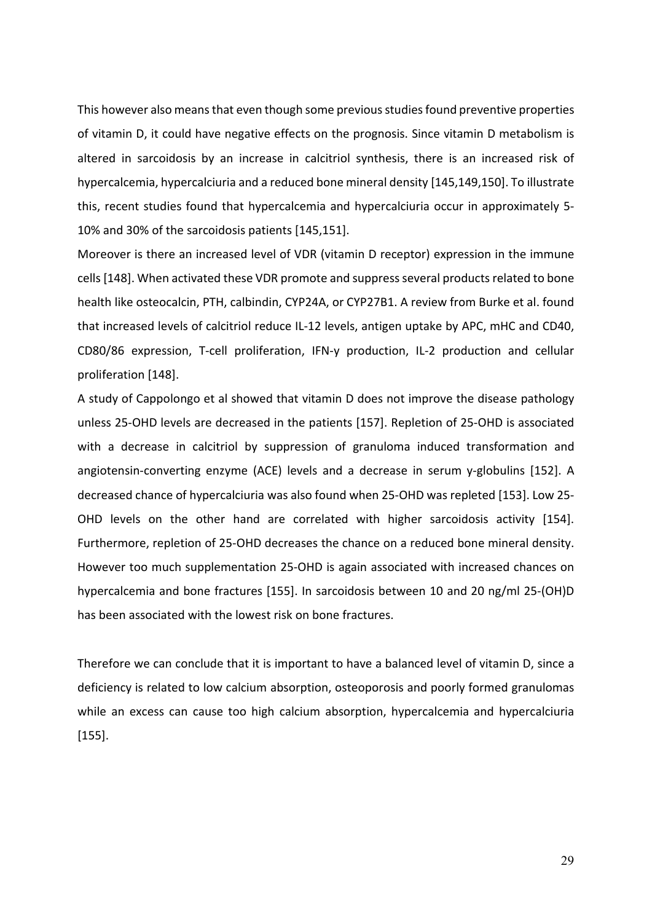This however also means that even though some previous studies found preventive properties of vitamin D, it could have negative effects on the prognosis. Since vitamin D metabolism is altered in sarcoidosis by an increase in calcitriol synthesis, there is an increased risk of hypercalcemia, hypercalciuria and a reduced bone mineral density [145,149,150]. To illustrate this, recent studies found that hypercalcemia and hypercalciuria occur in approximately 5-10% and 30% of the sarcoidosis patients [145,151].

Moreover is there an increased level of VDR (vitamin D receptor) expression in the immune cells [148]. When activated these VDR promote and suppress several products related to bone health like osteocalcin, PTH, calbindin, CYP24A, or CYP27B1. A review from Burke et al. found that increased levels of calcitriol reduce IL-12 levels, antigen uptake by APC, mHC and CD40, CD80/86 expression, T-cell proliferation, IFN-y production, IL-2 production and cellular proliferation [148].

A study of Cappolongo et al showed that vitamin D does not improve the disease pathology unless 25-OHD levels are decreased in the patients [157]. Repletion of 25-OHD is associated with a decrease in calcitriol by suppression of granuloma induced transformation and angiotensin-converting enzyme (ACE) levels and a decrease in serum y-globulins [152]. A decreased chance of hypercalciuria was also found when 25-OHD was repleted [153]. Low 25-OHD levels on the other hand are correlated with higher sarcoidosis activity [154]. Furthermore, repletion of 25-OHD decreases the chance on a reduced bone mineral density. However too much supplementation 25-OHD is again associated with increased chances on hypercalcemia and bone fractures [155]. In sarcoidosis between 10 and 20 ng/ml 25-(OH)D has been associated with the lowest risk on bone fractures.

Therefore we can conclude that it is important to have a balanced level of vitamin D, since a deficiency is related to low calcium absorption, osteoporosis and poorly formed granulomas while an excess can cause too high calcium absorption, hypercalcemia and hypercalciuria [155].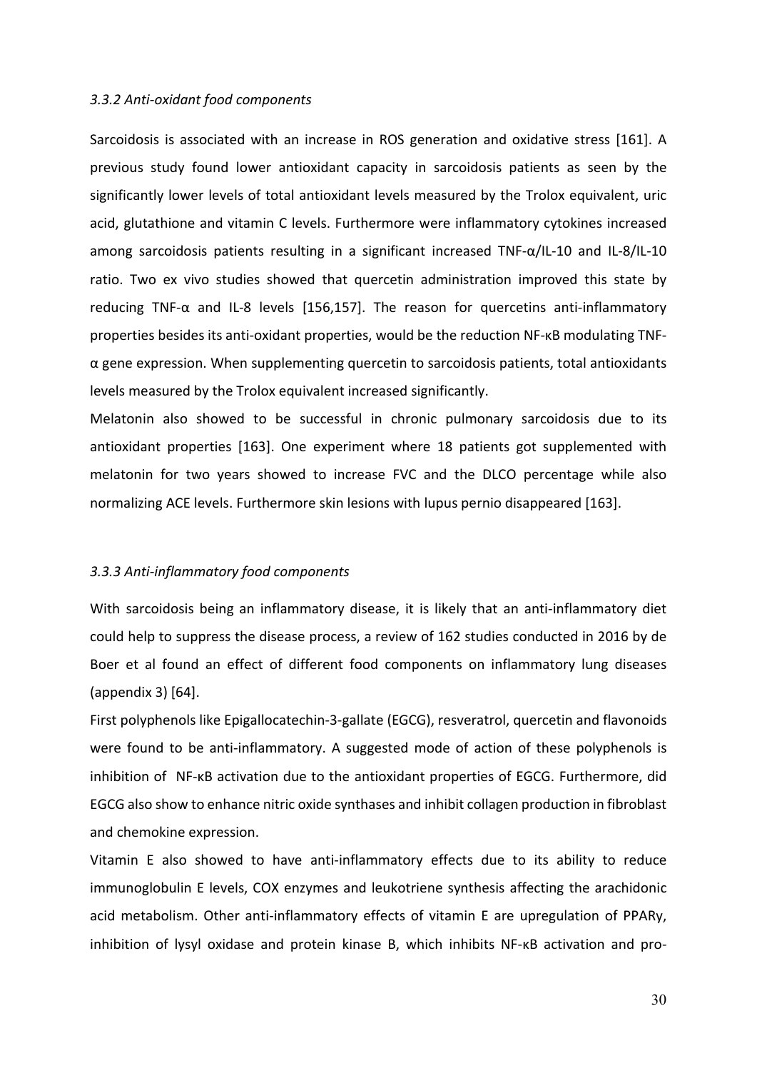### *3.3.2 Anti-oxidant food components*

Sarcoidosis is associated with an increase in ROS generation and oxidative stress [161]. A previous study found lower antioxidant capacity in sarcoidosis patients as seen by the significantly lower levels of total antioxidant levels measured by the Trolox equivalent, uric acid, glutathione and vitamin C levels. Furthermore were inflammatory cytokines increased among sarcoidosis patients resulting in a significant increased TNF-α/IL-10 and IL-8/IL-10 ratio. Two ex vivo studies showed that quercetin administration improved this state by reducing TNF-α and IL-8 levels [156,157]. The reason for quercetins anti-inflammatory properties besides its anti-oxidant properties, would be the reduction NF-κB modulating TNF-α gene expression. When supplementing quercetin to sarcoidosis patients, total antioxidants levels measured by the Trolox equivalent increased significantly.

Melatonin also showed to be successful in chronic pulmonary sarcoidosis due to its antioxidant properties [163]. One experiment where 18 patients got supplemented with melatonin for two years showed to increase FVC and the DLCO percentage while also normalizing ACE levels. Furthermore skin lesions with lupus pernio disappeared [163].

### *3.3.3 Anti-inflammatory food components*

With sarcoidosis being an inflammatory disease, it is likely that an anti-inflammatory diet could help to suppress the disease process, a review of 162 studies conducted in 2016 by de Boer et al found an effect of different food components on inflammatory lung diseases (appendix 3) [64].

First polyphenols like Epigallocatechin-3-gallate (EGCG), resveratrol, quercetin and flavonoids were found to be anti-inflammatory. A suggested mode of action of these polyphenols is inhibition of NF-κB activation due to the antioxidant properties of EGCG. Furthermore, did EGCG also show to enhance nitric oxide synthases and inhibit collagen production in fibroblast and chemokine expression.

Vitamin E also showed to have anti-inflammatory effects due to its ability to reduce immunoglobulin E levels, COX enzymes and leukotriene synthesis affecting the arachidonic acid metabolism. Other anti-inflammatory effects of vitamin E are upregulation of PPARγ, inhibition of lysyl oxidase and protein kinase B, which inhibits NF-κB activation and pro-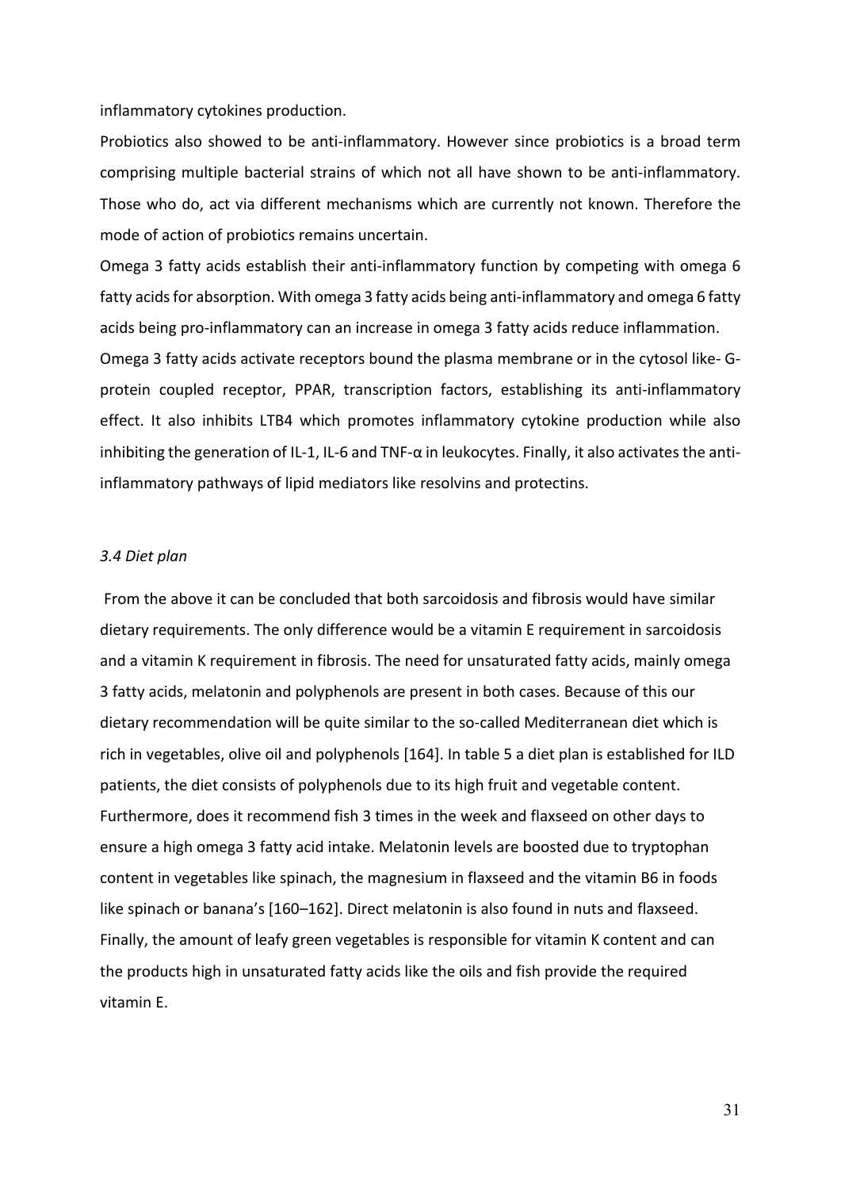inflammatory cytokines production.

Probiotics also showed to be anti-inflammatory. However since probiotics is a broad term comprising multiple bacterial strains of which not all have shown to be anti-inflammatory. Those who do, act via different mechanisms which are currently not known. Therefore the mode of action of probiotics remains uncertain.

Omega 3 fatty acids establish their anti-inflammatory function by competing with omega 6 fatty acids for absorption. With omega 3 fatty acids being anti-inflammatory and omega 6 fatty acids being pro-inflammatory can an increase in omega 3 fatty acids reduce inflammation. Omega 3 fatty acids activate receptors bound the plasma membrane or in the cytosol like- G-protein coupled receptor, PPAR, transcription factors, establishing its anti-inflammatory effect. It also inhibits LTB4 which promotes inflammatory cytokine production while also inhibiting the generation of IL-1, IL-6 and TNF-α in leukocytes. Finally, it also activates the anti-inflammatory pathways of lipid mediators like resolvins and protectins.

### *3.4 Diet plan*

From the above it can be concluded that both sarcoidosis and fibrosis would have similar dietary requirements. The only difference would be a vitamin E requirement in sarcoidosis and a vitamin K requirement in fibrosis. The need for unsaturated fatty acids, mainly omega 3 fatty acids, melatonin and polyphenols are present in both cases. Because of this our dietary recommendation will be quite similar to the so-called Mediterranean diet which is rich in vegetables, olive oil and polyphenols [164]. In table 5 a diet plan is established for ILD patients, the diet consists of polyphenols due to its high fruit and vegetable content. Furthermore, does it recommend fish 3 times in the week and flaxseed on other days to ensure a high omega 3 fatty acid intake. Melatonin levels are boosted due to tryptophan content in vegetables like spinach, the magnesium in flaxseed and the vitamin B6 in foods like spinach or banana's [160–162]. Direct melatonin is also found in nuts and flaxseed. Finally, the amount of leafy green vegetables is responsible for vitamin K content and can the products high in unsaturated fatty acids like the oils and fish provide the required vitamin E.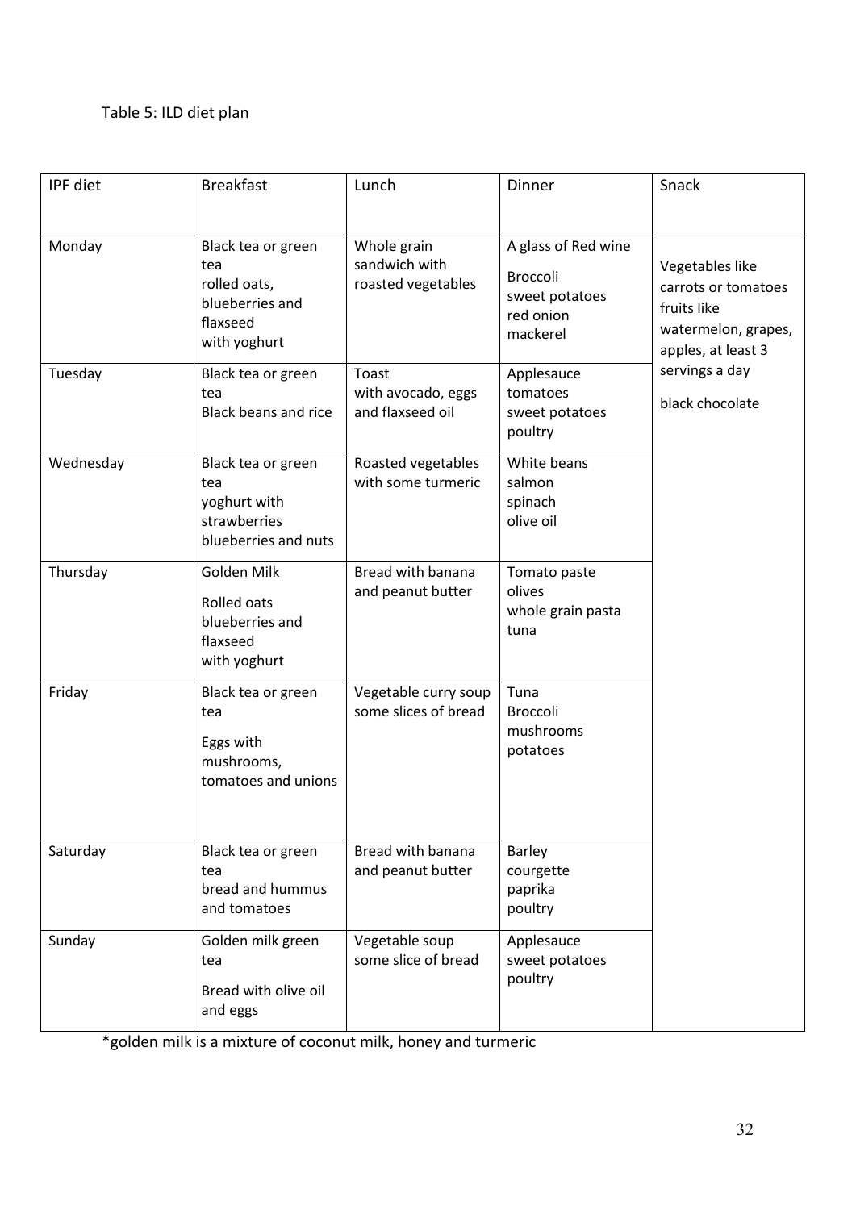Table 5: ILD diet plan

| IPF diet | Breakfast | Lunch | Dinner | Snack |
|---|---|---|---|---|
| Monday | Black tea or green tea<br>rolled oats, blueberries and flaxseed with yoghurt | Whole grain sandwich with roasted vegetables | A glass of Red wine<br>Broccoli<br>sweet potatoes<br>red onion<br>mackerel | Vegetables like carrots or tomatoes fruits like watermelon, grapes, apples, at least 3 servings a day<br>black chocolate |
| Tuesday | Black tea or green tea<br>Black beans and rice | Toast with avocado, eggs and flaxseed oil | Applesauce<br>tomatoes<br>sweet potatoes<br>poultry | |
| Wednesday | Black tea or green tea<br>yoghurt with strawberries blueberries and nuts | Roasted vegetables with some turmeric | White beans<br>salmon<br>spinach<br>olive oil | |
| Thursday | Golden Milk<br>Rolled oats blueberries and flaxseed with yoghurt | Bread with banana and peanut butter | Tomato paste<br>olives<br>whole grain pasta<br>tuna | |
| Friday | Black tea or green tea<br>Eggs with mushrooms, tomatoes and unions | Vegetable curry soup some slices of bread | Tuna<br>Broccoli<br>mushrooms<br>potatoes | |
| Saturday | Black tea or green tea<br>bread and hummus and tomatoes | Bread with banana and peanut butter | Barley<br>courgette<br>paprika<br>poultry | |
| Sunday | Golden milk green tea<br>Bread with olive oil and eggs | Vegetable soup some slice of bread | Applesauce<br>sweet potatoes<br>poultry | |

*golden milk is a mixture of coconut milk, honey and turmeric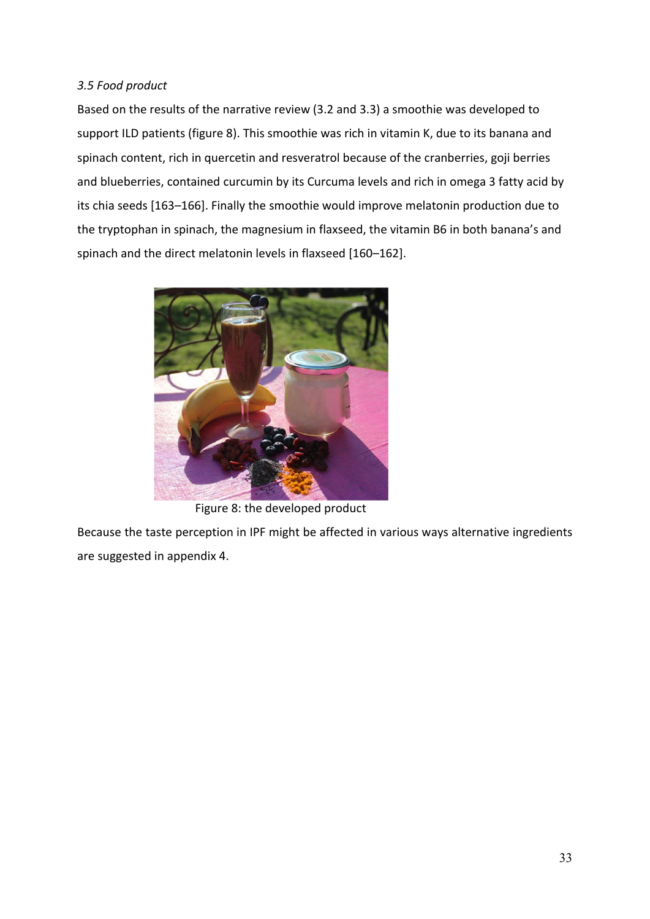*3.5 Food product*

Based on the results of the narrative review (3.2 and 3.3) a smoothie was developed to support ILD patients (figure 8). This smoothie was rich in vitamin K, due to its banana and spinach content, rich in quercetin and resveratrol because of the cranberries, goji berries and blueberries, contained curcumin by its Curcuma levels and rich in omega 3 fatty acid by its chia seeds [163–166]. Finally the smoothie would improve melatonin production due to the tryptophan in spinach, the magnesium in flaxseed, the vitamin B6 in both banana's and spinach and the direct melatonin levels in flaxseed [160–162].

Figure 8: the developed product

Because the taste perception in IPF might be affected in various ways alternative ingredients are suggested in appendix 4.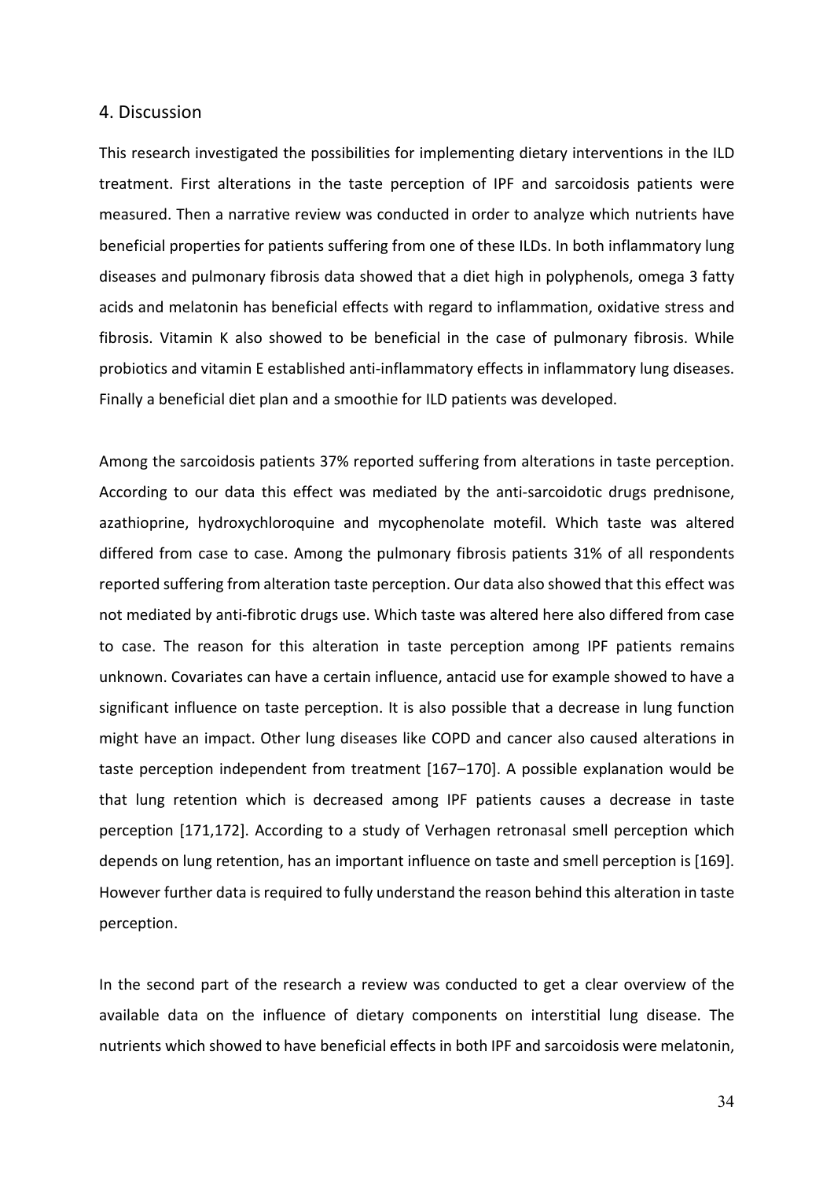## 4. Discussion

This research investigated the possibilities for implementing dietary interventions in the ILD treatment. First alterations in the taste perception of IPF and sarcoidosis patients were measured. Then a narrative review was conducted in order to analyze which nutrients have beneficial properties for patients suffering from one of these ILDs. In both inflammatory lung diseases and pulmonary fibrosis data showed that a diet high in polyphenols, omega 3 fatty acids and melatonin has beneficial effects with regard to inflammation, oxidative stress and fibrosis. Vitamin K also showed to be beneficial in the case of pulmonary fibrosis. While probiotics and vitamin E established anti-inflammatory effects in inflammatory lung diseases. Finally a beneficial diet plan and a smoothie for ILD patients was developed.

Among the sarcoidosis patients 37% reported suffering from alterations in taste perception. According to our data this effect was mediated by the anti-sarcoidotic drugs prednisone, azathioprine, hydroxychloroquine and mycophenolate motefil. Which taste was altered differed from case to case. Among the pulmonary fibrosis patients 31% of all respondents reported suffering from alteration taste perception. Our data also showed that this effect was not mediated by anti-fibrotic drugs use. Which taste was altered here also differed from case to case. The reason for this alteration in taste perception among IPF patients remains unknown. Covariates can have a certain influence, antacid use for example showed to have a significant influence on taste perception. It is also possible that a decrease in lung function might have an impact. Other lung diseases like COPD and cancer also caused alterations in taste perception independent from treatment [167–170]. A possible explanation would be that lung retention which is decreased among IPF patients causes a decrease in taste perception [171,172]. According to a study of Verhagen retronasal smell perception which depends on lung retention, has an important influence on taste and smell perception is [169]. However further data is required to fully understand the reason behind this alteration in taste perception.

In the second part of the research a review was conducted to get a clear overview of the available data on the influence of dietary components on interstitial lung disease. The nutrients which showed to have beneficial effects in both IPF and sarcoidosis were melatonin,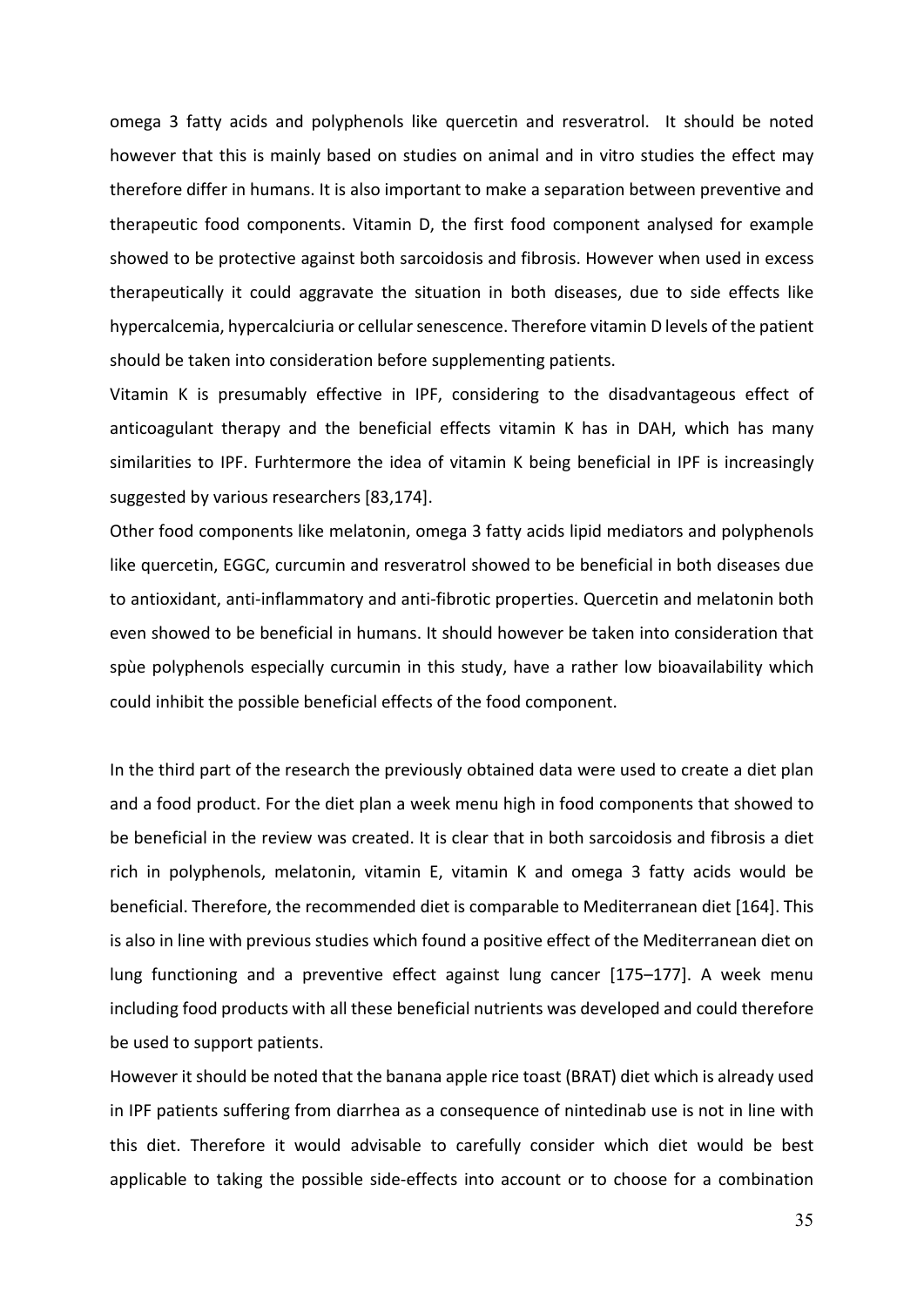omega 3 fatty acids and polyphenols like quercetin and resveratrol. It should be noted however that this is mainly based on studies on animal and in vitro studies the effect may therefore differ in humans. It is also important to make a separation between preventive and therapeutic food components. Vitamin D, the first food component analysed for example showed to be protective against both sarcoidosis and fibrosis. However when used in excess therapeutically it could aggravate the situation in both diseases, due to side effects like hypercalcemia, hypercalciuria or cellular senescence. Therefore vitamin D levels of the patient should be taken into consideration before supplementing patients.

Vitamin K is presumably effective in IPF, considering to the disadvantageous effect of anticoagulant therapy and the beneficial effects vitamin K has in DAH, which has many similarities to IPF. Furhtermore the idea of vitamin K being beneficial in IPF is increasingly suggested by various researchers [83,174].

Other food components like melatonin, omega 3 fatty acids lipid mediators and polyphenols like quercetin, EGGC, curcumin and resveratrol showed to be beneficial in both diseases due to antioxidant, anti-inflammatory and anti-fibrotic properties. Quercetin and melatonin both even showed to be beneficial in humans. It should however be taken into consideration that spùe polyphenols especially curcumin in this study, have a rather low bioavailability which could inhibit the possible beneficial effects of the food component.

In the third part of the research the previously obtained data were used to create a diet plan and a food product. For the diet plan a week menu high in food components that showed to be beneficial in the review was created. It is clear that in both sarcoidosis and fibrosis a diet rich in polyphenols, melatonin, vitamin E, vitamin K and omega 3 fatty acids would be beneficial. Therefore, the recommended diet is comparable to Mediterranean diet [164]. This is also in line with previous studies which found a positive effect of the Mediterranean diet on lung functioning and a preventive effect against lung cancer [175–177]. A week menu including food products with all these beneficial nutrients was developed and could therefore be used to support patients.

However it should be noted that the banana apple rice toast (BRAT) diet which is already used in IPF patients suffering from diarrhea as a consequence of nintedinab use is not in line with this diet. Therefore it would advisable to carefully consider which diet would be best applicable to taking the possible side-effects into account or to choose for a combination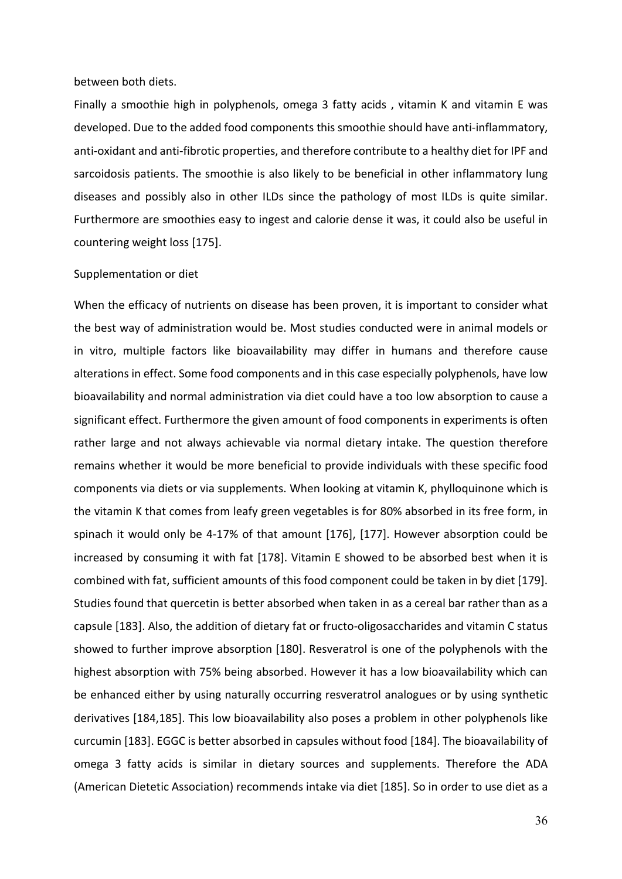between both diets.

Finally a smoothie high in polyphenols, omega 3 fatty acids , vitamin K and vitamin E was developed. Due to the added food components this smoothie should have anti-inflammatory, anti-oxidant and anti-fibrotic properties, and therefore contribute to a healthy diet for IPF and sarcoidosis patients. The smoothie is also likely to be beneficial in other inflammatory lung diseases and possibly also in other ILDs since the pathology of most ILDs is quite similar. Furthermore are smoothies easy to ingest and calorie dense it was, it could also be useful in countering weight loss [175].

Supplementation or diet

When the efficacy of nutrients on disease has been proven, it is important to consider what the best way of administration would be. Most studies conducted were in animal models or in vitro, multiple factors like bioavailability may differ in humans and therefore cause alterations in effect. Some food components and in this case especially polyphenols, have low bioavailability and normal administration via diet could have a too low absorption to cause a significant effect. Furthermore the given amount of food components in experiments is often rather large and not always achievable via normal dietary intake. The question therefore remains whether it would be more beneficial to provide individuals with these specific food components via diets or via supplements. When looking at vitamin K, phylloquinone which is the vitamin K that comes from leafy green vegetables is for 80% absorbed in its free form, in spinach it would only be 4-17% of that amount [176], [177]. However absorption could be increased by consuming it with fat [178]. Vitamin E showed to be absorbed best when it is combined with fat, sufficient amounts of this food component could be taken in by diet [179]. Studies found that quercetin is better absorbed when taken in as a cereal bar rather than as a capsule [183]. Also, the addition of dietary fat or fructo-oligosaccharides and vitamin C status showed to further improve absorption [180]. Resveratrol is one of the polyphenols with the highest absorption with 75% being absorbed. However it has a low bioavailability which can be enhanced either by using naturally occurring resveratrol analogues or by using synthetic derivatives [184,185]. This low bioavailability also poses a problem in other polyphenols like curcumin [183]. EGGC is better absorbed in capsules without food [184]. The bioavailability of omega 3 fatty acids is similar in dietary sources and supplements. Therefore the ADA (American Dietetic Association) recommends intake via diet [185]. So in order to use diet as a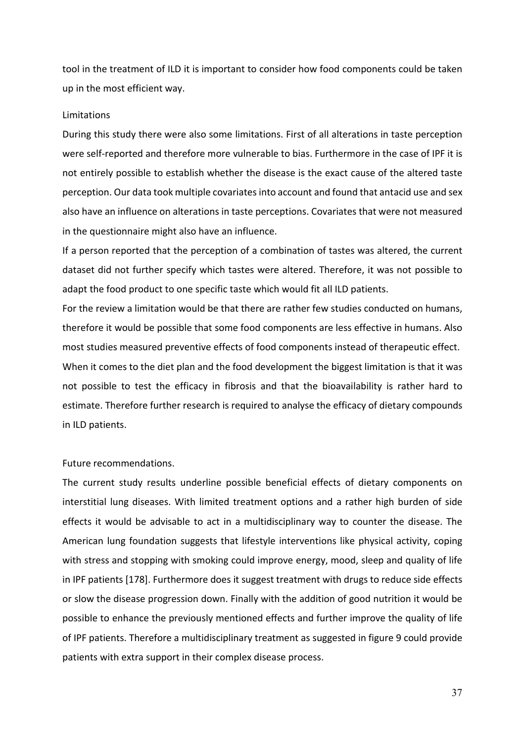tool in the treatment of ILD it is important to consider how food components could be taken up in the most efficient way.

Limitations

During this study there were also some limitations. First of all alterations in taste perception were self-reported and therefore more vulnerable to bias. Furthermore in the case of IPF it is not entirely possible to establish whether the disease is the exact cause of the altered taste perception. Our data took multiple covariates into account and found that antacid use and sex also have an influence on alterations in taste perceptions. Covariates that were not measured in the questionnaire might also have an influence.

If a person reported that the perception of a combination of tastes was altered, the current dataset did not further specify which tastes were altered. Therefore, it was not possible to adapt the food product to one specific taste which would fit all ILD patients.

For the review a limitation would be that there are rather few studies conducted on humans, therefore it would be possible that some food components are less effective in humans. Also most studies measured preventive effects of food components instead of therapeutic effect.

When it comes to the diet plan and the food development the biggest limitation is that it was not possible to test the efficacy in fibrosis and that the bioavailability is rather hard to estimate. Therefore further research is required to analyse the efficacy of dietary compounds in ILD patients.

Future recommendations.

The current study results underline possible beneficial effects of dietary components on interstitial lung diseases. With limited treatment options and a rather high burden of side effects it would be advisable to act in a multidisciplinary way to counter the disease. The American lung foundation suggests that lifestyle interventions like physical activity, coping with stress and stopping with smoking could improve energy, mood, sleep and quality of life in IPF patients [178]. Furthermore does it suggest treatment with drugs to reduce side effects or slow the disease progression down. Finally with the addition of good nutrition it would be possible to enhance the previously mentioned effects and further improve the quality of life of IPF patients. Therefore a multidisciplinary treatment as suggested in figure 9 could provide patients with extra support in their complex disease process.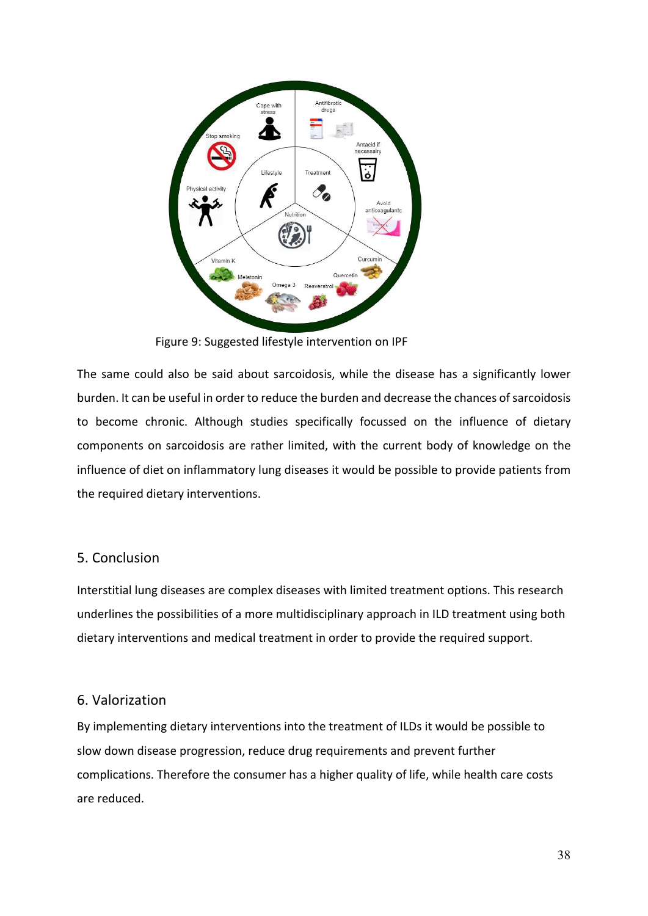Figure 9: Suggested lifestyle intervention on IPF

The same could also be said about sarcoidosis, while the disease has a significantly lower burden. It can be useful in order to reduce the burden and decrease the chances of sarcoidosis to become chronic. Although studies specifically focussed on the influence of dietary components on sarcoidosis are rather limited, with the current body of knowledge on the influence of diet on inflammatory lung diseases it would be possible to provide patients from the required dietary interventions.

## 5. Conclusion

Interstitial lung diseases are complex diseases with limited treatment options. This research underlines the possibilities of a more multidisciplinary approach in ILD treatment using both dietary interventions and medical treatment in order to provide the required support.

## 6. Valorization

By implementing dietary interventions into the treatment of ILDs it would be possible to slow down disease progression, reduce drug requirements and prevent further complications. Therefore the consumer has a higher quality of life, while health care costs are reduced.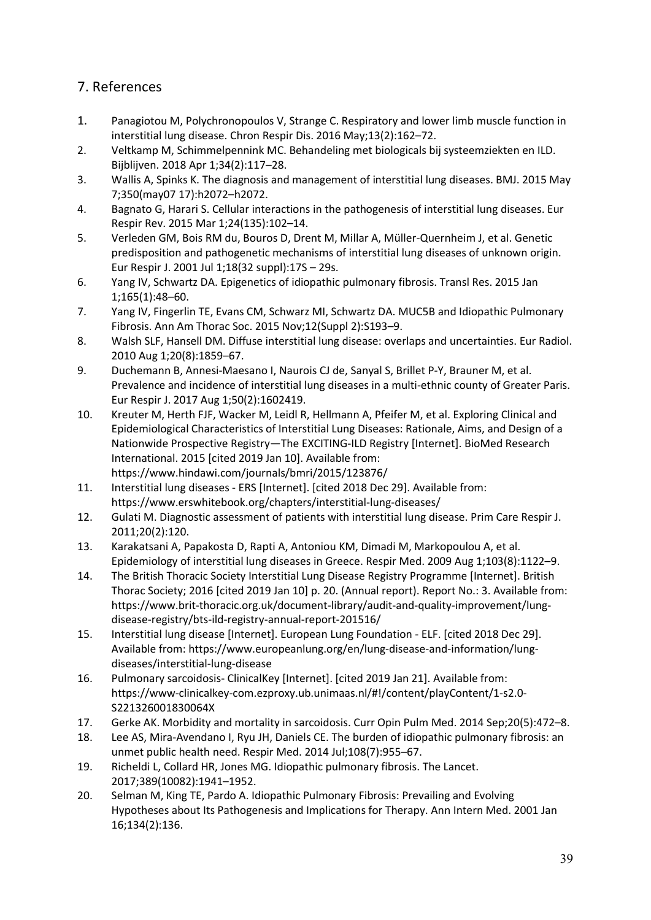## 7. References

1. Panagiotou M, Polychronopoulos V, Strange C. Respiratory and lower limb muscle function in interstitial lung disease. Chron Respir Dis. 2016 May;13(2):162–72.
2. Veltkamp M, Schimmelpennink MC. Behandeling met biologicals bij systeemziekten en ILD. Bijblijven. 2018 Apr 1;34(2):117–28.
3. Wallis A, Spinks K. The diagnosis and management of interstitial lung diseases. BMJ. 2015 May 7;350(may07 17):h2072–h2072.
4. Bagnato G, Harari S. Cellular interactions in the pathogenesis of interstitial lung diseases. Eur Respir Rev. 2015 Mar 1;24(135):102–14.
5. Verleden GM, Bois RM du, Bouros D, Drent M, Millar A, Müller-Quernheim J, et al. Genetic predisposition and pathogenetic mechanisms of interstitial lung diseases of unknown origin. Eur Respir J. 2001 Jul 1;18(32 suppl):17S – 29s.
6. Yang IV, Schwartz DA. Epigenetics of idiopathic pulmonary fibrosis. Transl Res. 2015 Jan 1;165(1):48–60.
7. Yang IV, Fingerlin TE, Evans CM, Schwarz MI, Schwartz DA. MUC5B and Idiopathic Pulmonary Fibrosis. Ann Am Thorac Soc. 2015 Nov;12(Suppl 2):S193–9.
8. Walsh SLF, Hansell DM. Diffuse interstitial lung disease: overlaps and uncertainties. Eur Radiol. 2010 Aug 1;20(8):1859–67.
9. Duchemann B, Annesi-Maesano I, Naurois CJ de, Sanyal S, Brillet P-Y, Brauner M, et al. Prevalence and incidence of interstitial lung diseases in a multi-ethnic county of Greater Paris. Eur Respir J. 2017 Aug 1;50(2):1602419.
10. Kreuter M, Herth FJF, Wacker M, Leidl R, Hellmann A, Pfeifer M, et al. Exploring Clinical and Epidemiological Characteristics of Interstitial Lung Diseases: Rationale, Aims, and Design of a Nationwide Prospective Registry—The EXCITING-ILD Registry [Internet]. BioMed Research International. 2015 [cited 2019 Jan 10]. Available from: https://www.hindawi.com/journals/bmri/2015/123876/
11. Interstitial lung diseases - ERS [Internet]. [cited 2018 Dec 29]. Available from: https://www.erswhitebook.org/chapters/interstitial-lung-diseases/
12. Gulati M. Diagnostic assessment of patients with interstitial lung disease. Prim Care Respir J. 2011;20(2):120.
13. Karakatsani A, Papakosta D, Rapti A, Antoniou KM, Dimadi M, Markopoulou A, et al. Epidemiology of interstitial lung diseases in Greece. Respir Med. 2009 Aug 1;103(8):1122–9.
14. The British Thoracic Society Interstitial Lung Disease Registry Programme [Internet]. British Thorac Society; 2016 [cited 2019 Jan 10] p. 20. (Annual report). Report No.: 3. Available from: https://www.brit-thoracic.org.uk/document-library/audit-and-quality-improvement/lung-disease-registry/bts-ild-registry-annual-report-201516/
15. Interstitial lung disease [Internet]. European Lung Foundation - ELF. [cited 2018 Dec 29]. Available from: https://www.europeanlung.org/en/lung-disease-and-information/lung-diseases/interstitial-lung-disease
16. Pulmonary sarcoidosis- ClinicalKey [Internet]. [cited 2019 Jan 21]. Available from: https://www-clinicalkey-com.ezproxy.ub.unimaas.nl/#!/content/playContent/1-s2.0-S221326001830064X
17. Gerke AK. Morbidity and mortality in sarcoidosis. Curr Opin Pulm Med. 2014 Sep;20(5):472–8.
18. Lee AS, Mira-Avendano I, Ryu JH, Daniels CE. The burden of idiopathic pulmonary fibrosis: an unmet public health need. Respir Med. 2014 Jul;108(7):955–67.
19. Richeldi L, Collard HR, Jones MG. Idiopathic pulmonary fibrosis. The Lancet. 2017;389(10082):1941–1952.
20. Selman M, King TE, Pardo A. Idiopathic Pulmonary Fibrosis: Prevailing and Evolving Hypotheses about Its Pathogenesis and Implications for Therapy. Ann Intern Med. 2001 Jan 16;134(2):136.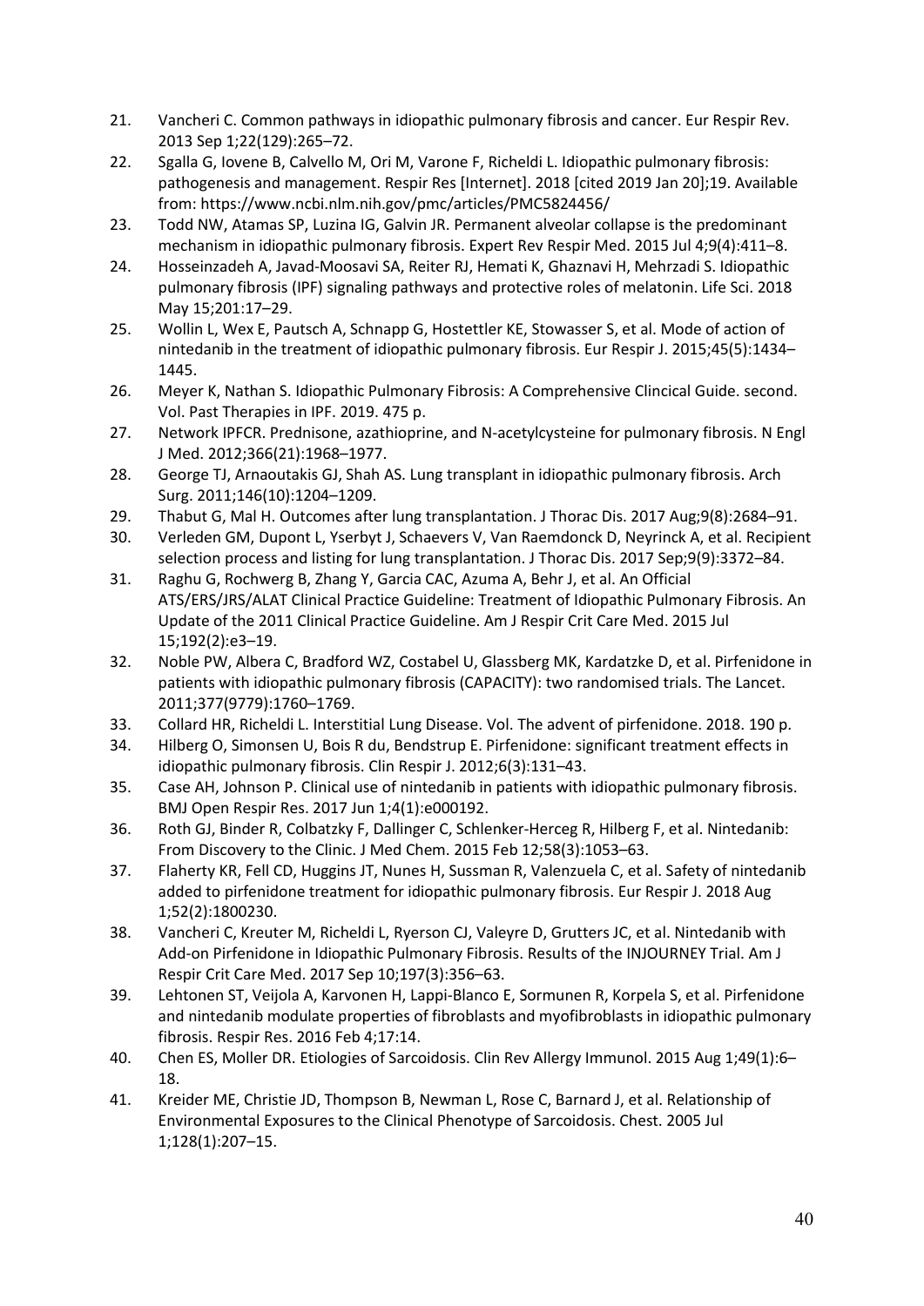21. Vancheri C. Common pathways in idiopathic pulmonary fibrosis and cancer. Eur Respir Rev. 2013 Sep 1;22(129):265–72.
22. Sgalla G, Iovene B, Calvello M, Ori M, Varone F, Richeldi L. Idiopathic pulmonary fibrosis: pathogenesis and management. Respir Res [Internet]. 2018 [cited 2019 Jan 20];19. Available from: https://www.ncbi.nlm.nih.gov/pmc/articles/PMC5824456/
23. Todd NW, Atamas SP, Luzina IG, Galvin JR. Permanent alveolar collapse is the predominant mechanism in idiopathic pulmonary fibrosis. Expert Rev Respir Med. 2015 Jul 4;9(4):411–8.
24. Hosseinzadeh A, Javad-Moosavi SA, Reiter RJ, Hemati K, Ghaznavi H, Mehrzadi S. Idiopathic pulmonary fibrosis (IPF) signaling pathways and protective roles of melatonin. Life Sci. 2018 May 15;201:17–29.
25. Wollin L, Wex E, Pautsch A, Schnapp G, Hostettler KE, Stowasser S, et al. Mode of action of nintedanib in the treatment of idiopathic pulmonary fibrosis. Eur Respir J. 2015;45(5):1434–1445.
26. Meyer K, Nathan S. Idiopathic Pulmonary Fibrosis: A Comprehensive Clincical Guide. second. Vol. Past Therapies in IPF. 2019. 475 p.
27. Network IPFCR. Prednisone, azathioprine, and N-acetylcysteine for pulmonary fibrosis. N Engl J Med. 2012;366(21):1968–1977.
28. George TJ, Arnaoutakis GJ, Shah AS. Lung transplant in idiopathic pulmonary fibrosis. Arch Surg. 2011;146(10):1204–1209.
29. Thabut G, Mal H. Outcomes after lung transplantation. J Thorac Dis. 2017 Aug;9(8):2684–91.
30. Verleden GM, Dupont L, Yserbyt J, Schaevers V, Van Raemdonck D, Neyrinck A, et al. Recipient selection process and listing for lung transplantation. J Thorac Dis. 2017 Sep;9(9):3372–84.
31. Raghu G, Rochwerg B, Zhang Y, Garcia CAC, Azuma A, Behr J, et al. An Official ATS/ERS/JRS/ALAT Clinical Practice Guideline: Treatment of Idiopathic Pulmonary Fibrosis. An Update of the 2011 Clinical Practice Guideline. Am J Respir Crit Care Med. 2015 Jul 15;192(2):e3–19.
32. Noble PW, Albera C, Bradford WZ, Costabel U, Glassberg MK, Kardatzke D, et al. Pirfenidone in patients with idiopathic pulmonary fibrosis (CAPACITY): two randomised trials. The Lancet. 2011;377(9779):1760–1769.
33. Collard HR, Richeldi L. Interstitial Lung Disease. Vol. The advent of pirfenidone. 2018. 190 p.
34. Hilberg O, Simonsen U, Bois R du, Bendstrup E. Pirfenidone: significant treatment effects in idiopathic pulmonary fibrosis. Clin Respir J. 2012;6(3):131–43.
35. Case AH, Johnson P. Clinical use of nintedanib in patients with idiopathic pulmonary fibrosis. BMJ Open Respir Res. 2017 Jun 1;4(1):e000192.
36. Roth GJ, Binder R, Colbatzky F, Dallinger C, Schlenker-Herceg R, Hilberg F, et al. Nintedanib: From Discovery to the Clinic. J Med Chem. 2015 Feb 12;58(3):1053–63.
37. Flaherty KR, Fell CD, Huggins JT, Nunes H, Sussman R, Valenzuela C, et al. Safety of nintedanib added to pirfenidone treatment for idiopathic pulmonary fibrosis. Eur Respir J. 2018 Aug 1;52(2):1800230.
38. Vancheri C, Kreuter M, Richeldi L, Ryerson CJ, Valeyre D, Grutters JC, et al. Nintedanib with Add-on Pirfenidone in Idiopathic Pulmonary Fibrosis. Results of the INJOURNEY Trial. Am J Respir Crit Care Med. 2017 Sep 10;197(3):356–63.
39. Lehtonen ST, Veijola A, Karvonen H, Lappi-Blanco E, Sormunen R, Korpela S, et al. Pirfenidone and nintedanib modulate properties of fibroblasts and myofibroblasts in idiopathic pulmonary fibrosis. Respir Res. 2016 Feb 4;17:14.
40. Chen ES, Moller DR. Etiologies of Sarcoidosis. Clin Rev Allergy Immunol. 2015 Aug 1;49(1):6–18.
41. Kreider ME, Christie JD, Thompson B, Newman L, Rose C, Barnard J, et al. Relationship of Environmental Exposures to the Clinical Phenotype of Sarcoidosis. Chest. 2005 Jul 1;128(1):207–15.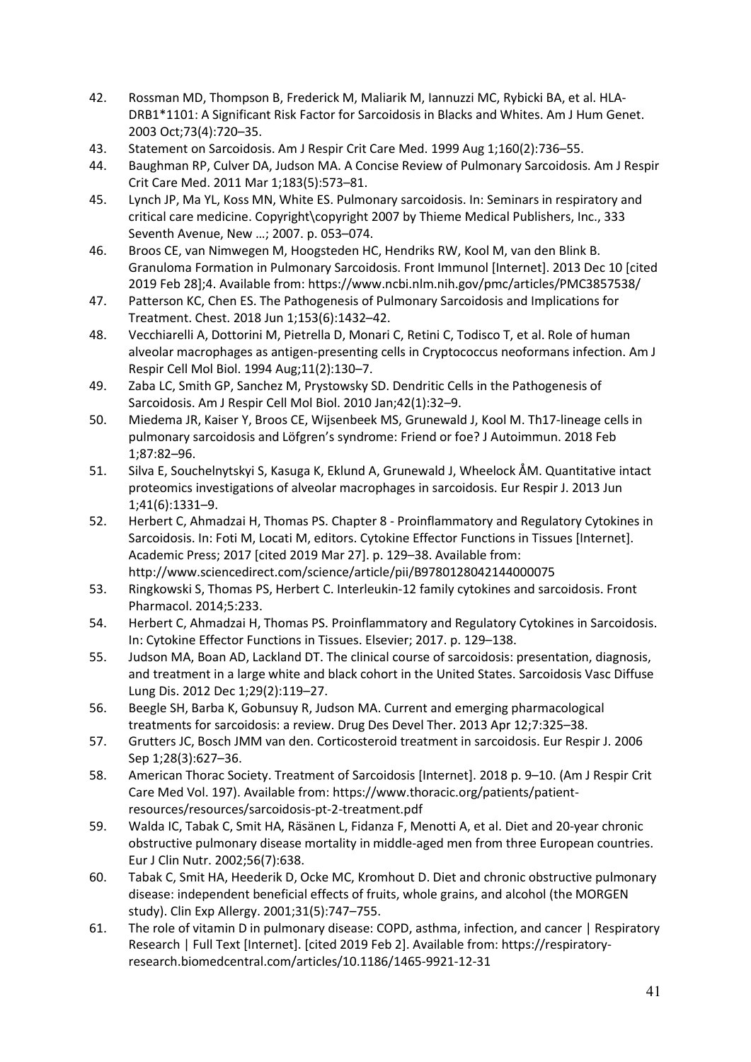42. Rossman MD, Thompson B, Frederick M, Maliarik M, Iannuzzi MC, Rybicki BA, et al. HLA-DRB1*1101: A Significant Risk Factor for Sarcoidosis in Blacks and Whites. Am J Hum Genet. 2003 Oct;73(4):720–35.
43. Statement on Sarcoidosis. Am J Respir Crit Care Med. 1999 Aug 1;160(2):736–55.
44. Baughman RP, Culver DA, Judson MA. A Concise Review of Pulmonary Sarcoidosis. Am J Respir Crit Care Med. 2011 Mar 1;183(5):573–81.
45. Lynch JP, Ma YL, Koss MN, White ES. Pulmonary sarcoidosis. In: Seminars in respiratory and critical care medicine. Copyright\copyright 2007 by Thieme Medical Publishers, Inc., 333 Seventh Avenue, New …; 2007. p. 053–074.
46. Broos CE, van Nimwegen M, Hoogsteden HC, Hendriks RW, Kool M, van den Blink B. Granuloma Formation in Pulmonary Sarcoidosis. Front Immunol [Internet]. 2013 Dec 10 [cited 2019 Feb 28];4. Available from: https://www.ncbi.nlm.nih.gov/pmc/articles/PMC3857538/
47. Patterson KC, Chen ES. The Pathogenesis of Pulmonary Sarcoidosis and Implications for Treatment. Chest. 2018 Jun 1;153(6):1432–42.
48. Vecchiarelli A, Dottorini M, Pietrella D, Monari C, Retini C, Todisco T, et al. Role of human alveolar macrophages as antigen-presenting cells in Cryptococcus neoformans infection. Am J Respir Cell Mol Biol. 1994 Aug;11(2):130–7.
49. Zaba LC, Smith GP, Sanchez M, Prystowsky SD. Dendritic Cells in the Pathogenesis of Sarcoidosis. Am J Respir Cell Mol Biol. 2010 Jan;42(1):32–9.
50. Miedema JR, Kaiser Y, Broos CE, Wijsenbeek MS, Grunewald J, Kool M. Th17-lineage cells in pulmonary sarcoidosis and Löfgren's syndrome: Friend or foe? J Autoimmun. 2018 Feb 1;87:82–96.
51. Silva E, Souchelnytskyi S, Kasuga K, Eklund A, Grunewald J, Wheelock ÅM. Quantitative intact proteomics investigations of alveolar macrophages in sarcoidosis. Eur Respir J. 2013 Jun 1;41(6):1331–9.
52. Herbert C, Ahmadzai H, Thomas PS. Chapter 8 - Proinflammatory and Regulatory Cytokines in Sarcoidosis. In: Foti M, Locati M, editors. Cytokine Effector Functions in Tissues [Internet]. Academic Press; 2017 [cited 2019 Mar 27]. p. 129–38. Available from: http://www.sciencedirect.com/science/article/pii/B9780128042144000075
53. Ringkowski S, Thomas PS, Herbert C. Interleukin-12 family cytokines and sarcoidosis. Front Pharmacol. 2014;5:233.
54. Herbert C, Ahmadzai H, Thomas PS. Proinflammatory and Regulatory Cytokines in Sarcoidosis. In: Cytokine Effector Functions in Tissues. Elsevier; 2017. p. 129–138.
55. Judson MA, Boan AD, Lackland DT. The clinical course of sarcoidosis: presentation, diagnosis, and treatment in a large white and black cohort in the United States. Sarcoidosis Vasc Diffuse Lung Dis. 2012 Dec 1;29(2):119–27.
56. Beegle SH, Barba K, Gobunsuy R, Judson MA. Current and emerging pharmacological treatments for sarcoidosis: a review. Drug Des Devel Ther. 2013 Apr 12;7:325–38.
57. Grutters JC, Bosch JMM van den. Corticosteroid treatment in sarcoidosis. Eur Respir J. 2006 Sep 1;28(3):627–36.
58. American Thorac Society. Treatment of Sarcoidosis [Internet]. 2018 p. 9–10. (Am J Respir Crit Care Med Vol. 197). Available from: https://www.thoracic.org/patients/patient-resources/resources/sarcoidosis-pt-2-treatment.pdf
59. Walda IC, Tabak C, Smit HA, Räsänen L, Fidanza F, Menotti A, et al. Diet and 20-year chronic obstructive pulmonary disease mortality in middle-aged men from three European countries. Eur J Clin Nutr. 2002;56(7):638.
60. Tabak C, Smit HA, Heederik D, Ocke MC, Kromhout D. Diet and chronic obstructive pulmonary disease: independent beneficial effects of fruits, whole grains, and alcohol (the MORGEN study). Clin Exp Allergy. 2001;31(5):747–755.
61. The role of vitamin D in pulmonary disease: COPD, asthma, infection, and cancer | Respiratory Research | Full Text [Internet]. [cited 2019 Feb 2]. Available from: https://respiratory-research.biomedcentral.com/articles/10.1186/1465-9921-12-31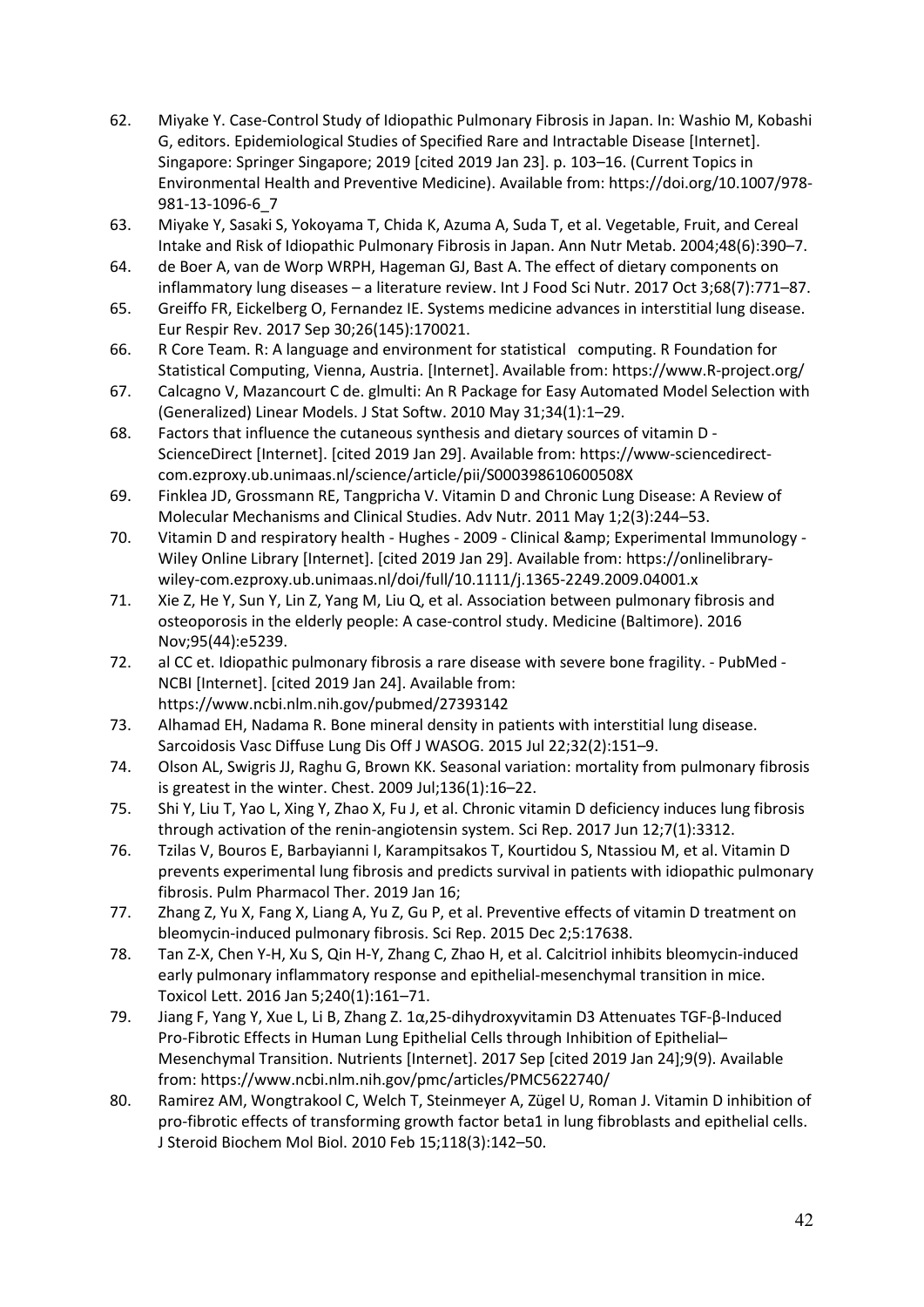62. Miyake Y. Case-Control Study of Idiopathic Pulmonary Fibrosis in Japan. In: Washio M, Kobashi G, editors. Epidemiological Studies of Specified Rare and Intractable Disease [Internet]. Singapore: Springer Singapore; 2019 [cited 2019 Jan 23]. p. 103–16. (Current Topics in Environmental Health and Preventive Medicine). Available from: https://doi.org/10.1007/978-981-13-1096-6_7
63. Miyake Y, Sasaki S, Yokoyama T, Chida K, Azuma A, Suda T, et al. Vegetable, Fruit, and Cereal Intake and Risk of Idiopathic Pulmonary Fibrosis in Japan. Ann Nutr Metab. 2004;48(6):390–7.
64. de Boer A, van de Worp WRPH, Hageman GJ, Bast A. The effect of dietary components on inflammatory lung diseases – a literature review. Int J Food Sci Nutr. 2017 Oct 3;68(7):771–87.
65. Greiffo FR, Eickelberg O, Fernandez IE. Systems medicine advances in interstitial lung disease. Eur Respir Rev. 2017 Sep 30;26(145):170021.
66. R Core Team. R: A language and environment for statistical computing. R Foundation for Statistical Computing, Vienna, Austria. [Internet]. Available from: https://www.R-project.org/
67. Calcagno V, Mazancourt C de. glmulti: An R Package for Easy Automated Model Selection with (Generalized) Linear Models. J Stat Softw. 2010 May 31;34(1):1–29.
68. Factors that influence the cutaneous synthesis and dietary sources of vitamin D - ScienceDirect [Internet]. [cited 2019 Jan 29]. Available from: https://www-sciencedirect-com.ezproxy.ub.unimaas.nl/science/article/pii/S000398610600508X
69. Finklea JD, Grossmann RE, Tangpricha V. Vitamin D and Chronic Lung Disease: A Review of Molecular Mechanisms and Clinical Studies. Adv Nutr. 2011 May 1;2(3):244–53.
70. Vitamin D and respiratory health - Hughes - 2009 - Clinical &amp; Experimental Immunology - Wiley Online Library [Internet]. [cited 2019 Jan 29]. Available from: https://onlinelibrary-wiley-com.ezproxy.ub.unimaas.nl/doi/full/10.1111/j.1365-2249.2009.04001.x
71. Xie Z, He Y, Sun Y, Lin Z, Yang M, Liu Q, et al. Association between pulmonary fibrosis and osteoporosis in the elderly people: A case-control study. Medicine (Baltimore). 2016 Nov;95(44):e5239.
72. al CC et. Idiopathic pulmonary fibrosis a rare disease with severe bone fragility. - PubMed - NCBI [Internet]. [cited 2019 Jan 24]. Available from: https://www.ncbi.nlm.nih.gov/pubmed/27393142
73. Alhamad EH, Nadama R. Bone mineral density in patients with interstitial lung disease. Sarcoidosis Vasc Diffuse Lung Dis Off J WASOG. 2015 Jul 22;32(2):151–9.
74. Olson AL, Swigris JJ, Raghu G, Brown KK. Seasonal variation: mortality from pulmonary fibrosis is greatest in the winter. Chest. 2009 Jul;136(1):16–22.
75. Shi Y, Liu T, Yao L, Xing Y, Zhao X, Fu J, et al. Chronic vitamin D deficiency induces lung fibrosis through activation of the renin-angiotensin system. Sci Rep. 2017 Jun 12;7(1):3312.
76. Tzilas V, Bouros E, Barbayianni I, Karampitsakos T, Kourtidou S, Ntassiou M, et al. Vitamin D prevents experimental lung fibrosis and predicts survival in patients with idiopathic pulmonary fibrosis. Pulm Pharmacol Ther. 2019 Jan 16;
77. Zhang Z, Yu X, Fang X, Liang A, Yu Z, Gu P, et al. Preventive effects of vitamin D treatment on bleomycin-induced pulmonary fibrosis. Sci Rep. 2015 Dec 2;5:17638.
78. Tan Z-X, Chen Y-H, Xu S, Qin H-Y, Zhang C, Zhao H, et al. Calcitriol inhibits bleomycin-induced early pulmonary inflammatory response and epithelial-mesenchymal transition in mice. Toxicol Lett. 2016 Jan 5;240(1):161–71.
79. Jiang F, Yang Y, Xue L, Li B, Zhang Z. 1α,25-dihydroxyvitamin D3 Attenuates TGF-β-Induced Pro-Fibrotic Effects in Human Lung Epithelial Cells through Inhibition of Epithelial–Mesenchymal Transition. Nutrients [Internet]. 2017 Sep [cited 2019 Jan 24];9(9). Available from: https://www.ncbi.nlm.nih.gov/pmc/articles/PMC5622740/
80. Ramirez AM, Wongtrakool C, Welch T, Steinmeyer A, Zügel U, Roman J. Vitamin D inhibition of pro-fibrotic effects of transforming growth factor beta1 in lung fibroblasts and epithelial cells. J Steroid Biochem Mol Biol. 2010 Feb 15;118(3):142–50.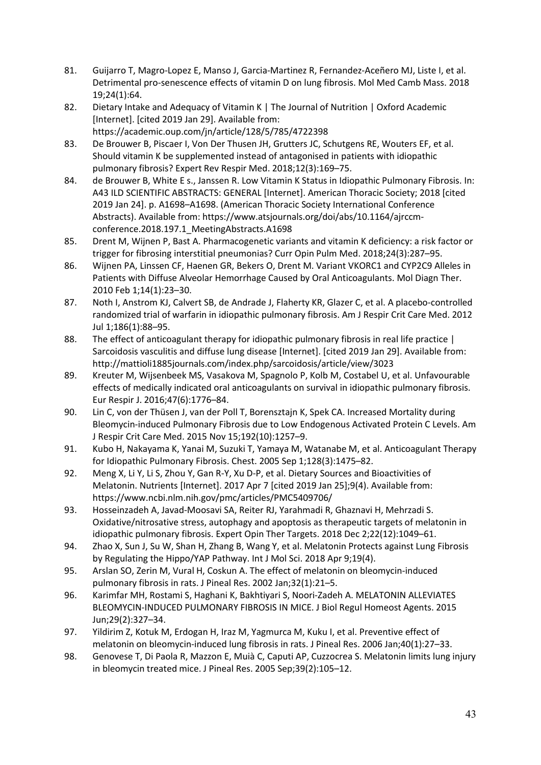81. Guijarro T, Magro-Lopez E, Manso J, Garcia-Martinez R, Fernandez-Aceñero MJ, Liste I, et al. Detrimental pro-senescence effects of vitamin D on lung fibrosis. Mol Med Camb Mass. 2018 19;24(1):64.
82. Dietary Intake and Adequacy of Vitamin K | The Journal of Nutrition | Oxford Academic [Internet]. [cited 2019 Jan 29]. Available from: https://academic.oup.com/jn/article/128/5/785/4722398
83. De Brouwer B, Piscaer I, Von Der Thusen JH, Grutters JC, Schutgens RE, Wouters EF, et al. Should vitamin K be supplemented instead of antagonised in patients with idiopathic pulmonary fibrosis? Expert Rev Respir Med. 2018;12(3):169–75.
84. de Brouwer B, White E s., Janssen R. Low Vitamin K Status in Idiopathic Pulmonary Fibrosis. In: A43 ILD SCIENTIFIC ABSTRACTS: GENERAL [Internet]. American Thoracic Society; 2018 [cited 2019 Jan 24]. p. A1698–A1698. (American Thoracic Society International Conference Abstracts). Available from: https://www.atsjournals.org/doi/abs/10.1164/ajrccm-conference.2018.197.1_MeetingAbstracts.A1698
85. Drent M, Wijnen P, Bast A. Pharmacogenetic variants and vitamin K deficiency: a risk factor or trigger for fibrosing interstitial pneumonias? Curr Opin Pulm Med. 2018;24(3):287–95.
86. Wijnen PA, Linssen CF, Haenen GR, Bekers O, Drent M. Variant VKORC1 and CYP2C9 Alleles in Patients with Diffuse Alveolar Hemorrhage Caused by Oral Anticoagulants. Mol Diagn Ther. 2010 Feb 1;14(1):23–30.
87. Noth I, Anstrom KJ, Calvert SB, de Andrade J, Flaherty KR, Glazer C, et al. A placebo-controlled randomized trial of warfarin in idiopathic pulmonary fibrosis. Am J Respir Crit Care Med. 2012 Jul 1;186(1):88–95.
88. The effect of anticoagulant therapy for idiopathic pulmonary fibrosis in real life practice | Sarcoidosis vasculitis and diffuse lung disease [Internet]. [cited 2019 Jan 29]. Available from: http://mattioli1885journals.com/index.php/sarcoidosis/article/view/3023
89. Kreuter M, Wijsenbeek MS, Vasakova M, Spagnolo P, Kolb M, Costabel U, et al. Unfavourable effects of medically indicated oral anticoagulants on survival in idiopathic pulmonary fibrosis. Eur Respir J. 2016;47(6):1776–84.
90. Lin C, von der Thüsen J, van der Poll T, Borensztajn K, Spek CA. Increased Mortality during Bleomycin-induced Pulmonary Fibrosis due to Low Endogenous Activated Protein C Levels. Am J Respir Crit Care Med. 2015 Nov 15;192(10):1257–9.
91. Kubo H, Nakayama K, Yanai M, Suzuki T, Yamaya M, Watanabe M, et al. Anticoagulant Therapy for Idiopathic Pulmonary Fibrosis. Chest. 2005 Sep 1;128(3):1475–82.
92. Meng X, Li Y, Li S, Zhou Y, Gan R-Y, Xu D-P, et al. Dietary Sources and Bioactivities of Melatonin. Nutrients [Internet]. 2017 Apr 7 [cited 2019 Jan 25];9(4). Available from: https://www.ncbi.nlm.nih.gov/pmc/articles/PMC5409706/
93. Hosseinzadeh A, Javad-Moosavi SA, Reiter RJ, Yarahmadi R, Ghaznavi H, Mehrzadi S. Oxidative/nitrosative stress, autophagy and apoptosis as therapeutic targets of melatonin in idiopathic pulmonary fibrosis. Expert Opin Ther Targets. 2018 Dec 2;22(12):1049–61.
94. Zhao X, Sun J, Su W, Shan H, Zhang B, Wang Y, et al. Melatonin Protects against Lung Fibrosis by Regulating the Hippo/YAP Pathway. Int J Mol Sci. 2018 Apr 9;19(4).
95. Arslan SO, Zerin M, Vural H, Coskun A. The effect of melatonin on bleomycin-induced pulmonary fibrosis in rats. J Pineal Res. 2002 Jan;32(1):21–5.
96. Karimfar MH, Rostami S, Haghani K, Bakhtiyari S, Noori-Zadeh A. MELATONIN ALLEVIATES BLEOMYCIN-INDUCED PULMONARY FIBROSIS IN MICE. J Biol Regul Homeost Agents. 2015 Jun;29(2):327–34.
97. Yildirim Z, Kotuk M, Erdogan H, Iraz M, Yagmurca M, Kuku I, et al. Preventive effect of melatonin on bleomycin-induced lung fibrosis in rats. J Pineal Res. 2006 Jan;40(1):27–33.
98. Genovese T, Di Paola R, Mazzon E, Muià C, Caputi AP, Cuzzocrea S. Melatonin limits lung injury in bleomycin treated mice. J Pineal Res. 2005 Sep;39(2):105–12.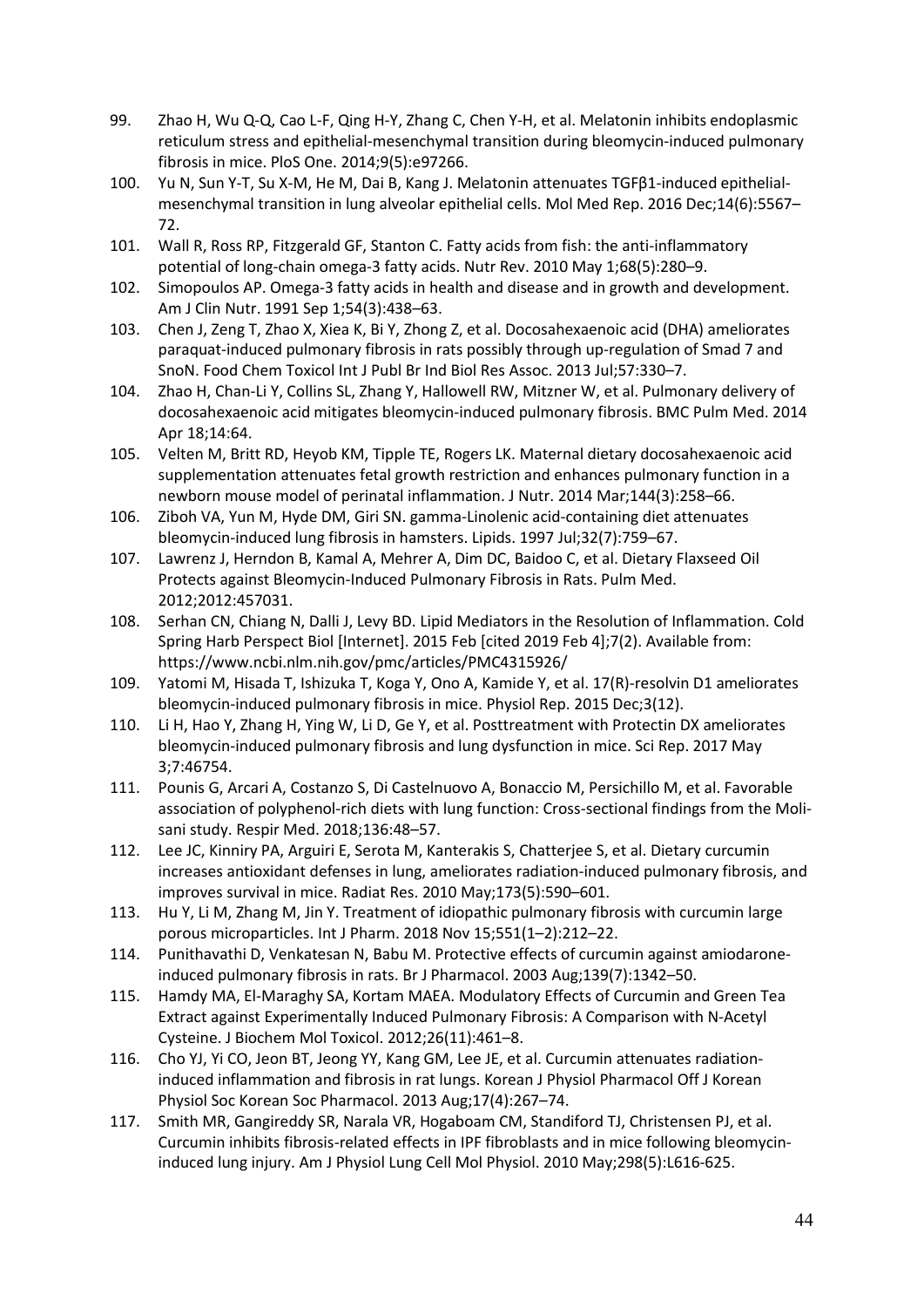99. Zhao H, Wu Q-Q, Cao L-F, Qing H-Y, Zhang C, Chen Y-H, et al. Melatonin inhibits endoplasmic reticulum stress and epithelial-mesenchymal transition during bleomycin-induced pulmonary fibrosis in mice. PloS One. 2014;9(5):e97266.
100. Yu N, Sun Y-T, Su X-M, He M, Dai B, Kang J. Melatonin attenuates TGFβ1-induced epithelial-mesenchymal transition in lung alveolar epithelial cells. Mol Med Rep. 2016 Dec;14(6):5567–72.
101. Wall R, Ross RP, Fitzgerald GF, Stanton C. Fatty acids from fish: the anti-inflammatory potential of long-chain omega-3 fatty acids. Nutr Rev. 2010 May 1;68(5):280–9.
102. Simopoulos AP. Omega-3 fatty acids in health and disease and in growth and development. Am J Clin Nutr. 1991 Sep 1;54(3):438–63.
103. Chen J, Zeng T, Zhao X, Xiea K, Bi Y, Zhong Z, et al. Docosahexaenoic acid (DHA) ameliorates paraquat-induced pulmonary fibrosis in rats possibly through up-regulation of Smad 7 and SnoN. Food Chem Toxicol Int J Publ Br Ind Biol Res Assoc. 2013 Jul;57:330–7.
104. Zhao H, Chan-Li Y, Collins SL, Zhang Y, Hallowell RW, Mitzner W, et al. Pulmonary delivery of docosahexaenoic acid mitigates bleomycin-induced pulmonary fibrosis. BMC Pulm Med. 2014 Apr 18;14:64.
105. Velten M, Britt RD, Heyob KM, Tipple TE, Rogers LK. Maternal dietary docosahexaenoic acid supplementation attenuates fetal growth restriction and enhances pulmonary function in a newborn mouse model of perinatal inflammation. J Nutr. 2014 Mar;144(3):258–66.
106. Ziboh VA, Yun M, Hyde DM, Giri SN. gamma-Linolenic acid-containing diet attenuates bleomycin-induced lung fibrosis in hamsters. Lipids. 1997 Jul;32(7):759–67.
107. Lawrenz J, Herndon B, Kamal A, Mehrer A, Dim DC, Baidoo C, et al. Dietary Flaxseed Oil Protects against Bleomycin-Induced Pulmonary Fibrosis in Rats. Pulm Med. 2012;2012:457031.
108. Serhan CN, Chiang N, Dalli J, Levy BD. Lipid Mediators in the Resolution of Inflammation. Cold Spring Harb Perspect Biol [Internet]. 2015 Feb [cited 2019 Feb 4];7(2). Available from: https://www.ncbi.nlm.nih.gov/pmc/articles/PMC4315926/
109. Yatomi M, Hisada T, Ishizuka T, Koga Y, Ono A, Kamide Y, et al. 17(R)-resolvin D1 ameliorates bleomycin-induced pulmonary fibrosis in mice. Physiol Rep. 2015 Dec;3(12).
110. Li H, Hao Y, Zhang H, Ying W, Li D, Ge Y, et al. Posttreatment with Protectin DX ameliorates bleomycin-induced pulmonary fibrosis and lung dysfunction in mice. Sci Rep. 2017 May 3;7:46754.
111. Pounis G, Arcari A, Costanzo S, Di Castelnuovo A, Bonaccio M, Persichillo M, et al. Favorable association of polyphenol-rich diets with lung function: Cross-sectional findings from the Moli-sani study. Respir Med. 2018;136:48–57.
112. Lee JC, Kinniry PA, Arguiri E, Serota M, Kanterakis S, Chatterjee S, et al. Dietary curcumin increases antioxidant defenses in lung, ameliorates radiation-induced pulmonary fibrosis, and improves survival in mice. Radiat Res. 2010 May;173(5):590–601.
113. Hu Y, Li M, Zhang M, Jin Y. Treatment of idiopathic pulmonary fibrosis with curcumin large porous microparticles. Int J Pharm. 2018 Nov 15;551(1–2):212–22.
114. Punithavathi D, Venkatesan N, Babu M. Protective effects of curcumin against amiodarone-induced pulmonary fibrosis in rats. Br J Pharmacol. 2003 Aug;139(7):1342–50.
115. Hamdy MA, El-Maraghy SA, Kortam MAEA. Modulatory Effects of Curcumin and Green Tea Extract against Experimentally Induced Pulmonary Fibrosis: A Comparison with N-Acetyl Cysteine. J Biochem Mol Toxicol. 2012;26(11):461–8.
116. Cho YJ, Yi CO, Jeon BT, Jeong YY, Kang GM, Lee JE, et al. Curcumin attenuates radiation-induced inflammation and fibrosis in rat lungs. Korean J Physiol Pharmacol Off J Korean Physiol Soc Korean Soc Pharmacol. 2013 Aug;17(4):267–74.
117. Smith MR, Gangireddy SR, Narala VR, Hogaboam CM, Standiford TJ, Christensen PJ, et al. Curcumin inhibits fibrosis-related effects in IPF fibroblasts and in mice following bleomycin-induced lung injury. Am J Physiol Lung Cell Mol Physiol. 2010 May;298(5):L616-625.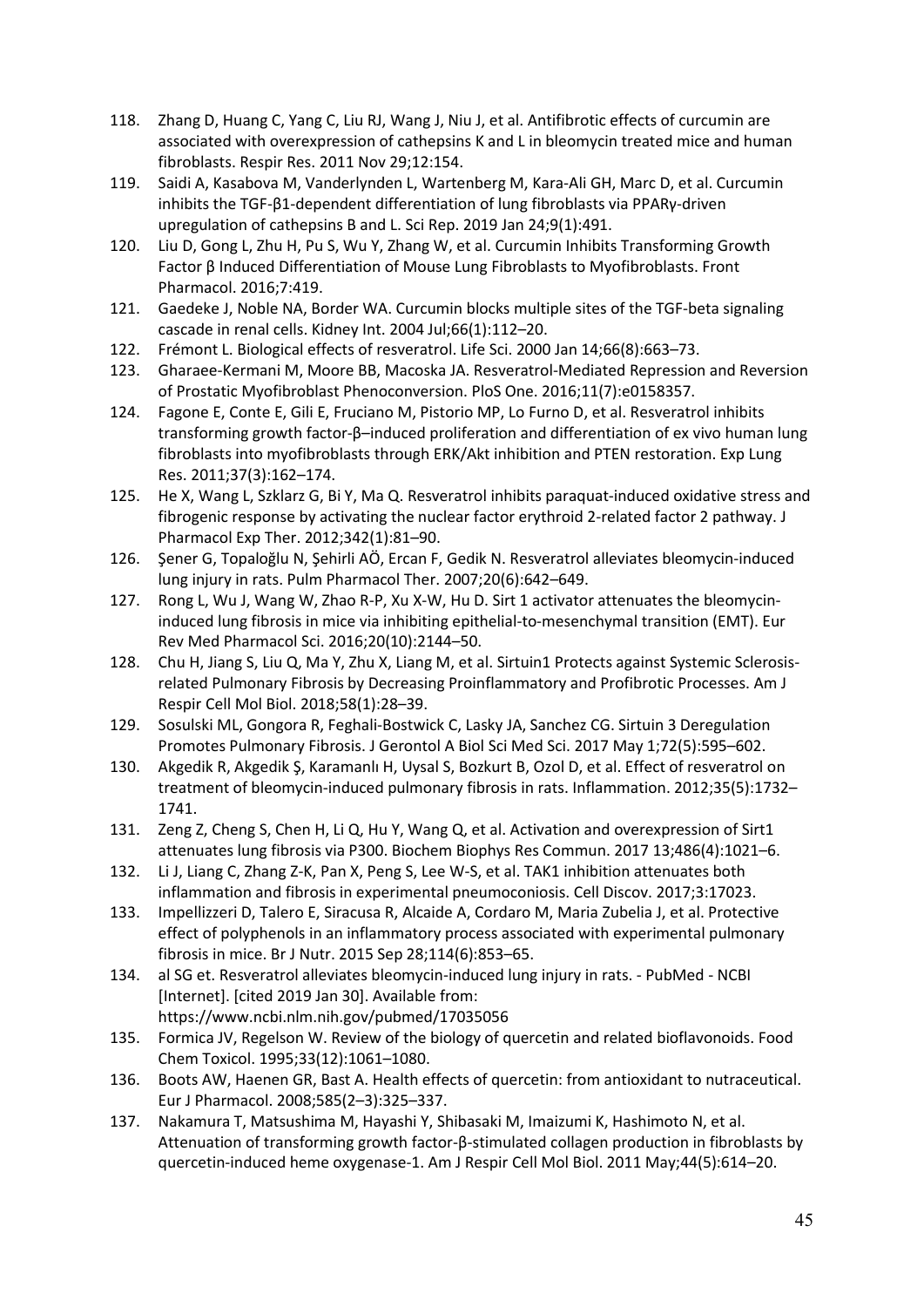118. Zhang D, Huang C, Yang C, Liu RJ, Wang J, Niu J, et al. Antifibrotic effects of curcumin are associated with overexpression of cathepsins K and L in bleomycin treated mice and human fibroblasts. Respir Res. 2011 Nov 29;12:154.
119. Saidi A, Kasabova M, Vanderlynden L, Wartenberg M, Kara-Ali GH, Marc D, et al. Curcumin inhibits the TGF-β1-dependent differentiation of lung fibroblasts via PPARγ-driven upregulation of cathepsins B and L. Sci Rep. 2019 Jan 24;9(1):491.
120. Liu D, Gong L, Zhu H, Pu S, Wu Y, Zhang W, et al. Curcumin Inhibits Transforming Growth Factor β Induced Differentiation of Mouse Lung Fibroblasts to Myofibroblasts. Front Pharmacol. 2016;7:419.
121. Gaedeke J, Noble NA, Border WA. Curcumin blocks multiple sites of the TGF-beta signaling cascade in renal cells. Kidney Int. 2004 Jul;66(1):112–20.
122. Frémont L. Biological effects of resveratrol. Life Sci. 2000 Jan 14;66(8):663–73.
123. Gharaee-Kermani M, Moore BB, Macoska JA. Resveratrol-Mediated Repression and Reversion of Prostatic Myofibroblast Phenoconversion. PloS One. 2016;11(7):e0158357.
124. Fagone E, Conte E, Gili E, Fruciano M, Pistorio MP, Lo Furno D, et al. Resveratrol inhibits transforming growth factor-β–induced proliferation and differentiation of ex vivo human lung fibroblasts into myofibroblasts through ERK/Akt inhibition and PTEN restoration. Exp Lung Res. 2011;37(3):162–174.
125. He X, Wang L, Szklarz G, Bi Y, Ma Q. Resveratrol inhibits paraquat-induced oxidative stress and fibrogenic response by activating the nuclear factor erythroid 2-related factor 2 pathway. J Pharmacol Exp Ther. 2012;342(1):81–90.
126. Şener G, Topaloğlu N, Şehirli AÖ, Ercan F, Gedik N. Resveratrol alleviates bleomycin-induced lung injury in rats. Pulm Pharmacol Ther. 2007;20(6):642–649.
127. Rong L, Wu J, Wang W, Zhao R-P, Xu X-W, Hu D. Sirt 1 activator attenuates the bleomycin-induced lung fibrosis in mice via inhibiting epithelial-to-mesenchymal transition (EMT). Eur Rev Med Pharmacol Sci. 2016;20(10):2144–50.
128. Chu H, Jiang S, Liu Q, Ma Y, Zhu X, Liang M, et al. Sirtuin1 Protects against Systemic Sclerosis-related Pulmonary Fibrosis by Decreasing Proinflammatory and Profibrotic Processes. Am J Respir Cell Mol Biol. 2018;58(1):28–39.
129. Sosulski ML, Gongora R, Feghali-Bostwick C, Lasky JA, Sanchez CG. Sirtuin 3 Deregulation Promotes Pulmonary Fibrosis. J Gerontol A Biol Sci Med Sci. 2017 May 1;72(5):595–602.
130. Akgedik R, Akgedik Ş, Karamanlı H, Uysal S, Bozkurt B, Ozol D, et al. Effect of resveratrol on treatment of bleomycin-induced pulmonary fibrosis in rats. Inflammation. 2012;35(5):1732–1741.
131. Zeng Z, Cheng S, Chen H, Li Q, Hu Y, Wang Q, et al. Activation and overexpression of Sirt1 attenuates lung fibrosis via P300. Biochem Biophys Res Commun. 2017 13;486(4):1021–6.
132. Li J, Liang C, Zhang Z-K, Pan X, Peng S, Lee W-S, et al. TAK1 inhibition attenuates both inflammation and fibrosis in experimental pneumoconiosis. Cell Discov. 2017;3:17023.
133. Impellizzeri D, Talero E, Siracusa R, Alcaide A, Cordaro M, Maria Zubelia J, et al. Protective effect of polyphenols in an inflammatory process associated with experimental pulmonary fibrosis in mice. Br J Nutr. 2015 Sep 28;114(6):853–65.
134. al SG et. Resveratrol alleviates bleomycin-induced lung injury in rats. - PubMed - NCBI [Internet]. [cited 2019 Jan 30]. Available from: https://www.ncbi.nlm.nih.gov/pubmed/17035056
135. Formica JV, Regelson W. Review of the biology of quercetin and related bioflavonoids. Food Chem Toxicol. 1995;33(12):1061–1080.
136. Boots AW, Haenen GR, Bast A. Health effects of quercetin: from antioxidant to nutraceutical. Eur J Pharmacol. 2008;585(2–3):325–337.
137. Nakamura T, Matsushima M, Hayashi Y, Shibasaki M, Imaizumi K, Hashimoto N, et al. Attenuation of transforming growth factor-β-stimulated collagen production in fibroblasts by quercetin-induced heme oxygenase-1. Am J Respir Cell Mol Biol. 2011 May;44(5):614–20.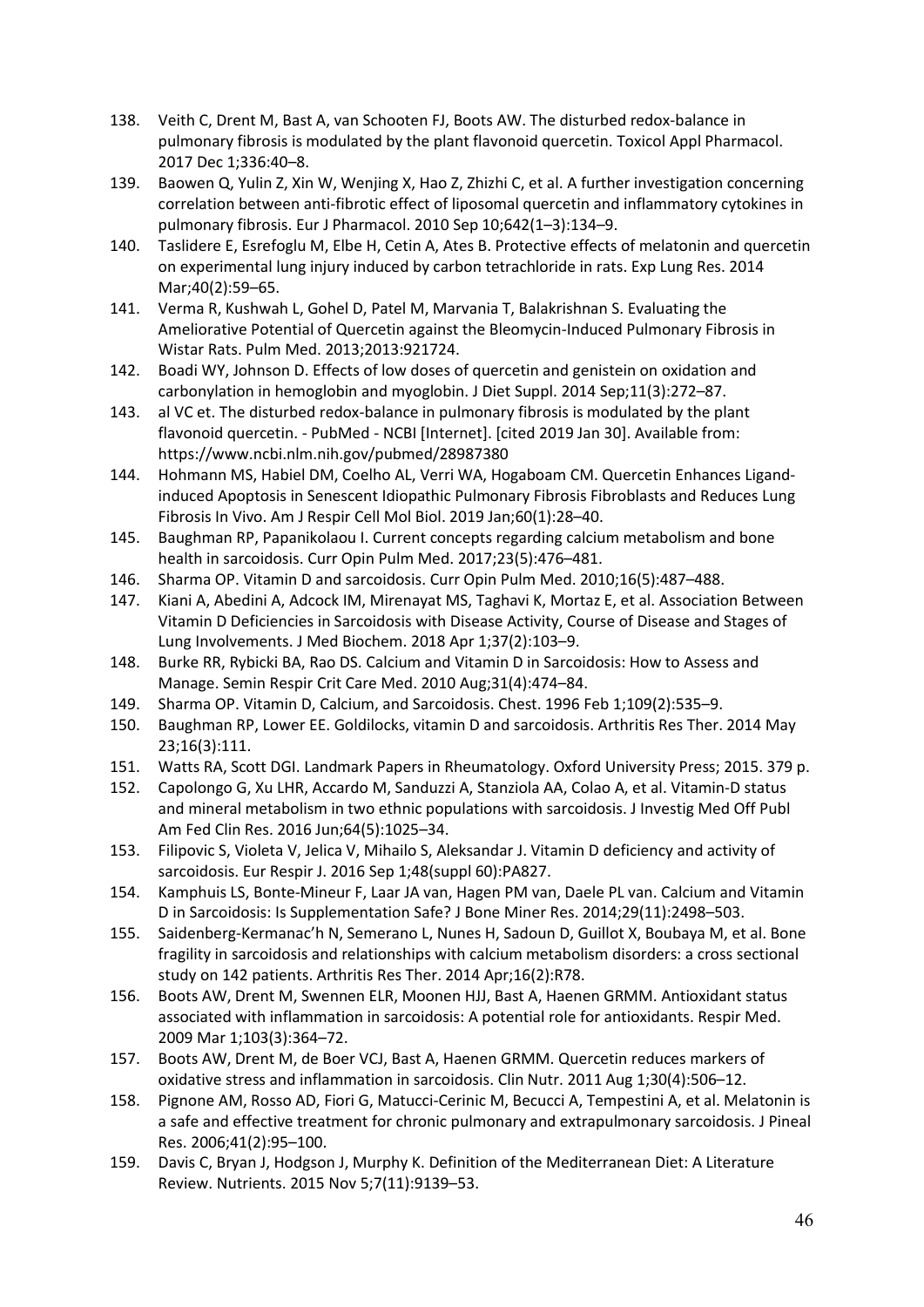138. Veith C, Drent M, Bast A, van Schooten FJ, Boots AW. The disturbed redox-balance in pulmonary fibrosis is modulated by the plant flavonoid quercetin. Toxicol Appl Pharmacol. 2017 Dec 1;336:40–8.
139. Baowen Q, Yulin Z, Xin W, Wenjing X, Hao Z, Zhizhi C, et al. A further investigation concerning correlation between anti-fibrotic effect of liposomal quercetin and inflammatory cytokines in pulmonary fibrosis. Eur J Pharmacol. 2010 Sep 10;642(1–3):134–9.
140. Taslidere E, Esrefoglu M, Elbe H, Cetin A, Ates B. Protective effects of melatonin and quercetin on experimental lung injury induced by carbon tetrachloride in rats. Exp Lung Res. 2014 Mar;40(2):59–65.
141. Verma R, Kushwah L, Gohel D, Patel M, Marvania T, Balakrishnan S. Evaluating the Ameliorative Potential of Quercetin against the Bleomycin-Induced Pulmonary Fibrosis in Wistar Rats. Pulm Med. 2013;2013:921724.
142. Boadi WY, Johnson D. Effects of low doses of quercetin and genistein on oxidation and carbonylation in hemoglobin and myoglobin. J Diet Suppl. 2014 Sep;11(3):272–87.
143. al VC et. The disturbed redox-balance in pulmonary fibrosis is modulated by the plant flavonoid quercetin. - PubMed - NCBI [Internet]. [cited 2019 Jan 30]. Available from: https://www.ncbi.nlm.nih.gov/pubmed/28987380
144. Hohmann MS, Habiel DM, Coelho AL, Verri WA, Hogaboam CM. Quercetin Enhances Ligand-induced Apoptosis in Senescent Idiopathic Pulmonary Fibrosis Fibroblasts and Reduces Lung Fibrosis In Vivo. Am J Respir Cell Mol Biol. 2019 Jan;60(1):28–40.
145. Baughman RP, Papanikolaou I. Current concepts regarding calcium metabolism and bone health in sarcoidosis. Curr Opin Pulm Med. 2017;23(5):476–481.
146. Sharma OP. Vitamin D and sarcoidosis. Curr Opin Pulm Med. 2010;16(5):487–488.
147. Kiani A, Abedini A, Adcock IM, Mirenayat MS, Taghavi K, Mortaz E, et al. Association Between Vitamin D Deficiencies in Sarcoidosis with Disease Activity, Course of Disease and Stages of Lung Involvements. J Med Biochem. 2018 Apr 1;37(2):103–9.
148. Burke RR, Rybicki BA, Rao DS. Calcium and Vitamin D in Sarcoidosis: How to Assess and Manage. Semin Respir Crit Care Med. 2010 Aug;31(4):474–84.
149. Sharma OP. Vitamin D, Calcium, and Sarcoidosis. Chest. 1996 Feb 1;109(2):535–9.
150. Baughman RP, Lower EE. Goldilocks, vitamin D and sarcoidosis. Arthritis Res Ther. 2014 May 23;16(3):111.
151. Watts RA, Scott DGI. Landmark Papers in Rheumatology. Oxford University Press; 2015. 379 p.
152. Capolongo G, Xu LHR, Accardo M, Sanduzzi A, Stanziola AA, Colao A, et al. Vitamin-D status and mineral metabolism in two ethnic populations with sarcoidosis. J Investig Med Off Publ Am Fed Clin Res. 2016 Jun;64(5):1025–34.
153. Filipovic S, Violeta V, Jelica V, Mihailo S, Aleksandar J. Vitamin D deficiency and activity of sarcoidosis. Eur Respir J. 2016 Sep 1;48(suppl 60):PA827.
154. Kamphuis LS, Bonte-Mineur F, Laar JA van, Hagen PM van, Daele PL van. Calcium and Vitamin D in Sarcoidosis: Is Supplementation Safe? J Bone Miner Res. 2014;29(11):2498–503.
155. Saidenberg-Kermanac'h N, Semerano L, Nunes H, Sadoun D, Guillot X, Boubaya M, et al. Bone fragility in sarcoidosis and relationships with calcium metabolism disorders: a cross sectional study on 142 patients. Arthritis Res Ther. 2014 Apr;16(2):R78.
156. Boots AW, Drent M, Swennen ELR, Moonen HJJ, Bast A, Haenen GRMM. Antioxidant status associated with inflammation in sarcoidosis: A potential role for antioxidants. Respir Med. 2009 Mar 1;103(3):364–72.
157. Boots AW, Drent M, de Boer VCJ, Bast A, Haenen GRMM. Quercetin reduces markers of oxidative stress and inflammation in sarcoidosis. Clin Nutr. 2011 Aug 1;30(4):506–12.
158. Pignone AM, Rosso AD, Fiori G, Matucci-Cerinic M, Becucci A, Tempestini A, et al. Melatonin is a safe and effective treatment for chronic pulmonary and extrapulmonary sarcoidosis. J Pineal Res. 2006;41(2):95–100.
159. Davis C, Bryan J, Hodgson J, Murphy K. Definition of the Mediterranean Diet: A Literature Review. Nutrients. 2015 Nov 5;7(11):9139–53.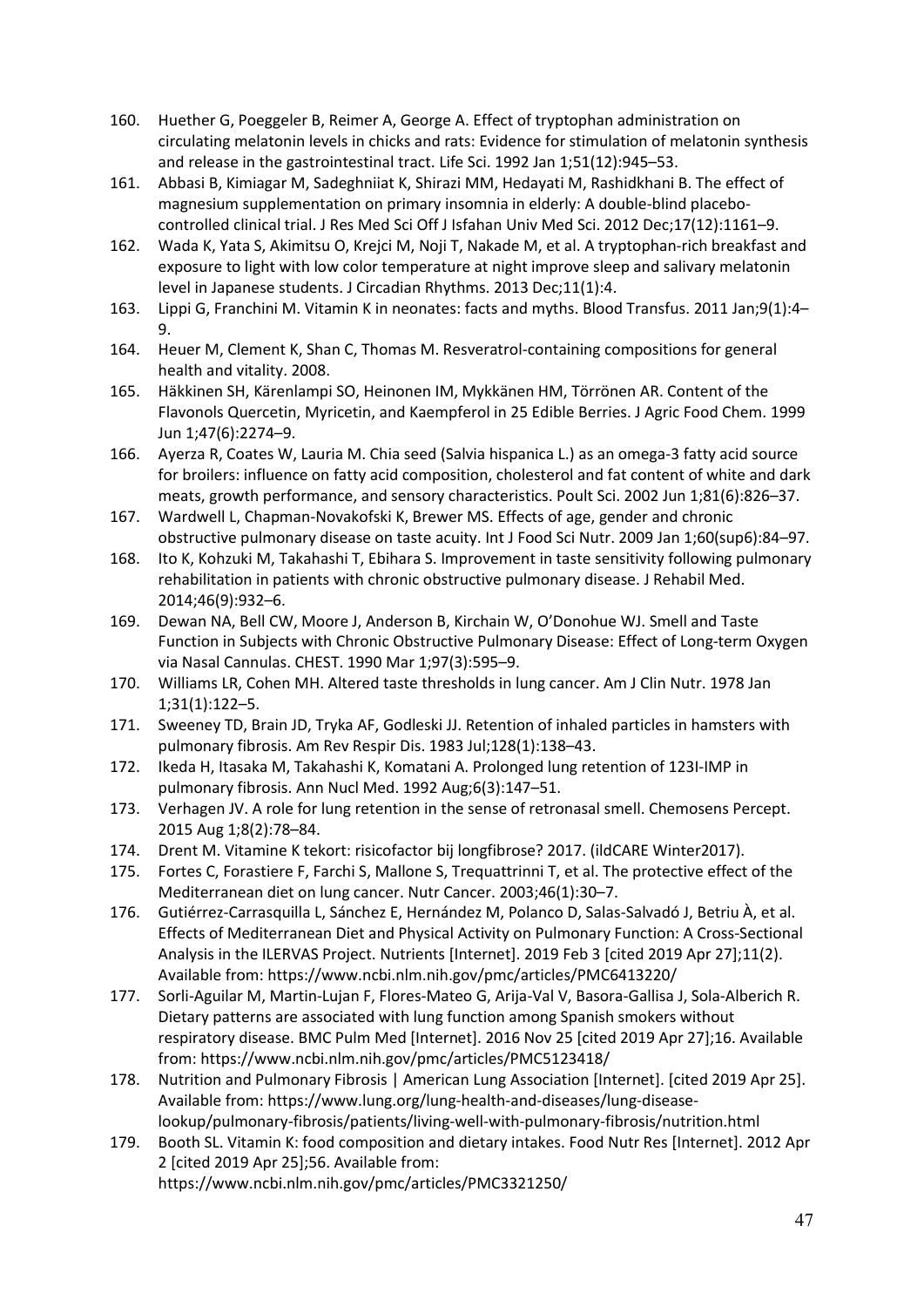160. Huether G, Poeggeler B, Reimer A, George A. Effect of tryptophan administration on circulating melatonin levels in chicks and rats: Evidence for stimulation of melatonin synthesis and release in the gastrointestinal tract. Life Sci. 1992 Jan 1;51(12):945–53.
161. Abbasi B, Kimiagar M, Sadeghniiat K, Shirazi MM, Hedayati M, Rashidkhani B. The effect of magnesium supplementation on primary insomnia in elderly: A double-blind placebo-controlled clinical trial. J Res Med Sci Off J Isfahan Univ Med Sci. 2012 Dec;17(12):1161–9.
162. Wada K, Yata S, Akimitsu O, Krejci M, Noji T, Nakade M, et al. A tryptophan-rich breakfast and exposure to light with low color temperature at night improve sleep and salivary melatonin level in Japanese students. J Circadian Rhythms. 2013 Dec;11(1):4.
163. Lippi G, Franchini M. Vitamin K in neonates: facts and myths. Blood Transfus. 2011 Jan;9(1):4–9.
164. Heuer M, Clement K, Shan C, Thomas M. Resveratrol-containing compositions for general health and vitality. 2008.
165. Häkkinen SH, Kärenlampi SO, Heinonen IM, Mykkänen HM, Törrönen AR. Content of the Flavonols Quercetin, Myricetin, and Kaempferol in 25 Edible Berries. J Agric Food Chem. 1999 Jun 1;47(6):2274–9.
166. Ayerza R, Coates W, Lauria M. Chia seed (Salvia hispanica L.) as an omega-3 fatty acid source for broilers: influence on fatty acid composition, cholesterol and fat content of white and dark meats, growth performance, and sensory characteristics. Poult Sci. 2002 Jun 1;81(6):826–37.
167. Wardwell L, Chapman-Novakofski K, Brewer MS. Effects of age, gender and chronic obstructive pulmonary disease on taste acuity. Int J Food Sci Nutr. 2009 Jan 1;60(sup6):84–97.
168. Ito K, Kohzuki M, Takahashi T, Ebihara S. Improvement in taste sensitivity following pulmonary rehabilitation in patients with chronic obstructive pulmonary disease. J Rehabil Med. 2014;46(9):932–6.
169. Dewan NA, Bell CW, Moore J, Anderson B, Kirchain W, O'Donohue WJ. Smell and Taste Function in Subjects with Chronic Obstructive Pulmonary Disease: Effect of Long-term Oxygen via Nasal Cannulas. CHEST. 1990 Mar 1;97(3):595–9.
170. Williams LR, Cohen MH. Altered taste thresholds in lung cancer. Am J Clin Nutr. 1978 Jan 1;31(1):122–5.
171. Sweeney TD, Brain JD, Tryka AF, Godleski JJ. Retention of inhaled particles in hamsters with pulmonary fibrosis. Am Rev Respir Dis. 1983 Jul;128(1):138–43.
172. Ikeda H, Itasaka M, Takahashi K, Komatani A. Prolonged lung retention of 123I-IMP in pulmonary fibrosis. Ann Nucl Med. 1992 Aug;6(3):147–51.
173. Verhagen JV. A role for lung retention in the sense of retronasal smell. Chemosens Percept. 2015 Aug 1;8(2):78–84.
174. Drent M. Vitamine K tekort: risicofactor bij longfibrose? 2017. (ildCARE Winter2017).
175. Fortes C, Forastiere F, Farchi S, Mallone S, Trequattrinni T, et al. The protective effect of the Mediterranean diet on lung cancer. Nutr Cancer. 2003;46(1):30–7.
176. Gutiérrez-Carrasquilla L, Sánchez E, Hernández M, Polanco D, Salas-Salvadó J, Betriu À, et al. Effects of Mediterranean Diet and Physical Activity on Pulmonary Function: A Cross-Sectional Analysis in the ILERVAS Project. Nutrients [Internet]. 2019 Feb 3 [cited 2019 Apr 27];11(2). Available from: https://www.ncbi.nlm.nih.gov/pmc/articles/PMC6413220/
177. Sorli-Aguilar M, Martin-Lujan F, Flores-Mateo G, Arija-Val V, Basora-Gallisa J, Sola-Alberich R. Dietary patterns are associated with lung function among Spanish smokers without respiratory disease. BMC Pulm Med [Internet]. 2016 Nov 25 [cited 2019 Apr 27];16. Available from: https://www.ncbi.nlm.nih.gov/pmc/articles/PMC5123418/
178. Nutrition and Pulmonary Fibrosis | American Lung Association [Internet]. [cited 2019 Apr 25]. Available from: https://www.lung.org/lung-health-and-diseases/lung-disease-lookup/pulmonary-fibrosis/patients/living-well-with-pulmonary-fibrosis/nutrition.html
179. Booth SL. Vitamin K: food composition and dietary intakes. Food Nutr Res [Internet]. 2012 Apr 2 [cited 2019 Apr 25];56. Available from: https://www.ncbi.nlm.nih.gov/pmc/articles/PMC3321250/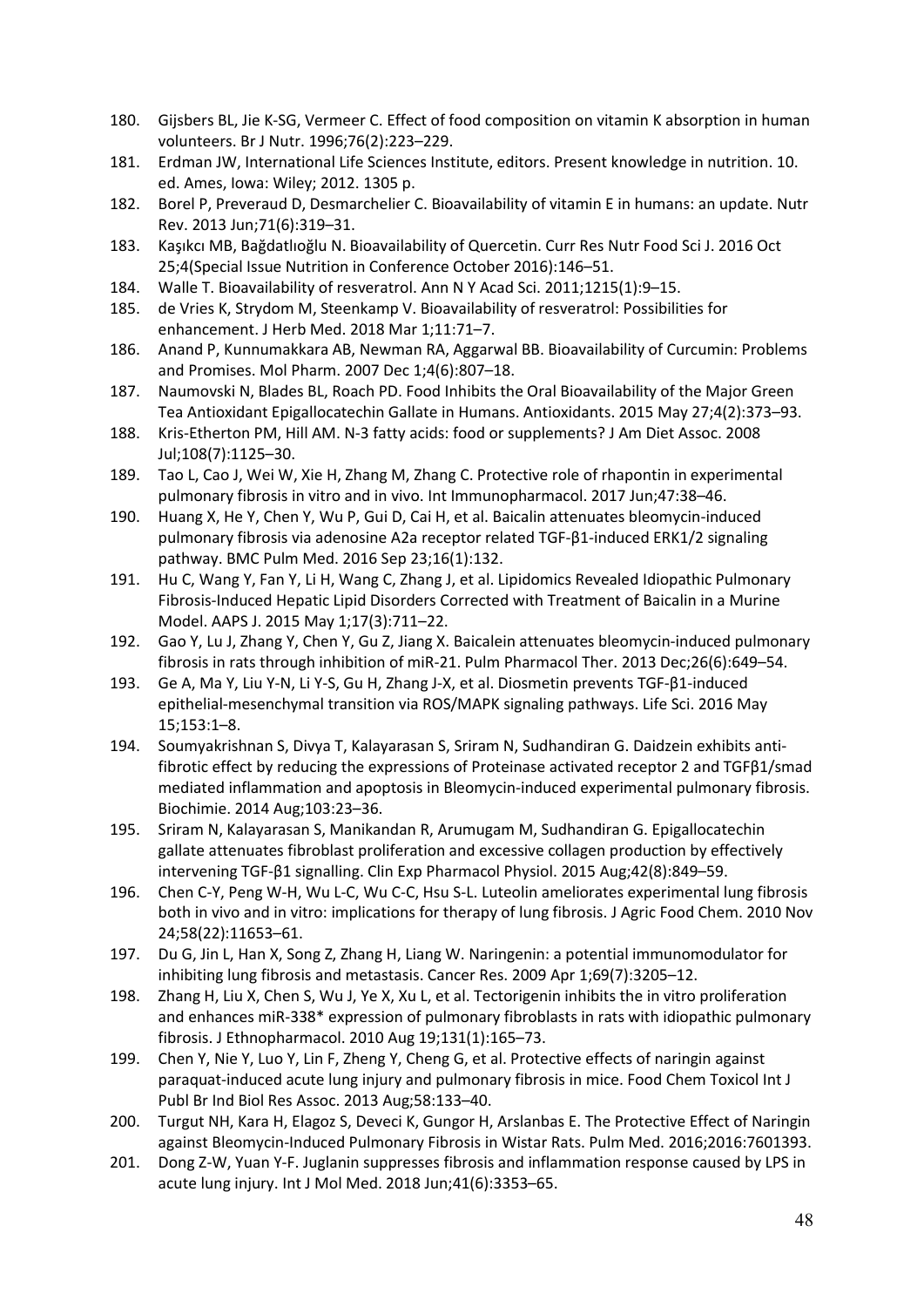180. Gijsbers BL, Jie K-SG, Vermeer C. Effect of food composition on vitamin K absorption in human volunteers. Br J Nutr. 1996;76(2):223–229.
181. Erdman JW, International Life Sciences Institute, editors. Present knowledge in nutrition. 10. ed. Ames, Iowa: Wiley; 2012. 1305 p.
182. Borel P, Preveraud D, Desmarchelier C. Bioavailability of vitamin E in humans: an update. Nutr Rev. 2013 Jun;71(6):319–31.
183. Kaşıkcı MB, Bağdatlıoğlu N. Bioavailability of Quercetin. Curr Res Nutr Food Sci J. 2016 Oct 25;4(Special Issue Nutrition in Conference October 2016):146–51.
184. Walle T. Bioavailability of resveratrol. Ann N Y Acad Sci. 2011;1215(1):9–15.
185. de Vries K, Strydom M, Steenkamp V. Bioavailability of resveratrol: Possibilities for enhancement. J Herb Med. 2018 Mar 1;11:71–7.
186. Anand P, Kunnumakkara AB, Newman RA, Aggarwal BB. Bioavailability of Curcumin: Problems and Promises. Mol Pharm. 2007 Dec 1;4(6):807–18.
187. Naumovski N, Blades BL, Roach PD. Food Inhibits the Oral Bioavailability of the Major Green Tea Antioxidant Epigallocatechin Gallate in Humans. Antioxidants. 2015 May 27;4(2):373–93.
188. Kris-Etherton PM, Hill AM. N-3 fatty acids: food or supplements? J Am Diet Assoc. 2008 Jul;108(7):1125–30.
189. Tao L, Cao J, Wei W, Xie H, Zhang M, Zhang C. Protective role of rhapontin in experimental pulmonary fibrosis in vitro and in vivo. Int Immunopharmacol. 2017 Jun;47:38–46.
190. Huang X, He Y, Chen Y, Wu P, Gui D, Cai H, et al. Baicalin attenuates bleomycin-induced pulmonary fibrosis via adenosine A2a receptor related TGF-β1-induced ERK1/2 signaling pathway. BMC Pulm Med. 2016 Sep 23;16(1):132.
191. Hu C, Wang Y, Fan Y, Li H, Wang C, Zhang J, et al. Lipidomics Revealed Idiopathic Pulmonary Fibrosis-Induced Hepatic Lipid Disorders Corrected with Treatment of Baicalin in a Murine Model. AAPS J. 2015 May 1;17(3):711–22.
192. Gao Y, Lu J, Zhang Y, Chen Y, Gu Z, Jiang X. Baicalein attenuates bleomycin-induced pulmonary fibrosis in rats through inhibition of miR-21. Pulm Pharmacol Ther. 2013 Dec;26(6):649–54.
193. Ge A, Ma Y, Liu Y-N, Li Y-S, Gu H, Zhang J-X, et al. Diosmetin prevents TGF-β1-induced epithelial-mesenchymal transition via ROS/MAPK signaling pathways. Life Sci. 2016 May 15;153:1–8.
194. Soumyakrishnan S, Divya T, Kalayarasan S, Sriram N, Sudhandiran G. Daidzein exhibits anti-fibrotic effect by reducing the expressions of Proteinase activated receptor 2 and TGFβ1/smad mediated inflammation and apoptosis in Bleomycin-induced experimental pulmonary fibrosis. Biochimie. 2014 Aug;103:23–36.
195. Sriram N, Kalayarasan S, Manikandan R, Arumugam M, Sudhandiran G. Epigallocatechin gallate attenuates fibroblast proliferation and excessive collagen production by effectively intervening TGF-β1 signalling. Clin Exp Pharmacol Physiol. 2015 Aug;42(8):849–59.
196. Chen C-Y, Peng W-H, Wu L-C, Wu C-C, Hsu S-L. Luteolin ameliorates experimental lung fibrosis both in vivo and in vitro: implications for therapy of lung fibrosis. J Agric Food Chem. 2010 Nov 24;58(22):11653–61.
197. Du G, Jin L, Han X, Song Z, Zhang H, Liang W. Naringenin: a potential immunomodulator for inhibiting lung fibrosis and metastasis. Cancer Res. 2009 Apr 1;69(7):3205–12.
198. Zhang H, Liu X, Chen S, Wu J, Ye X, Xu L, et al. Tectorigenin inhibits the in vitro proliferation and enhances miR-338* expression of pulmonary fibroblasts in rats with idiopathic pulmonary fibrosis. J Ethnopharmacol. 2010 Aug 19;131(1):165–73.
199. Chen Y, Nie Y, Luo Y, Lin F, Zheng Y, Cheng G, et al. Protective effects of naringin against paraquat-induced acute lung injury and pulmonary fibrosis in mice. Food Chem Toxicol Int J Publ Br Ind Biol Res Assoc. 2013 Aug;58:133–40.
200. Turgut NH, Kara H, Elagoz S, Deveci K, Gungor H, Arslanbas E. The Protective Effect of Naringin against Bleomycin-Induced Pulmonary Fibrosis in Wistar Rats. Pulm Med. 2016;2016:7601393.
201. Dong Z-W, Yuan Y-F. Juglanin suppresses fibrosis and inflammation response caused by LPS in acute lung injury. Int J Mol Med. 2018 Jun;41(6):3353–65.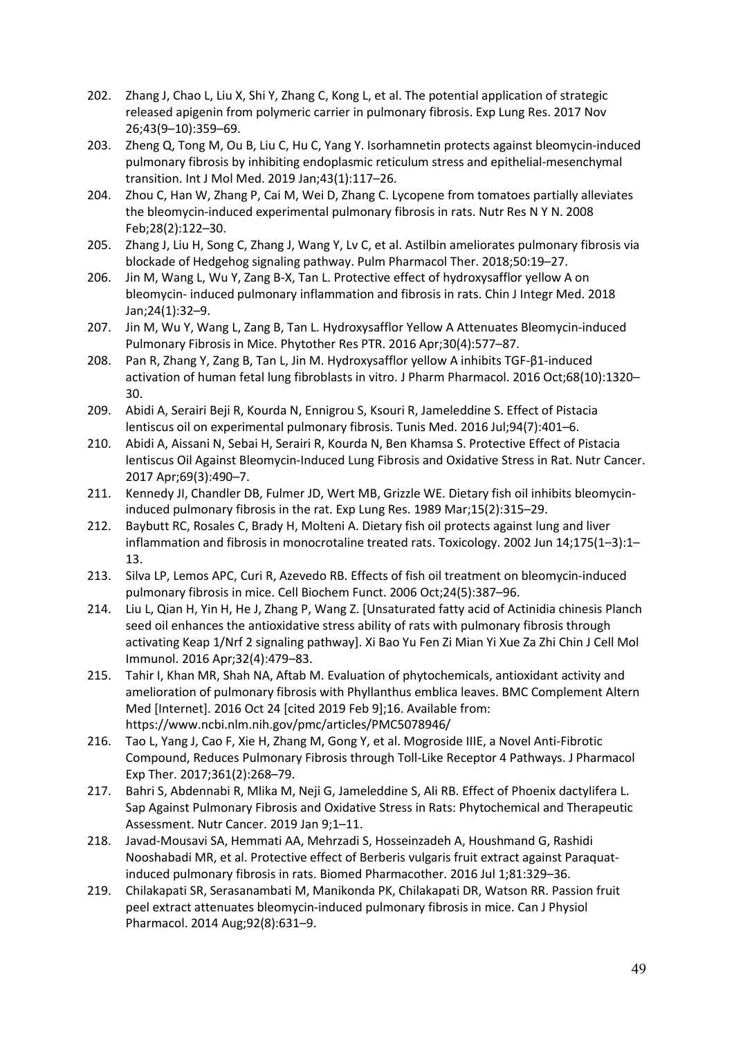202. Zhang J, Chao L, Liu X, Shi Y, Zhang C, Kong L, et al. The potential application of strategic released apigenin from polymeric carrier in pulmonary fibrosis. Exp Lung Res. 2017 Nov 26;43(9–10):359–69.
203. Zheng Q, Tong M, Ou B, Liu C, Hu C, Yang Y. Isorhamnetin protects against bleomycin-induced pulmonary fibrosis by inhibiting endoplasmic reticulum stress and epithelial-mesenchymal transition. Int J Mol Med. 2019 Jan;43(1):117–26.
204. Zhou C, Han W, Zhang P, Cai M, Wei D, Zhang C. Lycopene from tomatoes partially alleviates the bleomycin-induced experimental pulmonary fibrosis in rats. Nutr Res N Y N. 2008 Feb;28(2):122–30.
205. Zhang J, Liu H, Song C, Zhang J, Wang Y, Lv C, et al. Astilbin ameliorates pulmonary fibrosis via blockade of Hedgehog signaling pathway. Pulm Pharmacol Ther. 2018;50:19–27.
206. Jin M, Wang L, Wu Y, Zang B-X, Tan L. Protective effect of hydroxysafflor yellow A on bleomycin- induced pulmonary inflammation and fibrosis in rats. Chin J Integr Med. 2018 Jan;24(1):32–9.
207. Jin M, Wu Y, Wang L, Zang B, Tan L. Hydroxysafflor Yellow A Attenuates Bleomycin-induced Pulmonary Fibrosis in Mice. Phytother Res PTR. 2016 Apr;30(4):577–87.
208. Pan R, Zhang Y, Zang B, Tan L, Jin M. Hydroxysafflor yellow A inhibits TGF-β1-induced activation of human fetal lung fibroblasts in vitro. J Pharm Pharmacol. 2016 Oct;68(10):1320–30.
209. Abidi A, Serairi Beji R, Kourda N, Ennigrou S, Ksouri R, Jameleddine S. Effect of Pistacia lentiscus oil on experimental pulmonary fibrosis. Tunis Med. 2016 Jul;94(7):401–6.
210. Abidi A, Aissani N, Sebai H, Serairi R, Kourda N, Ben Khamsa S. Protective Effect of Pistacia lentiscus Oil Against Bleomycin-Induced Lung Fibrosis and Oxidative Stress in Rat. Nutr Cancer. 2017 Apr;69(3):490–7.
211. Kennedy JI, Chandler DB, Fulmer JD, Wert MB, Grizzle WE. Dietary fish oil inhibits bleomycin-induced pulmonary fibrosis in the rat. Exp Lung Res. 1989 Mar;15(2):315–29.
212. Baybutt RC, Rosales C, Brady H, Molteni A. Dietary fish oil protects against lung and liver inflammation and fibrosis in monocrotaline treated rats. Toxicology. 2002 Jun 14;175(1–3):1–13.
213. Silva LP, Lemos APC, Curi R, Azevedo RB. Effects of fish oil treatment on bleomycin-induced pulmonary fibrosis in mice. Cell Biochem Funct. 2006 Oct;24(5):387–96.
214. Liu L, Qian H, Yin H, He J, Zhang P, Wang Z. [Unsaturated fatty acid of Actinidia chinesis Planch seed oil enhances the antioxidative stress ability of rats with pulmonary fibrosis through activating Keap 1/Nrf 2 signaling pathway]. Xi Bao Yu Fen Zi Mian Yi Xue Za Zhi Chin J Cell Mol Immunol. 2016 Apr;32(4):479–83.
215. Tahir I, Khan MR, Shah NA, Aftab M. Evaluation of phytochemicals, antioxidant activity and amelioration of pulmonary fibrosis with Phyllanthus emblica leaves. BMC Complement Altern Med [Internet]. 2016 Oct 24 [cited 2019 Feb 9];16. Available from: https://www.ncbi.nlm.nih.gov/pmc/articles/PMC5078946/
216. Tao L, Yang J, Cao F, Xie H, Zhang M, Gong Y, et al. Mogroside IIIE, a Novel Anti-Fibrotic Compound, Reduces Pulmonary Fibrosis through Toll-Like Receptor 4 Pathways. J Pharmacol Exp Ther. 2017;361(2):268–79.
217. Bahri S, Abdennabi R, Mlika M, Neji G, Jameleddine S, Ali RB. Effect of Phoenix dactylifera L. Sap Against Pulmonary Fibrosis and Oxidative Stress in Rats: Phytochemical and Therapeutic Assessment. Nutr Cancer. 2019 Jan 9;1–11.
218. Javad-Mousavi SA, Hemmati AA, Mehrzadi S, Hosseinzadeh A, Houshmand G, Rashidi Nooshabadi MR, et al. Protective effect of Berberis vulgaris fruit extract against Paraquat-induced pulmonary fibrosis in rats. Biomed Pharmacother. 2016 Jul 1;81:329–36.
219. Chilakapati SR, Serasanambati M, Manikonda PK, Chilakapati DR, Watson RR. Passion fruit peel extract attenuates bleomycin-induced pulmonary fibrosis in mice. Can J Physiol Pharmacol. 2014 Aug;92(8):631–9.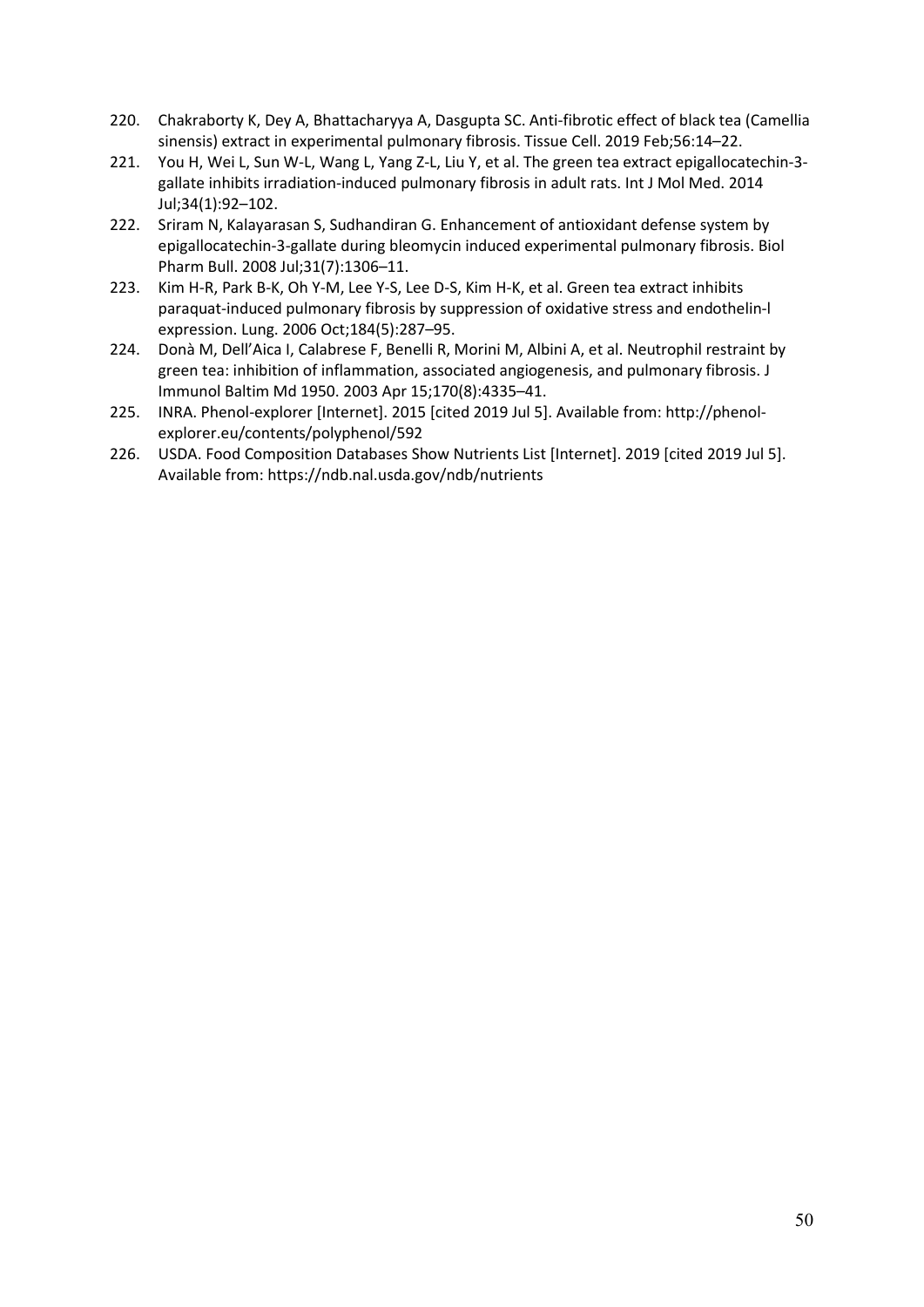220. Chakraborty K, Dey A, Bhattacharyya A, Dasgupta SC. Anti-fibrotic effect of black tea (Camellia sinensis) extract in experimental pulmonary fibrosis. Tissue Cell. 2019 Feb;56:14–22.
221. You H, Wei L, Sun W-L, Wang L, Yang Z-L, Liu Y, et al. The green tea extract epigallocatechin-3-gallate inhibits irradiation-induced pulmonary fibrosis in adult rats. Int J Mol Med. 2014 Jul;34(1):92–102.
222. Sriram N, Kalayarasan S, Sudhandiran G. Enhancement of antioxidant defense system by epigallocatechin-3-gallate during bleomycin induced experimental pulmonary fibrosis. Biol Pharm Bull. 2008 Jul;31(7):1306–11.
223. Kim H-R, Park B-K, Oh Y-M, Lee Y-S, Lee D-S, Kim H-K, et al. Green tea extract inhibits paraquat-induced pulmonary fibrosis by suppression of oxidative stress and endothelin-l expression. Lung. 2006 Oct;184(5):287–95.
224. Donà M, Dell'Aica I, Calabrese F, Benelli R, Morini M, Albini A, et al. Neutrophil restraint by green tea: inhibition of inflammation, associated angiogenesis, and pulmonary fibrosis. J Immunol Baltim Md 1950. 2003 Apr 15;170(8):4335–41.
225. INRA. Phenol-explorer [Internet]. 2015 [cited 2019 Jul 5]. Available from: http://phenol-explorer.eu/contents/polyphenol/592
226. USDA. Food Composition Databases Show Nutrients List [Internet]. 2019 [cited 2019 Jul 5]. Available from: https://ndb.nal.usda.gov/ndb/nutrients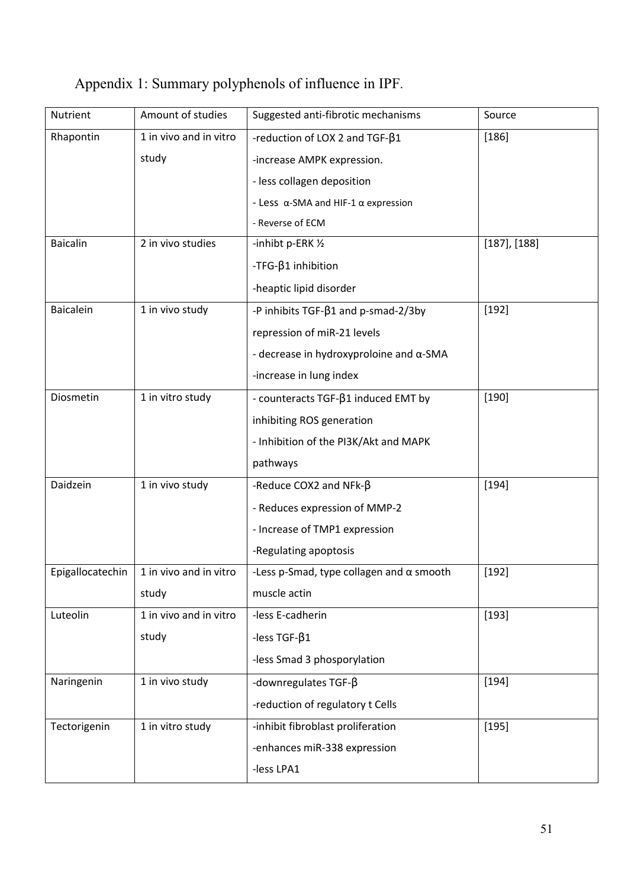Appendix 1: Summary polyphenols of influence in IPF.

| Nutrient | Amount of studies | Suggested anti-fibrotic mechanisms | Source |
|---|---|---|---|
| Rhapontin | 1 in vivo and in vitro study | -reduction of LOX 2 and TGF-β1<br>-increase AMPK expression.<br>- less collagen deposition<br>- Less α-SMA and HIF-1 α expression<br>- Reverse of ECM | [186] |
| Baicalin | 2 in vivo studies | -inhibt p-ERK ½<br>-TFG-β1 inhibition<br>-heaptic lipid disorder | [187], [188] |
| Baicalein | 1 in vivo study | -P inhibits TGF-β1 and p-smad-2/3by repression of miR-21 levels<br>- decrease in hydroxyproloine and α-SMA<br>-increase in lung index | [192] |
| Diosmetin | 1 in vitro study | - counteracts TGF-β1 induced EMT by inhibiting ROS generation<br>- Inhibition of the PI3K/Akt and MAPK pathways | [190] |
| Daidzein | 1 in vivo study | -Reduce COX2 and NFk-β<br>- Reduces expression of MMP-2<br>- Increase of TMP1 expression<br>-Regulating apoptosis | [194] |
| Epigallocatechin | 1 in vivo and in vitro study | -Less p-Smad, type collagen and α smooth muscle actin | [192] |
| Luteolin | 1 in vivo and in vitro study | -less E-cadherin<br>-less TGF-β1<br>-less Smad 3 phosporylation | [193] |
| Naringenin | 1 in vivo study | -downregulates TGF-β<br>-reduction of regulatory t Cells | [194] |
| Tectorigenin | 1 in vitro study | -inhibit fibroblast proliferation<br>-enhances miR-338 expression<br>-less LPA1 | [195] |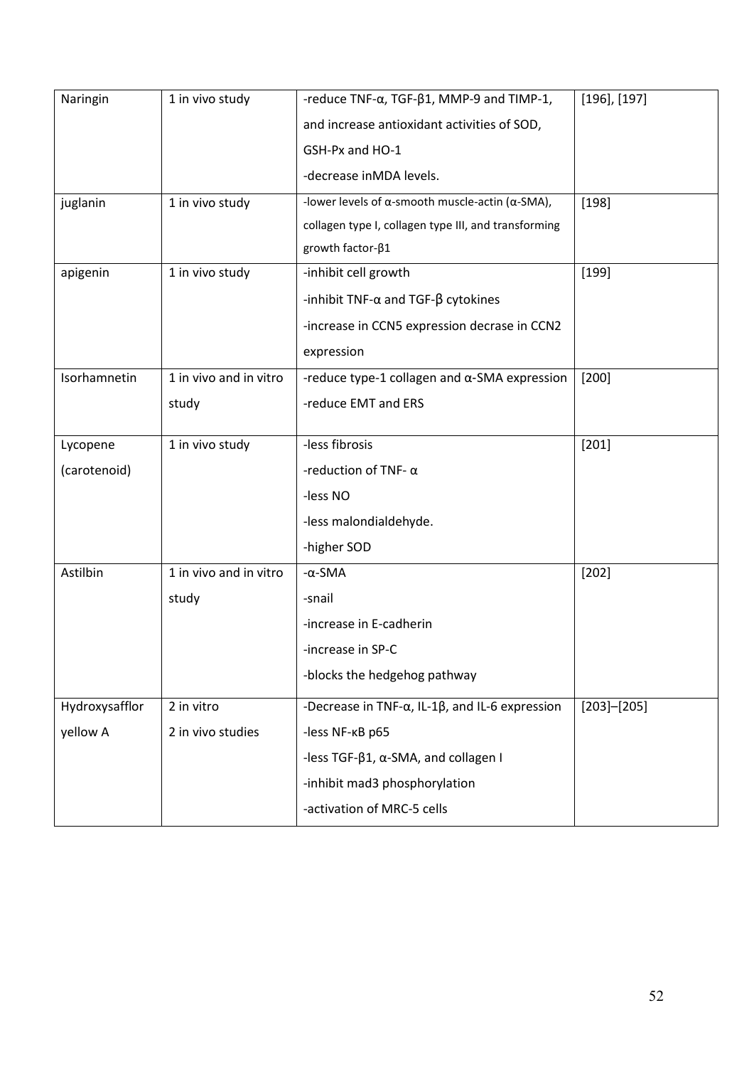| Naringin | 1 in vivo study | -reduce TNF-α, TGF-β1, MMP-9 and TIMP-1, and increase antioxidant activities of SOD, GSH-Px and HO-1<br>-decrease inMDA levels. | [196], [197] |
|---|---|---|---|
| juglanin | 1 in vivo study | -lower levels of α-smooth muscle-actin (α-SMA), collagen type I, collagen type III, and transforming growth factor-β1 | [198] |
| apigenin | 1 in vivo study | -inhibit cell growth<br>-inhibit TNF-α and TGF-β cytokines<br>-increase in CCN5 expression decrase in CCN2 expression | [199] |
| Isorhamnetin | 1 in vivo and in vitro study | -reduce type-1 collagen and α-SMA expression<br>-reduce EMT and ERS | [200] |
| Lycopene (carotenoid) | 1 in vivo study | -less fibrosis<br>-reduction of TNF- α<br>-less NO<br>-less malondialdehyde.<br>-higher SOD | [201] |
| Astilbin | 1 in vivo and in vitro study | -α-SMA<br>-snail<br>-increase in E-cadherin<br>-increase in SP-C<br>-blocks the hedgehog pathway | [202] |
| Hydroxysafflor yellow A | 2 in vitro<br>2 in vivo studies | -Decrease in TNF-α, IL-1β, and IL-6 expression<br>-less NF-κB p65<br>-less TGF-β1, α-SMA, and collagen I<br>-inhibit mad3 phosphorylation<br>-activation of MRC-5 cells | [203]–[205] |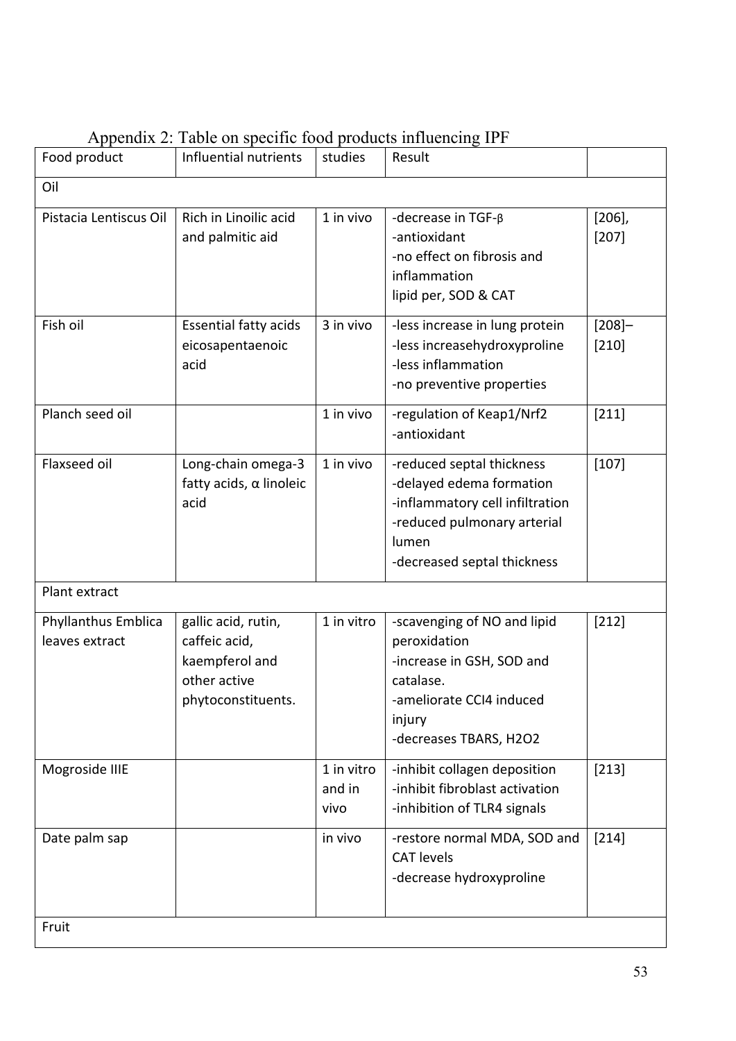Appendix 2: Table on specific food products influencing IPF

| Food product | Influential nutrients | studies | Result | |
|---|---|---|---|---|
| Oil | | | | |
| Pistacia Lentiscus Oil | Rich in Linoilic acid and palmitic aid | 1 in vivo | -decrease in TGF-β<br>-antioxidant<br>-no effect on fibrosis and inflammation<br>lipid per, SOD & CAT | [206], [207] |
| Fish oil | Essential fatty acids eicosapentaenoic acid | 3 in vivo | -less increase in lung protein<br>-less increasehydroxyproline<br>-less inflammation<br>-no preventive properties | [208]–[210] |
| Planch seed oil | | 1 in vivo | -regulation of Keap1/Nrf2<br>-antioxidant | [211] |
| Flaxseed oil | Long-chain omega-3 fatty acids, α linoleic acid | 1 in vivo | -reduced septal thickness<br>-delayed edema formation<br>-inflammatory cell infiltration<br>-reduced pulmonary arterial lumen<br>-decreased septal thickness | [107] |
| Plant extract | | | | |
| Phyllanthus Emblica leaves extract | gallic acid, rutin, caffeic acid, kaempferol and other active phytoconstituents. | 1 in vitro | -scavenging of NO and lipid peroxidation<br>-increase in GSH, SOD and catalase.<br>-ameliorate CCI4 induced injury<br>-decreases TBARS, $H_2O_2$ | [212] |
| Mogroside IIIE | | 1 in vitro and in vivo | -inhibit collagen deposition<br>-inhibit fibroblast activation<br>-inhibition of TLR4 signals | [213] |
| Date palm sap | | in vivo | -restore normal MDA, SOD and CAT levels<br>-decrease hydroxyproline | [214] |
| Fruit | | | | |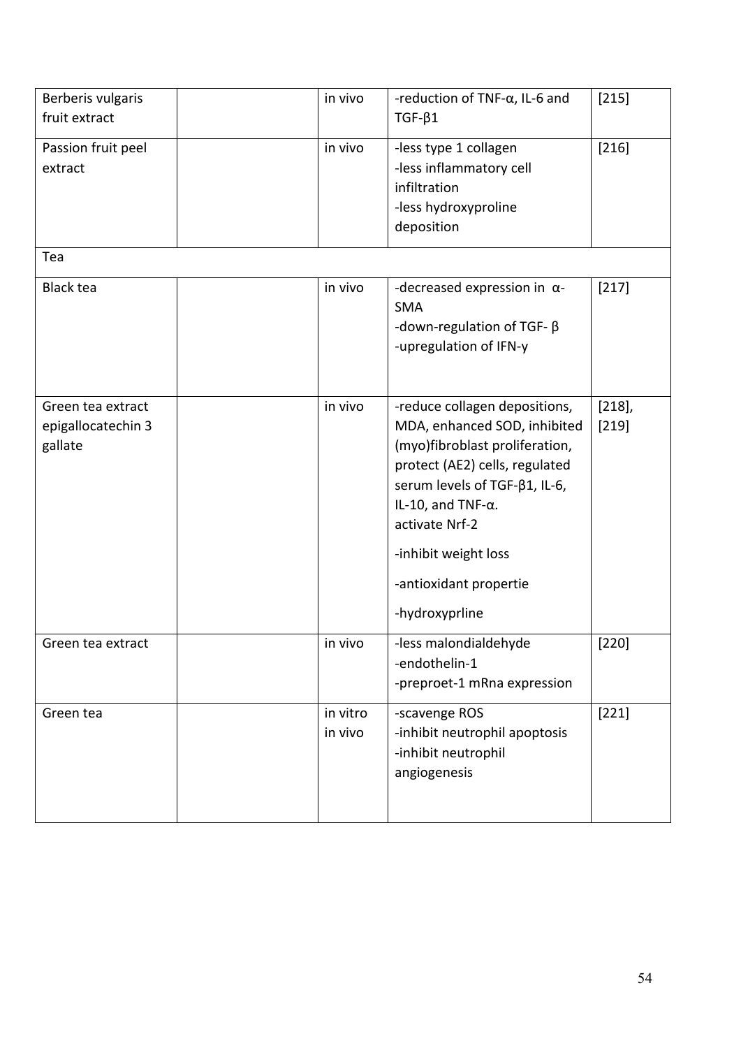| Berberis vulgaris fruit extract | | in vivo | -reduction of TNF-α, IL-6 and TGF-β1 | [215] |
|---|---|---|---|---|
| Passion fruit peel extract | | in vivo | -less type 1 collagen<br>-less inflammatory cell infiltration<br>-less hydroxyproline deposition | [216] |
| Tea | | | | |
| Black tea | | in vivo | -decreased expression in α-SMA<br>-down-regulation of TGF- β<br>-upregulation of IFN-y | [217] |
| Green tea extract epigallocatechin 3 gallate | | in vivo | -reduce collagen depositions, MDA, enhanced SOD, inhibited (myo)fibroblast proliferation, protect (AE2) cells, regulated serum levels of TGF-β1, IL-6, IL-10, and TNF-α.<br>activate Nrf-2<br>-inhibit weight loss<br>-antioxidant propertie<br>-hydroxyprline | [218], [219] |
| Green tea extract | | in vivo | -less malondialdehyde<br>-endothelin-1<br>-preproet-1 mRna expression | [220] |
| Green tea | | in vitro<br>in vivo | -scavenge ROS<br>-inhibit neutrophil apoptosis<br>-inhibit neutrophil angiogenesis | [221] |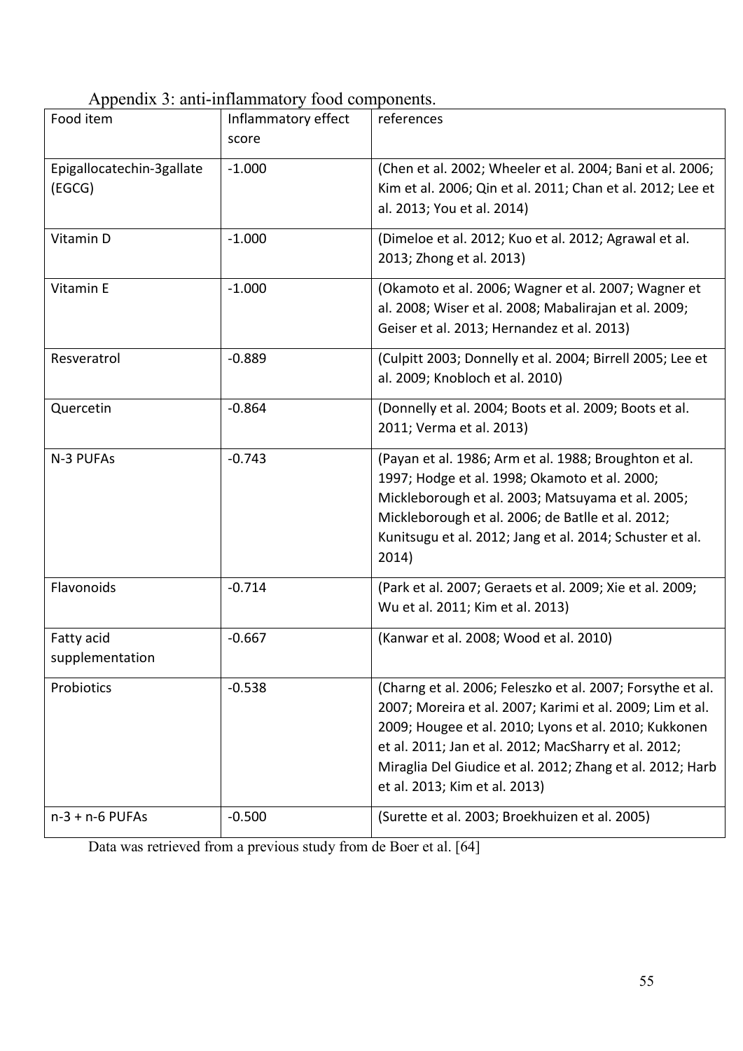Appendix 3: anti-inflammatory food components.

| Food item | Inflammatory effect score | references |
|---|---|---|
| Epigallocatechin-3gallate (EGCG) | -1.000 | (Chen et al. 2002; Wheeler et al. 2004; Bani et al. 2006; Kim et al. 2006; Qin et al. 2011; Chan et al. 2012; Lee et al. 2013; You et al. 2014) |
| Vitamin D | -1.000 | (Dimeloe et al. 2012; Kuo et al. 2012; Agrawal et al. 2013; Zhong et al. 2013) |
| Vitamin E | -1.000 | (Okamoto et al. 2006; Wagner et al. 2007; Wagner et al. 2008; Wiser et al. 2008; Mabalirajan et al. 2009; Geiser et al. 2013; Hernandez et al. 2013) |
| Resveratrol | -0.889 | (Culpitt 2003; Donnelly et al. 2004; Birrell 2005; Lee et al. 2009; Knobloch et al. 2010) |
| Quercetin | -0.864 | (Donnelly et al. 2004; Boots et al. 2009; Boots et al. 2011; Verma et al. 2013) |
| N-3 PUFAs | -0.743 | (Payan et al. 1986; Arm et al. 1988; Broughton et al. 1997; Hodge et al. 1998; Okamoto et al. 2000; Mickleborough et al. 2003; Matsuyama et al. 2005; Mickleborough et al. 2006; de Batlle et al. 2012; Kunitsugu et al. 2012; Jang et al. 2014; Schuster et al. 2014) |
| Flavonoids | -0.714 | (Park et al. 2007; Geraets et al. 2009; Xie et al. 2009; Wu et al. 2011; Kim et al. 2013) |
| Fatty acid supplementation | -0.667 | (Kanwar et al. 2008; Wood et al. 2010) |
| Probiotics | -0.538 | (Charng et al. 2006; Feleszko et al. 2007; Forsythe et al. 2007; Moreira et al. 2007; Karimi et al. 2009; Lim et al. 2009; Hougee et al. 2010; Lyons et al. 2010; Kukkonen et al. 2011; Jan et al. 2012; MacSharry et al. 2012; Miraglia Del Giudice et al. 2012; Zhang et al. 2012; Harb et al. 2013; Kim et al. 2013) |
| n-3 + n-6 PUFAs | -0.500 | (Surette et al. 2003; Broekhuizen et al. 2005) |

Data was retrieved from a previous study from de Boer et al. [64]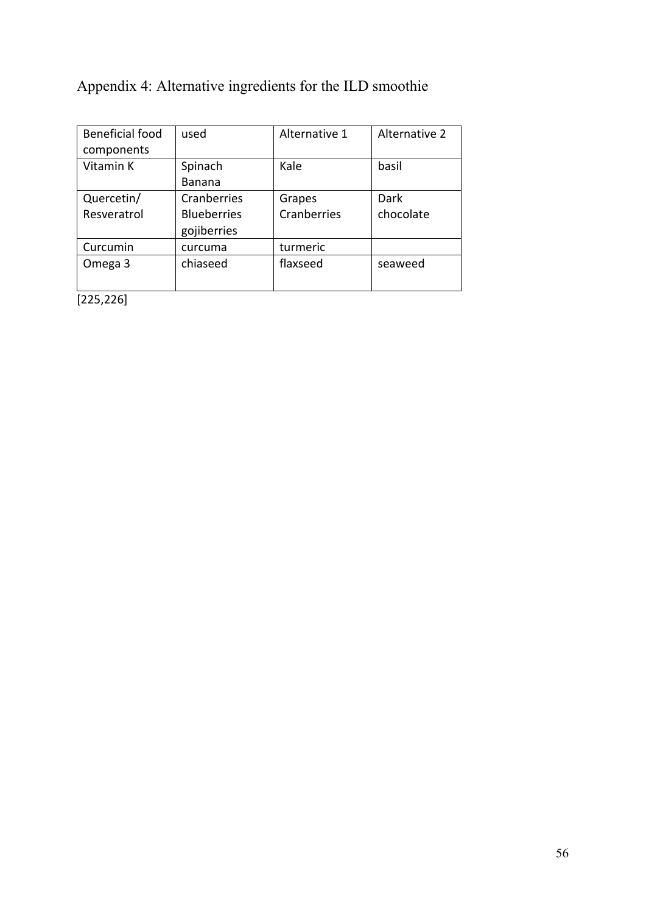# Appendix 4: Alternative ingredients for the ILD smoothie

| Beneficial food components | used | Alternative 1 | Alternative 2 |
|---|---|---|---|
| Vitamin K | Spinach Banana | Kale | basil |
| Quercetin/ Resveratrol | Cranberries Blueberries gojiberries | Grapes Cranberries | Dark chocolate |
| Curcumin | curcuma | turmeric | |
| Omega 3 | chiaseed | flaxseed | seaweed |

[225,226]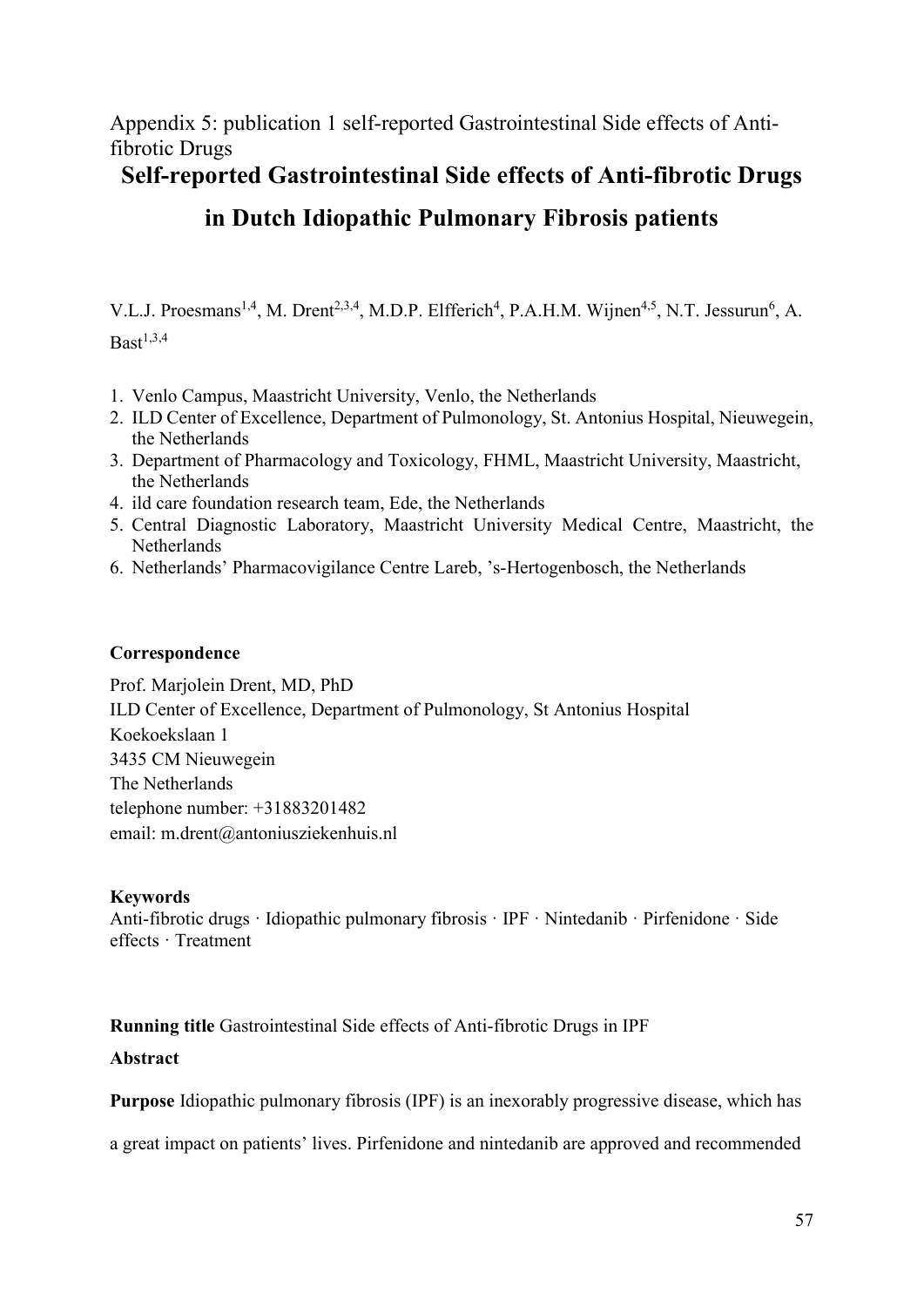Appendix 5: publication 1 self-reported Gastrointestinal Side effects of Anti-fibrotic Drugs

# Self-reported Gastrointestinal Side effects of Anti-fibrotic Drugs in Dutch Idiopathic Pulmonary Fibrosis patients

V.L.J. Proesmans[1,4], M. Drent[2,3,4], M.D.P. Elfferich[4], P.A.H.M. Wijnen[4,5], N.T. Jessurun[6], A. Bast[1,3,4]

1. Venlo Campus, Maastricht University, Venlo, the Netherlands
2. ILD Center of Excellence, Department of Pulmonology, St. Antonius Hospital, Nieuwegein, the Netherlands
3. Department of Pharmacology and Toxicology, FHML, Maastricht University, Maastricht, the Netherlands
4. ild care foundation research team, Ede, the Netherlands
5. Central Diagnostic Laboratory, Maastricht University Medical Centre, Maastricht, the Netherlands
6. Netherlands' Pharmacovigilance Centre Lareb, 's-Hertogenbosch, the Netherlands

**Correspondence**

Prof. Marjolein Drent, MD, PhD
ILD Center of Excellence, Department of Pulmonology, St Antonius Hospital
Koekoekslaan 1
3435 CM Nieuwegein
The Netherlands
telephone number: +31883201482
email: m.drent@antoniusziekenhuis.nl

**Keywords**
Anti-fibrotic drugs · Idiopathic pulmonary fibrosis · IPF · Nintedanib · Pirfenidone · Side effects · Treatment

**Running title** Gastrointestinal Side effects of Anti-fibrotic Drugs in IPF

**Abstract**

**Purpose** Idiopathic pulmonary fibrosis (IPF) is an inexorably progressive disease, which has a great impact on patients' lives. Pirfenidone and nintedanib are approved and recommended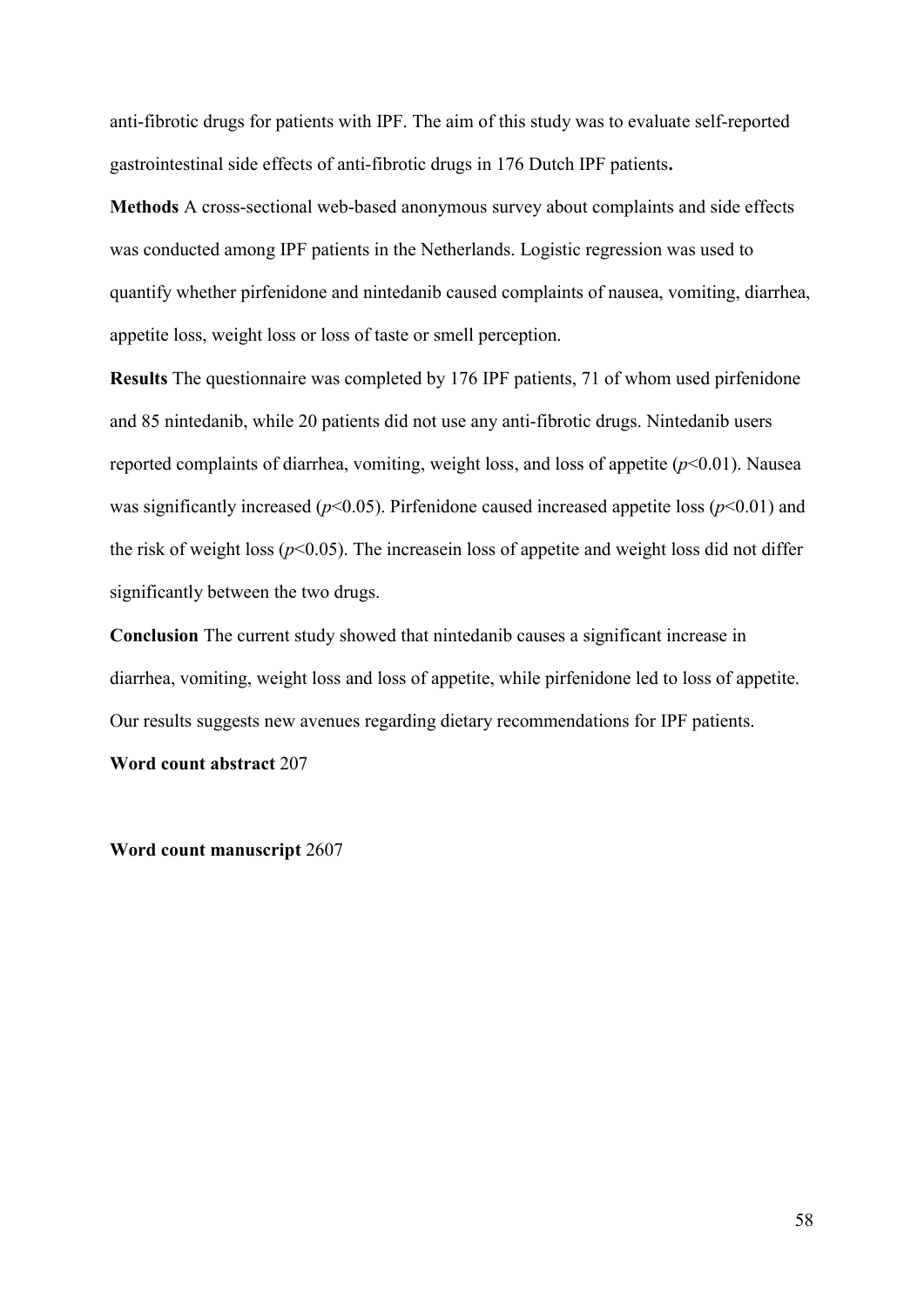anti-fibrotic drugs for patients with IPF. The aim of this study was to evaluate self-reported gastrointestinal side effects of anti-fibrotic drugs in 176 Dutch IPF patients**.**

**Methods** A cross-sectional web-based anonymous survey about complaints and side effects was conducted among IPF patients in the Netherlands. Logistic regression was used to quantify whether pirfenidone and nintedanib caused complaints of nausea, vomiting, diarrhea, appetite loss, weight loss or loss of taste or smell perception.

**Results** The questionnaire was completed by 176 IPF patients, 71 of whom used pirfenidone and 85 nintedanib, while 20 patients did not use any anti-fibrotic drugs. Nintedanib users reported complaints of diarrhea, vomiting, weight loss, and loss of appetite ($p$<0.01). Nausea was significantly increased ($p$<0.05). Pirfenidone caused increased appetite loss ($p$<0.01) and the risk of weight loss ($p$<0.05). The increasein loss of appetite and weight loss did not differ significantly between the two drugs.

**Conclusion** The current study showed that nintedanib causes a significant increase in diarrhea, vomiting, weight loss and loss of appetite, while pirfenidone led to loss of appetite. Our results suggests new avenues regarding dietary recommendations for IPF patients.

**Word count abstract** 207

**Word count manuscript** 2607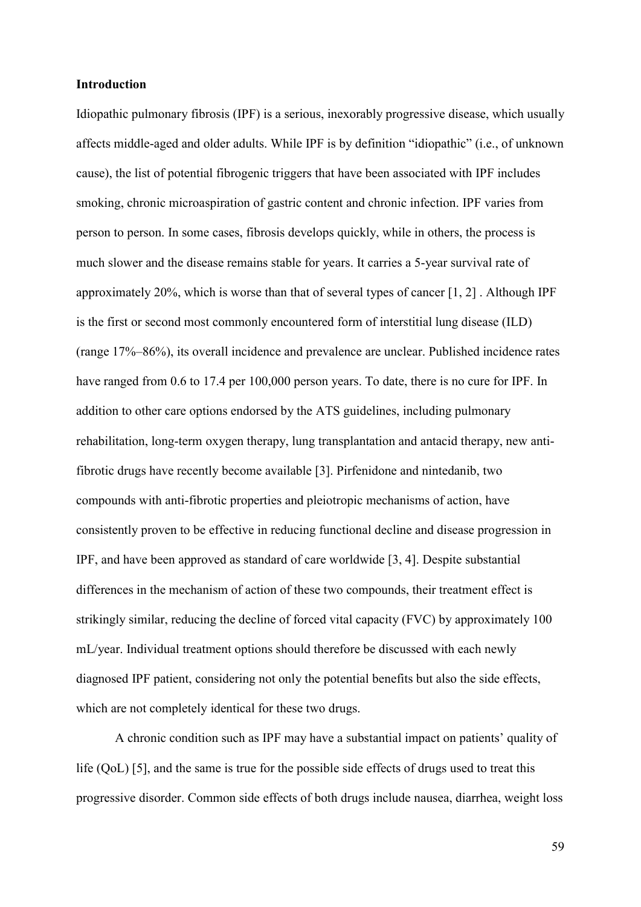**Introduction**

Idiopathic pulmonary fibrosis (IPF) is a serious, inexorably progressive disease, which usually affects middle-aged and older adults. While IPF is by definition "idiopathic" (i.e., of unknown cause), the list of potential fibrogenic triggers that have been associated with IPF includes smoking, chronic microaspiration of gastric content and chronic infection. IPF varies from person to person. In some cases, fibrosis develops quickly, while in others, the process is much slower and the disease remains stable for years. It carries a 5-year survival rate of approximately 20%, which is worse than that of several types of cancer [1, 2] . Although IPF is the first or second most commonly encountered form of interstitial lung disease (ILD) (range 17%–86%), its overall incidence and prevalence are unclear. Published incidence rates have ranged from 0.6 to 17.4 per 100,000 person years. To date, there is no cure for IPF. In addition to other care options endorsed by the ATS guidelines, including pulmonary rehabilitation, long-term oxygen therapy, lung transplantation and antacid therapy, new anti-fibrotic drugs have recently become available [3]. Pirfenidone and nintedanib, two compounds with anti-fibrotic properties and pleiotropic mechanisms of action, have consistently proven to be effective in reducing functional decline and disease progression in IPF, and have been approved as standard of care worldwide [3, 4]. Despite substantial differences in the mechanism of action of these two compounds, their treatment effect is strikingly similar, reducing the decline of forced vital capacity (FVC) by approximately 100 mL/year. Individual treatment options should therefore be discussed with each newly diagnosed IPF patient, considering not only the potential benefits but also the side effects, which are not completely identical for these two drugs.

A chronic condition such as IPF may have a substantial impact on patients' quality of life (QoL) [5], and the same is true for the possible side effects of drugs used to treat this progressive disorder. Common side effects of both drugs include nausea, diarrhea, weight loss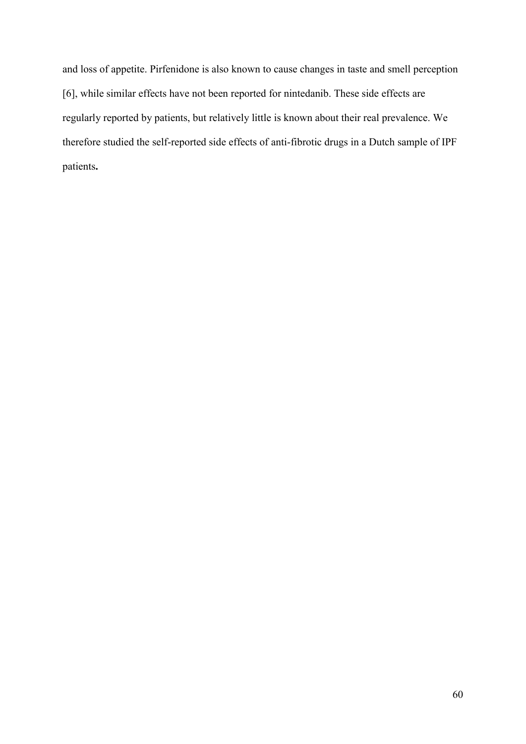and loss of appetite. Pirfenidone is also known to cause changes in taste and smell perception [6], while similar effects have not been reported for nintedanib. These side effects are regularly reported by patients, but relatively little is known about their real prevalence. We therefore studied the self-reported side effects of anti-fibrotic drugs in a Dutch sample of IPF patients**.**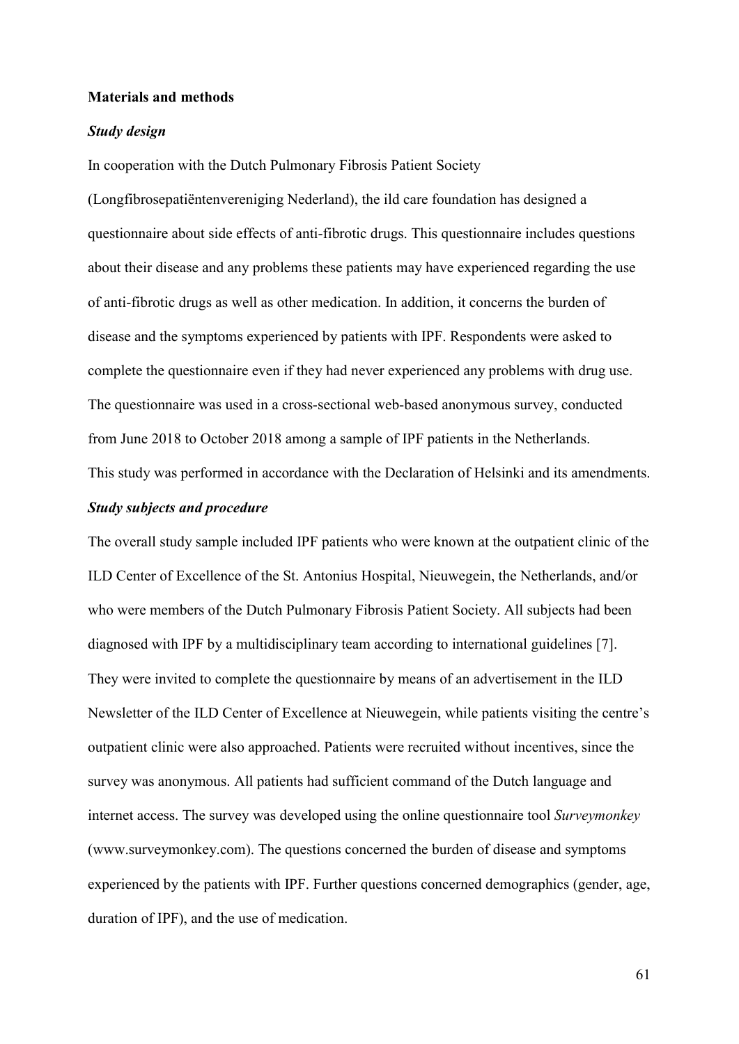## Materials and methods

### *Study design*

In cooperation with the Dutch Pulmonary Fibrosis Patient Society (Longfibrosepatiëntenvereniging Nederland), the ild care foundation has designed a questionnaire about side effects of anti-fibrotic drugs. This questionnaire includes questions about their disease and any problems these patients may have experienced regarding the use of anti-fibrotic drugs as well as other medication. In addition, it concerns the burden of disease and the symptoms experienced by patients with IPF. Respondents were asked to complete the questionnaire even if they had never experienced any problems with drug use. The questionnaire was used in a cross-sectional web-based anonymous survey, conducted from June 2018 to October 2018 among a sample of IPF patients in the Netherlands. This study was performed in accordance with the Declaration of Helsinki and its amendments.

### *Study subjects and procedure*

The overall study sample included IPF patients who were known at the outpatient clinic of the ILD Center of Excellence of the St. Antonius Hospital, Nieuwegein, the Netherlands, and/or who were members of the Dutch Pulmonary Fibrosis Patient Society. All subjects had been diagnosed with IPF by a multidisciplinary team according to international guidelines [7]. They were invited to complete the questionnaire by means of an advertisement in the ILD Newsletter of the ILD Center of Excellence at Nieuwegein, while patients visiting the centre's outpatient clinic were also approached. Patients were recruited without incentives, since the survey was anonymous. All patients had sufficient command of the Dutch language and internet access. The survey was developed using the online questionnaire tool *Surveymonkey* (www.surveymonkey.com). The questions concerned the burden of disease and symptoms experienced by the patients with IPF. Further questions concerned demographics (gender, age, duration of IPF), and the use of medication.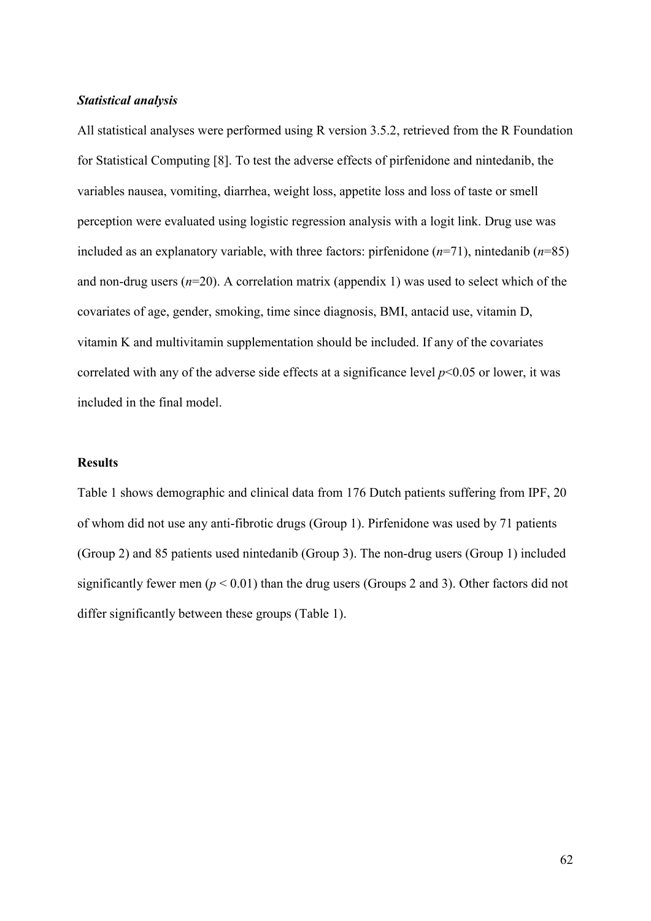### ***Statistical analysis***

All statistical analyses were performed using R version 3.5.2, retrieved from the R Foundation for Statistical Computing [8]. To test the adverse effects of pirfenidone and nintedanib, the variables nausea, vomiting, diarrhea, weight loss, appetite loss and loss of taste or smell perception were evaluated using logistic regression analysis with a logit link. Drug use was included as an explanatory variable, with three factors: pirfenidone ($n$=71), nintedanib ($n$=85) and non-drug users ($n$=20). A correlation matrix (appendix 1) was used to select which of the covariates of age, gender, smoking, time since diagnosis, BMI, antacid use, vitamin D, vitamin K and multivitamin supplementation should be included. If any of the covariates correlated with any of the adverse side effects at a significance level $p$<0.05 or lower, it was included in the final model.

### **Results**

Table 1 shows demographic and clinical data from 176 Dutch patients suffering from IPF, 20 of whom did not use any anti-fibrotic drugs (Group 1). Pirfenidone was used by 71 patients (Group 2) and 85 patients used nintedanib (Group 3). The non-drug users (Group 1) included significantly fewer men ($p < 0.01$) than the drug users (Groups 2 and 3). Other factors did not differ significantly between these groups (Table 1).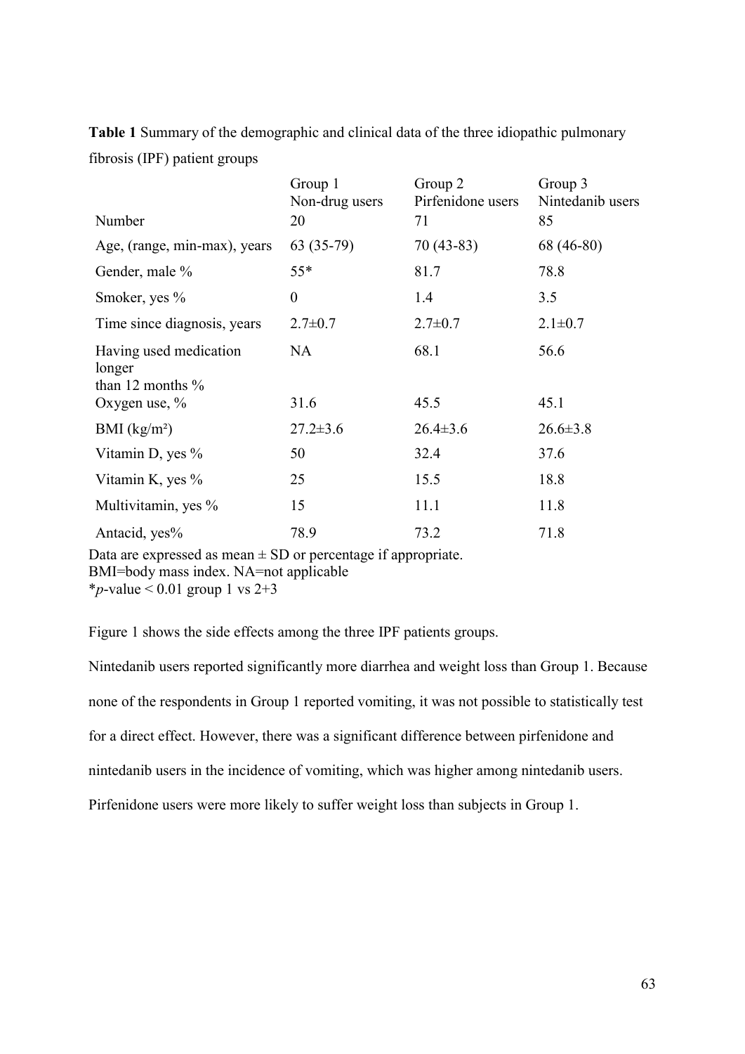**Table 1** Summary of the demographic and clinical data of the three idiopathic pulmonary fibrosis (IPF) patient groups

| | Group 1 Non-drug users | Group 2 Pirfenidone users | Group 3 Nintedanib users |
|---|---|---|---|
| Number | 20 | 71 | 85 |
| Age, (range, min-max), years | 63 (35-79) | 70 (43-83) | 68 (46-80) |
| Gender, male % | 55* | 81.7 | 78.8 |
| Smoker, yes % | 0 | 1.4 | 3.5 |
| Time since diagnosis, years | 2.7±0.7 | 2.7±0.7 | 2.1±0.7 |
| Having used medication longer than 12 months % | NA | 68.1 | 56.6 |
| Oxygen use, % | 31.6 | 45.5 | 45.1 |
| BMI (kg/m²) | 27.2±3.6 | 26.4±3.6 | 26.6±3.8 |
| Vitamin D, yes % | 50 | 32.4 | 37.6 |
| Vitamin K, yes % | 25 | 15.5 | 18.8 |
| Multivitamin, yes % | 15 | 11.1 | 11.8 |
| Antacid, yes% | 78.9 | 73.2 | 71.8 |

Data are expressed as mean ± SD or percentage if appropriate.
BMI=body mass index. NA=not applicable
*$p$-value $< 0.01$ group 1 vs 2+3

Figure 1 shows the side effects among the three IPF patients groups.

Nintedanib users reported significantly more diarrhea and weight loss than Group 1. Because none of the respondents in Group 1 reported vomiting, it was not possible to statistically test for a direct effect. However, there was a significant difference between pirfenidone and nintedanib users in the incidence of vomiting, which was higher among nintedanib users. Pirfenidone users were more likely to suffer weight loss than subjects in Group 1.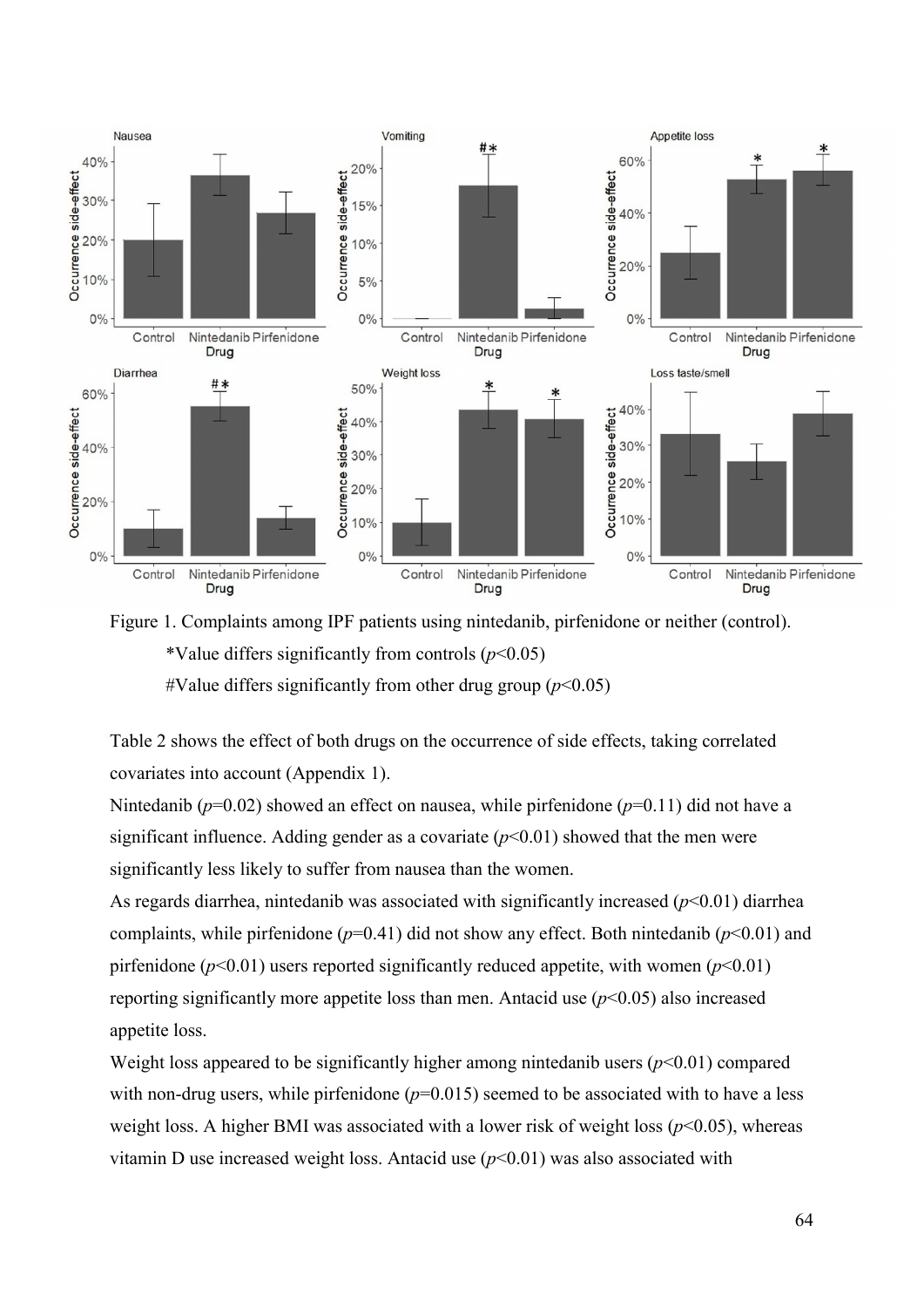Figure 1. Complaints among IPF patients using nintedanib, pirfenidone or neither (control).

*Value differs significantly from controls ($p<0.05$)

#Value differs significantly from other drug group ($p<0.05$)

Table 2 shows the effect of both drugs on the occurrence of side effects, taking correlated covariates into account (Appendix 1).

Nintedanib ($p=0.02$) showed an effect on nausea, while pirfenidone ($p=0.11$) did not have a significant influence. Adding gender as a covariate ($p<0.01$) showed that the men were significantly less likely to suffer from nausea than the women.

As regards diarrhea, nintedanib was associated with significantly increased ($p<0.01$) diarrhea complaints, while pirfenidone ($p=0.41$) did not show any effect. Both nintedanib ($p<0.01$) and pirfenidone ($p<0.01$) users reported significantly reduced appetite, with women ($p<0.01$) reporting significantly more appetite loss than men. Antacid use ($p<0.05$) also increased appetite loss.

Weight loss appeared to be significantly higher among nintedanib users ($p<0.01$) compared with non-drug users, while pirfenidone ($p=0.015$) seemed to be associated with to have a less weight loss. A higher BMI was associated with a lower risk of weight loss ($p<0.05$), whereas vitamin D use increased weight loss. Antacid use ($p<0.01$) was also associated with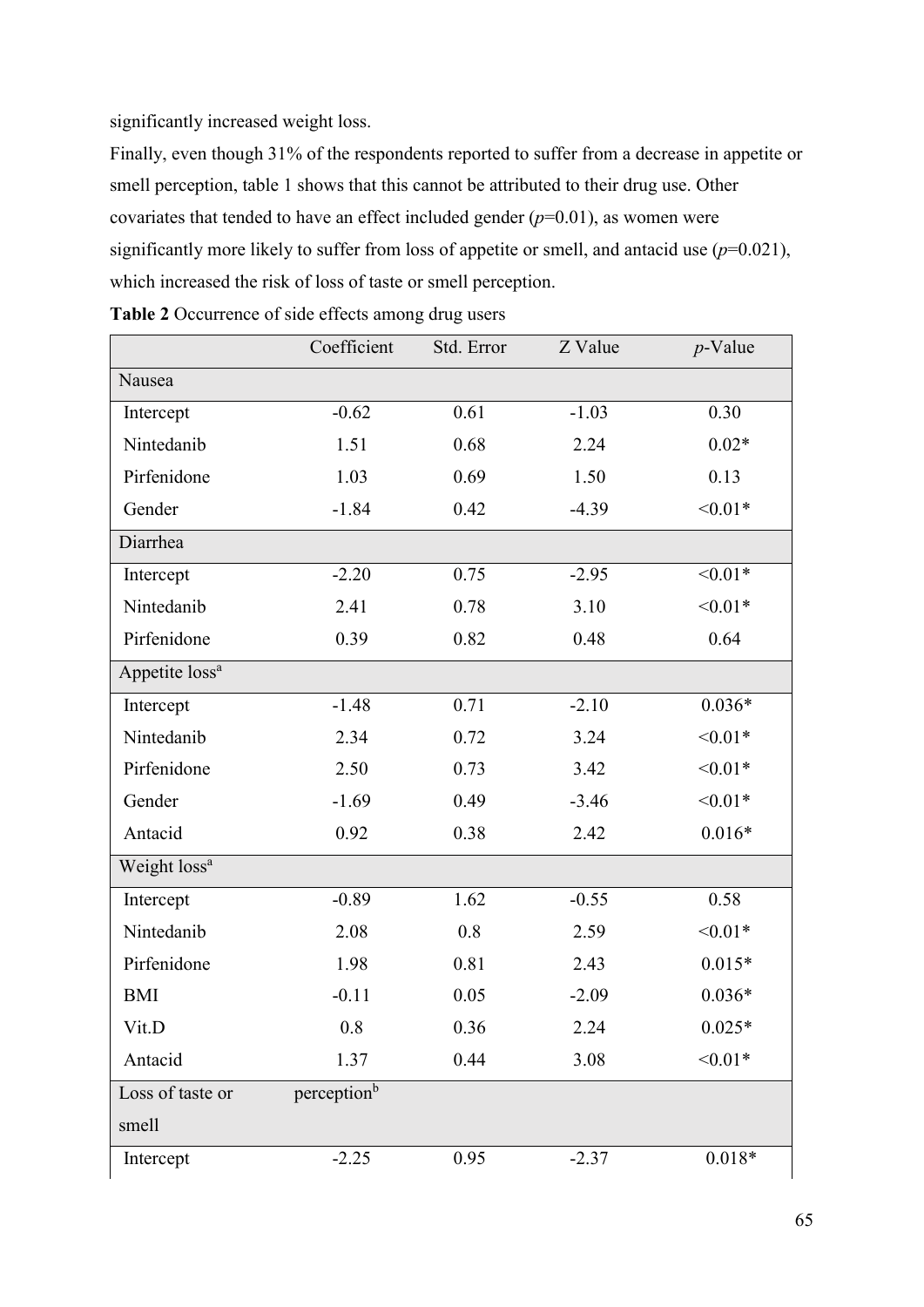significantly increased weight loss.

Finally, even though 31% of the respondents reported to suffer from a decrease in appetite or smell perception, table 1 shows that this cannot be attributed to their drug use. Other covariates that tended to have an effect included gender (*p*=0.01), as women were significantly more likely to suffer from loss of appetite or smell, and antacid use (*p*=0.021), which increased the risk of loss of taste or smell perception.

**Table 2** Occurrence of side effects among drug users

| | Coefficient | Std. Error | Z Value | *p*-Value |
|---|---|---|---|---|
| Nausea | | | | |
| Intercept | -0.62 | 0.61 | -1.03 | 0.30 |
| Nintedanib | 1.51 | 0.68 | 2.24 | 0.02* |
| Pirfenidone | 1.03 | 0.69 | 1.50 | 0.13 |
| Gender | -1.84 | 0.42 | -4.39 | <0.01* |
| Diarrhea | | | | |
| Intercept | -2.20 | 0.75 | -2.95 | <0.01* |
| Nintedanib | 2.41 | 0.78 | 3.10 | <0.01* |
| Pirfenidone | 0.39 | 0.82 | 0.48 | 0.64 |
| Appetite loss[a] | | | | |
| Intercept | -1.48 | 0.71 | -2.10 | 0.036* |
| Nintedanib | 2.34 | 0.72 | 3.24 | <0.01* |
| Pirfenidone | 2.50 | 0.73 | 3.42 | <0.01* |
| Gender | -1.69 | 0.49 | -3.46 | <0.01* |
| Antacid | 0.92 | 0.38 | 2.42 | 0.016* |
| Weight loss[a] | | | | |
| Intercept | -0.89 | 1.62 | -0.55 | 0.58 |
| Nintedanib | 2.08 | 0.8 | 2.59 | <0.01* |
| Pirfenidone | 1.98 | 0.81 | 2.43 | 0.015* |
| BMI | -0.11 | 0.05 | -2.09 | 0.036* |
| Vit.D | 0.8 | 0.36 | 2.24 | 0.025* |
| Antacid | 1.37 | 0.44 | 3.08 | <0.01* |
| Loss of taste or smell perception[b] | | | | |
| Intercept | -2.25 | 0.95 | -2.37 | 0.018* |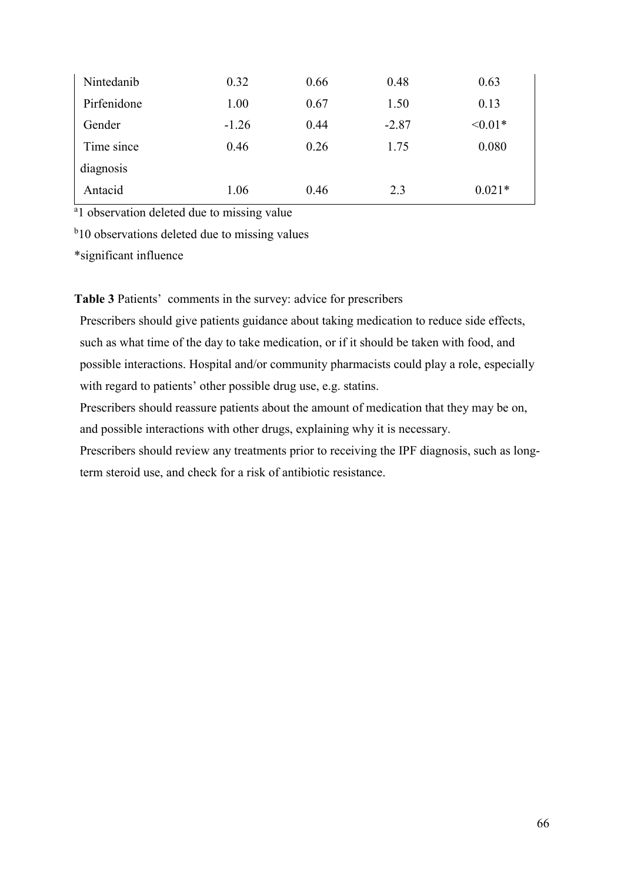| | | | | |
|---|---|---|---|---|
| Nintedanib | 0.32 | 0.66 | 0.48 | 0.63 |
| Pirfenidone | 1.00 | 0.67 | 1.50 | 0.13 |
| Gender | -1.26 | 0.44 | -2.87 | <0.01* |
| Time since diagnosis | 0.46 | 0.26 | 1.75 | 0.080 |
| Antacid | 1.06 | 0.46 | 2.3 | 0.021* |

[a]1 observation deleted due to missing value

[b]10 observations deleted due to missing values

*significant influence

**Table 3** Patients' comments in the survey: advice for prescribers

| |
|---|
| Prescribers should give patients guidance about taking medication to reduce side effects, such as what time of the day to take medication, or if it should be taken with food, and possible interactions. Hospital and/or community pharmacists could play a role, especially with regard to patients' other possible drug use, e.g. statins. |
| Prescribers should reassure patients about the amount of medication that they may be on, and possible interactions with other drugs, explaining why it is necessary. |
| Prescribers should review any treatments prior to receiving the IPF diagnosis, such as long-term steroid use, and check for a risk of antibiotic resistance. |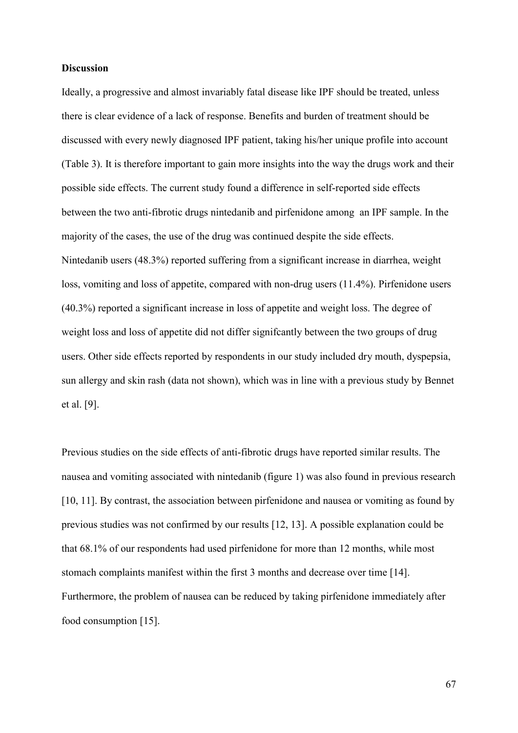**Discussion**

Ideally, a progressive and almost invariably fatal disease like IPF should be treated, unless there is clear evidence of a lack of response. Benefits and burden of treatment should be discussed with every newly diagnosed IPF patient, taking his/her unique profile into account (Table 3). It is therefore important to gain more insights into the way the drugs work and their possible side effects. The current study found a difference in self-reported side effects between the two anti-fibrotic drugs nintedanib and pirfenidone among an IPF sample. In the majority of the cases, the use of the drug was continued despite the side effects. Nintedanib users (48.3%) reported suffering from a significant increase in diarrhea, weight loss, vomiting and loss of appetite, compared with non-drug users (11.4%). Pirfenidone users (40.3%) reported a significant increase in loss of appetite and weight loss. The degree of weight loss and loss of appetite did not differ signifcantly between the two groups of drug users. Other side effects reported by respondents in our study included dry mouth, dyspepsia, sun allergy and skin rash (data not shown), which was in line with a previous study by Bennet et al. [9].

Previous studies on the side effects of anti-fibrotic drugs have reported similar results. The nausea and vomiting associated with nintedanib (figure 1) was also found in previous research [10, 11]. By contrast, the association between pirfenidone and nausea or vomiting as found by previous studies was not confirmed by our results [12, 13]. A possible explanation could be that 68.1% of our respondents had used pirfenidone for more than 12 months, while most stomach complaints manifest within the first 3 months and decrease over time [14]. Furthermore, the problem of nausea can be reduced by taking pirfenidone immediately after food consumption [15].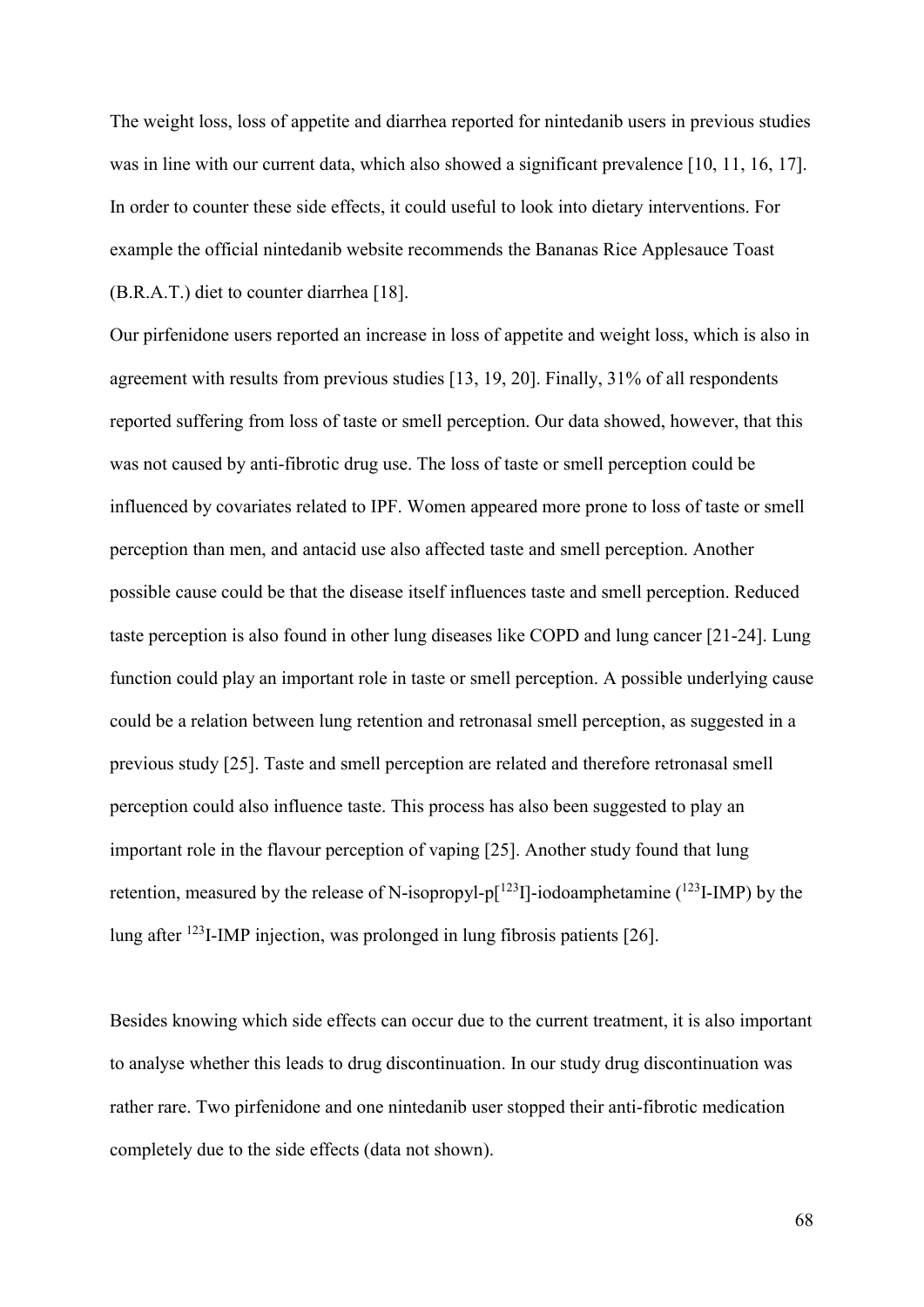The weight loss, loss of appetite and diarrhea reported for nintedanib users in previous studies was in line with our current data, which also showed a significant prevalence [10, 11, 16, 17]. In order to counter these side effects, it could useful to look into dietary interventions. For example the official nintedanib website recommends the Bananas Rice Applesauce Toast (B.R.A.T.) diet to counter diarrhea [18].

Our pirfenidone users reported an increase in loss of appetite and weight loss, which is also in agreement with results from previous studies [13, 19, 20]. Finally, 31% of all respondents reported suffering from loss of taste or smell perception. Our data showed, however, that this was not caused by anti-fibrotic drug use. The loss of taste or smell perception could be influenced by covariates related to IPF. Women appeared more prone to loss of taste or smell perception than men, and antacid use also affected taste and smell perception. Another possible cause could be that the disease itself influences taste and smell perception. Reduced taste perception is also found in other lung diseases like COPD and lung cancer [21-24]. Lung function could play an important role in taste or smell perception. A possible underlying cause could be a relation between lung retention and retronasal smell perception, as suggested in a previous study [25]. Taste and smell perception are related and therefore retronasal smell perception could also influence taste. This process has also been suggested to play an important role in the flavour perception of vaping [25]. Another study found that lung retention, measured by the release of N-isopropyl-p[$^{123}$I]-iodoamphetamine ($^{123}$I-IMP) by the lung after $^{123}$I-IMP injection, was prolonged in lung fibrosis patients [26].

Besides knowing which side effects can occur due to the current treatment, it is also important to analyse whether this leads to drug discontinuation. In our study drug discontinuation was rather rare. Two pirfenidone and one nintedanib user stopped their anti-fibrotic medication completely due to the side effects (data not shown).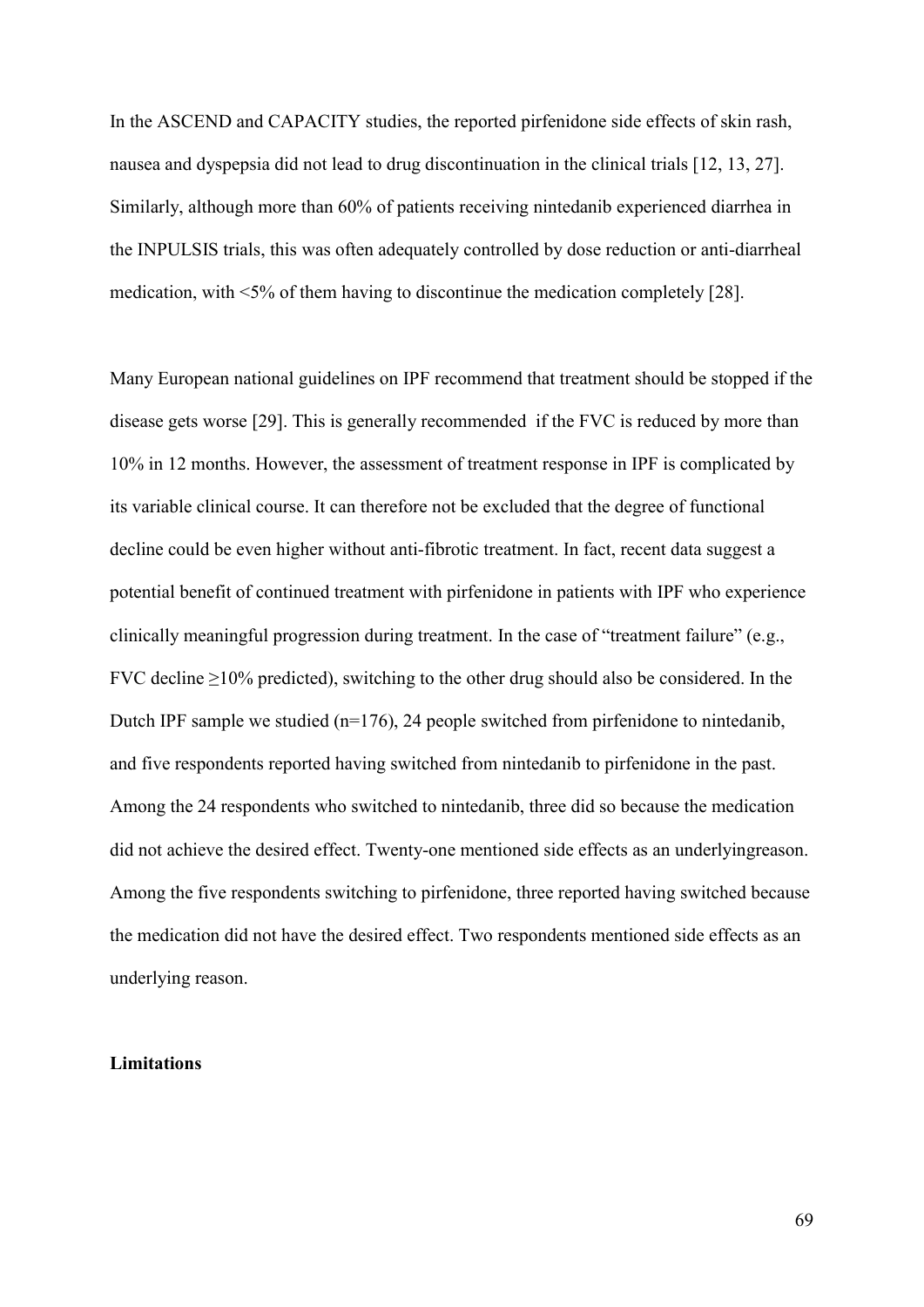In the ASCEND and CAPACITY studies, the reported pirfenidone side effects of skin rash, nausea and dyspepsia did not lead to drug discontinuation in the clinical trials [12, 13, 27]. Similarly, although more than 60% of patients receiving nintedanib experienced diarrhea in the INPULSIS trials, this was often adequately controlled by dose reduction or anti-diarrheal medication, with <5% of them having to discontinue the medication completely [28].

Many European national guidelines on IPF recommend that treatment should be stopped if the disease gets worse [29]. This is generally recommended if the FVC is reduced by more than 10% in 12 months. However, the assessment of treatment response in IPF is complicated by its variable clinical course. It can therefore not be excluded that the degree of functional decline could be even higher without anti-fibrotic treatment. In fact, recent data suggest a potential benefit of continued treatment with pirfenidone in patients with IPF who experience clinically meaningful progression during treatment. In the case of "treatment failure" (e.g., FVC decline ≥10% predicted), switching to the other drug should also be considered. In the Dutch IPF sample we studied (n=176), 24 people switched from pirfenidone to nintedanib, and five respondents reported having switched from nintedanib to pirfenidone in the past. Among the 24 respondents who switched to nintedanib, three did so because the medication did not achieve the desired effect. Twenty-one mentioned side effects as an underlyingreason. Among the five respondents switching to pirfenidone, three reported having switched because the medication did not have the desired effect. Two respondents mentioned side effects as an underlying reason.

**Limitations**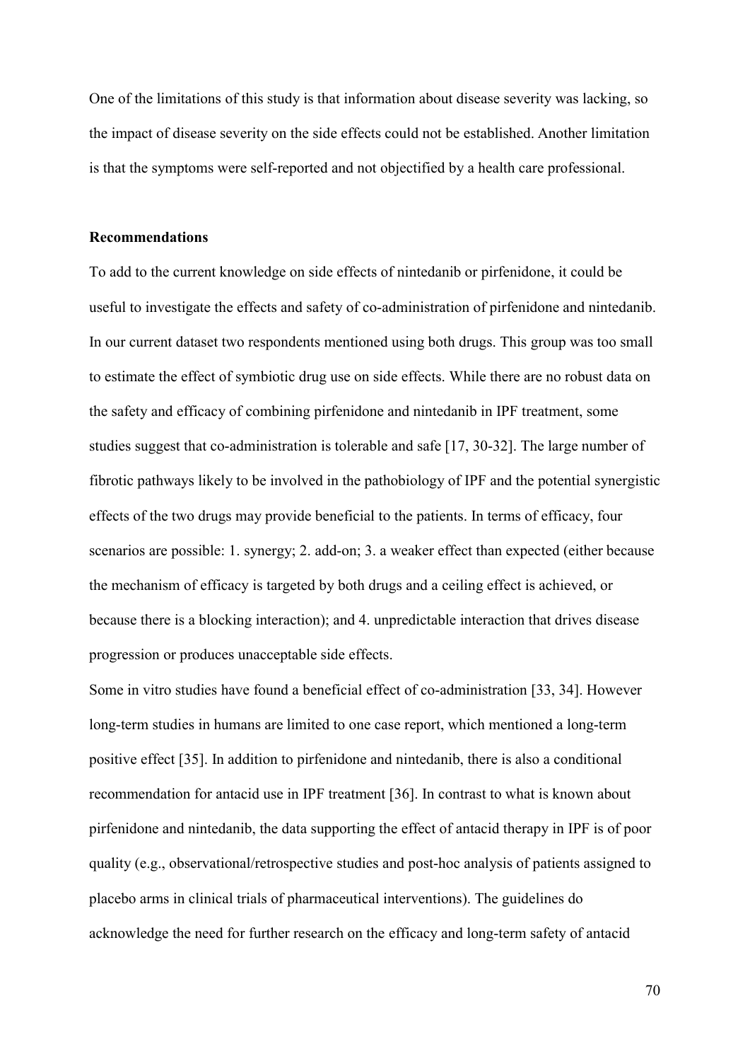One of the limitations of this study is that information about disease severity was lacking, so the impact of disease severity on the side effects could not be established. Another limitation is that the symptoms were self-reported and not objectified by a health care professional.

**Recommendations**

To add to the current knowledge on side effects of nintedanib or pirfenidone, it could be useful to investigate the effects and safety of co-administration of pirfenidone and nintedanib. In our current dataset two respondents mentioned using both drugs. This group was too small to estimate the effect of symbiotic drug use on side effects. While there are no robust data on the safety and efficacy of combining pirfenidone and nintedanib in IPF treatment, some studies suggest that co-administration is tolerable and safe [17, 30-32]. The large number of fibrotic pathways likely to be involved in the pathobiology of IPF and the potential synergistic effects of the two drugs may provide beneficial to the patients. In terms of efficacy, four scenarios are possible: 1. synergy; 2. add-on; 3. a weaker effect than expected (either because the mechanism of efficacy is targeted by both drugs and a ceiling effect is achieved, or because there is a blocking interaction); and 4. unpredictable interaction that drives disease progression or produces unacceptable side effects.

Some in vitro studies have found a beneficial effect of co-administration [33, 34]. However long-term studies in humans are limited to one case report, which mentioned a long-term positive effect [35]. In addition to pirfenidone and nintedanib, there is also a conditional recommendation for antacid use in IPF treatment [36]. In contrast to what is known about pirfenidone and nintedanib, the data supporting the effect of antacid therapy in IPF is of poor quality (e.g., observational/retrospective studies and post-hoc analysis of patients assigned to placebo arms in clinical trials of pharmaceutical interventions). The guidelines do acknowledge the need for further research on the efficacy and long-term safety of antacid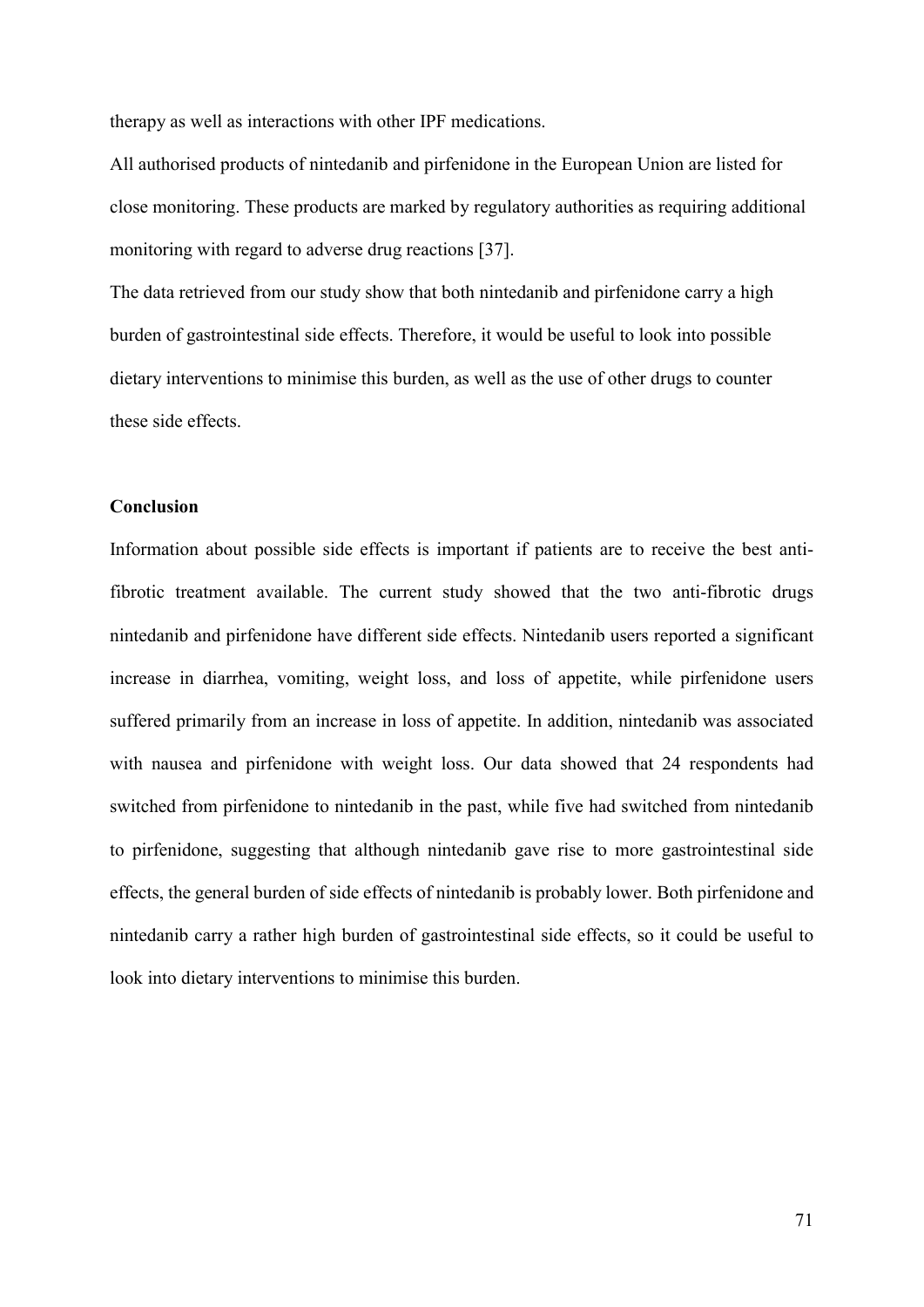therapy as well as interactions with other IPF medications.

All authorised products of nintedanib and pirfenidone in the European Union are listed for close monitoring. These products are marked by regulatory authorities as requiring additional monitoring with regard to adverse drug reactions [37].

The data retrieved from our study show that both nintedanib and pirfenidone carry a high burden of gastrointestinal side effects. Therefore, it would be useful to look into possible dietary interventions to minimise this burden, as well as the use of other drugs to counter these side effects.

## Conclusion

Information about possible side effects is important if patients are to receive the best anti-fibrotic treatment available. The current study showed that the two anti-fibrotic drugs nintedanib and pirfenidone have different side effects. Nintedanib users reported a significant increase in diarrhea, vomiting, weight loss, and loss of appetite, while pirfenidone users suffered primarily from an increase in loss of appetite. In addition, nintedanib was associated with nausea and pirfenidone with weight loss. Our data showed that 24 respondents had switched from pirfenidone to nintedanib in the past, while five had switched from nintedanib to pirfenidone, suggesting that although nintedanib gave rise to more gastrointestinal side effects, the general burden of side effects of nintedanib is probably lower. Both pirfenidone and nintedanib carry a rather high burden of gastrointestinal side effects, so it could be useful to look into dietary interventions to minimise this burden.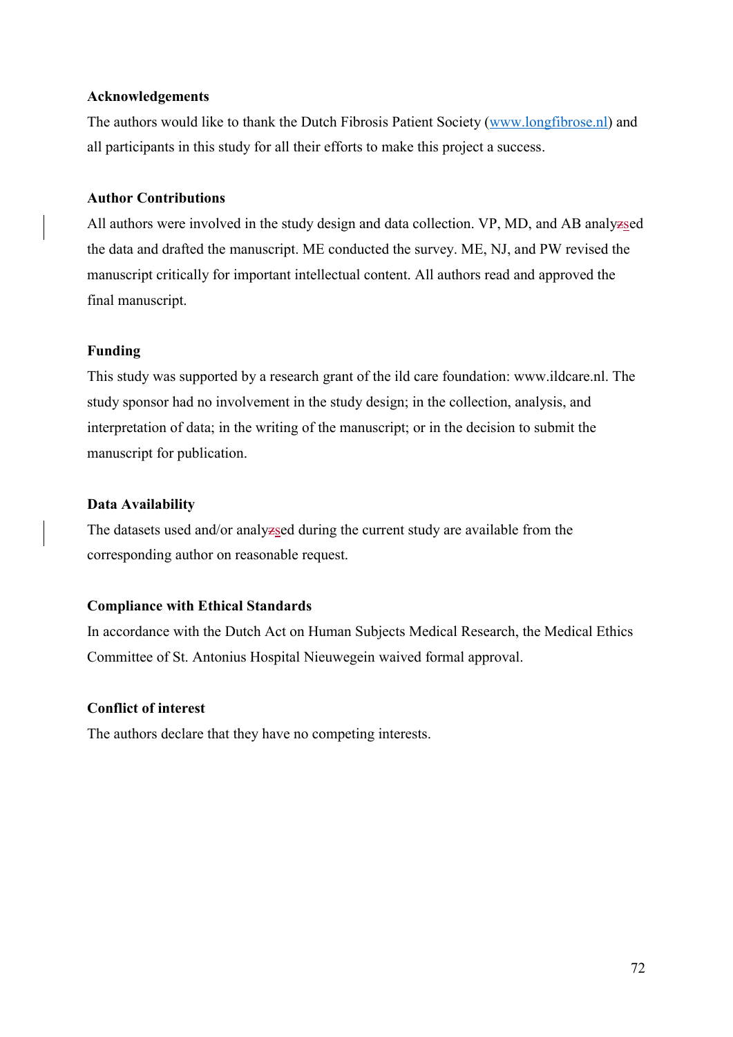**Acknowledgements**

The authors would like to thank the Dutch Fibrosis Patient Society (www.longfibrose.nl) and all participants in this study for all their efforts to make this project a success.

**Author Contributions**

All authors were involved in the study design and data collection. VP, MD, and AB analysed the data and drafted the manuscript. ME conducted the survey. ME, NJ, and PW revised the manuscript critically for important intellectual content. All authors read and approved the final manuscript.

**Funding**

This study was supported by a research grant of the ild care foundation: www.ildcare.nl. The study sponsor had no involvement in the study design; in the collection, analysis, and interpretation of data; in the writing of the manuscript; or in the decision to submit the manuscript for publication.

**Data Availability**

The datasets used and/or analysed during the current study are available from the corresponding author on reasonable request.

**Compliance with Ethical Standards**

In accordance with the Dutch Act on Human Subjects Medical Research, the Medical Ethics Committee of St. Antonius Hospital Nieuwegein waived formal approval.

**Conflict of interest**

The authors declare that they have no competing interests.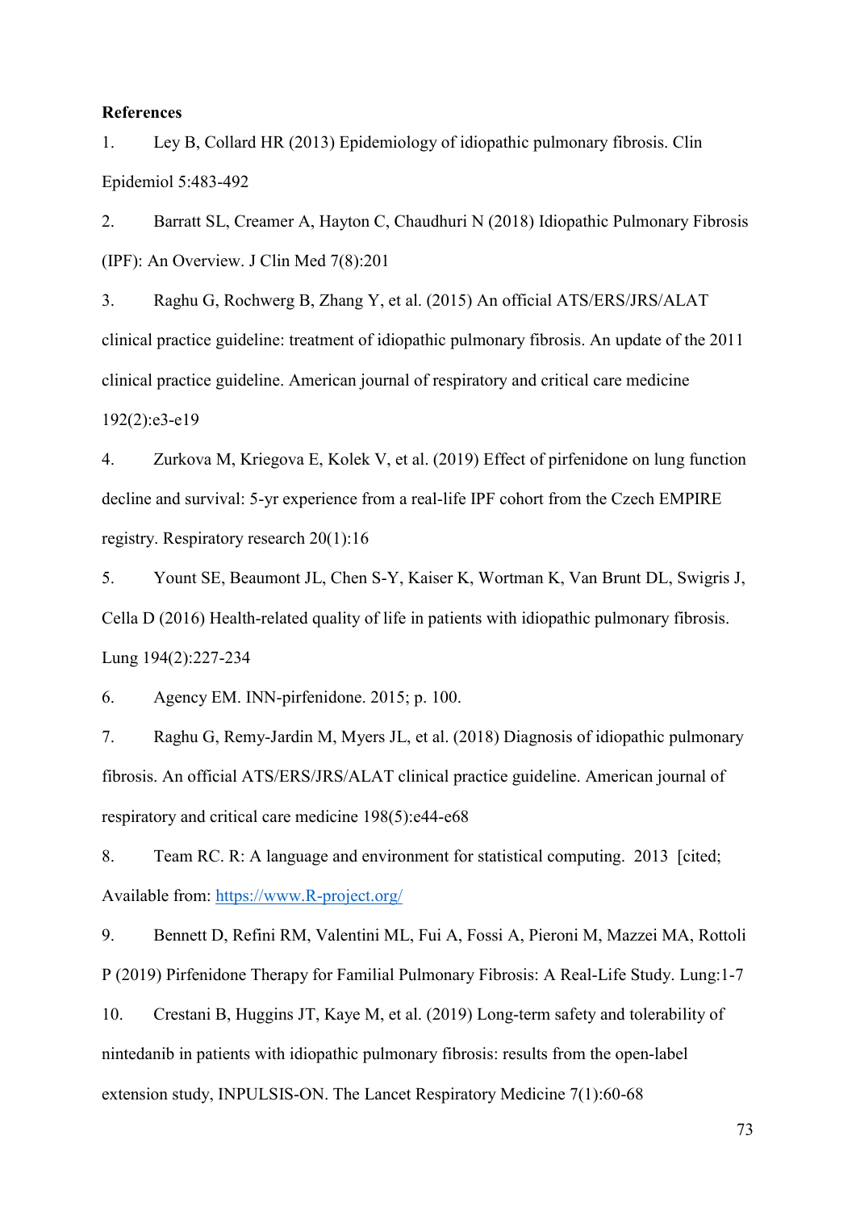**References**

1. Ley B, Collard HR (2013) Epidemiology of idiopathic pulmonary fibrosis. Clin Epidemiol 5:483-492

2. Barratt SL, Creamer A, Hayton C, Chaudhuri N (2018) Idiopathic Pulmonary Fibrosis (IPF): An Overview. J Clin Med 7(8):201

3. Raghu G, Rochwerg B, Zhang Y, et al. (2015) An official ATS/ERS/JRS/ALAT clinical practice guideline: treatment of idiopathic pulmonary fibrosis. An update of the 2011 clinical practice guideline. American journal of respiratory and critical care medicine 192(2):e3-e19

4. Zurkova M, Kriegova E, Kolek V, et al. (2019) Effect of pirfenidone on lung function decline and survival: 5-yr experience from a real-life IPF cohort from the Czech EMPIRE registry. Respiratory research 20(1):16

5. Yount SE, Beaumont JL, Chen S-Y, Kaiser K, Wortman K, Van Brunt DL, Swigris J, Cella D (2016) Health-related quality of life in patients with idiopathic pulmonary fibrosis. Lung 194(2):227-234

6. Agency EM. INN-pirfenidone. 2015; p. 100.

7. Raghu G, Remy-Jardin M, Myers JL, et al. (2018) Diagnosis of idiopathic pulmonary fibrosis. An official ATS/ERS/JRS/ALAT clinical practice guideline. American journal of respiratory and critical care medicine 198(5):e44-e68

8. Team RC. R: A language and environment for statistical computing. 2013 [cited; Available from: https://www.R-project.org/

9. Bennett D, Refini RM, Valentini ML, Fui A, Fossi A, Pieroni M, Mazzei MA, Rottoli P (2019) Pirfenidone Therapy for Familial Pulmonary Fibrosis: A Real-Life Study. Lung:1-7

10. Crestani B, Huggins JT, Kaye M, et al. (2019) Long-term safety and tolerability of nintedanib in patients with idiopathic pulmonary fibrosis: results from the open-label extension study, INPULSIS-ON. The Lancet Respiratory Medicine 7(1):60-68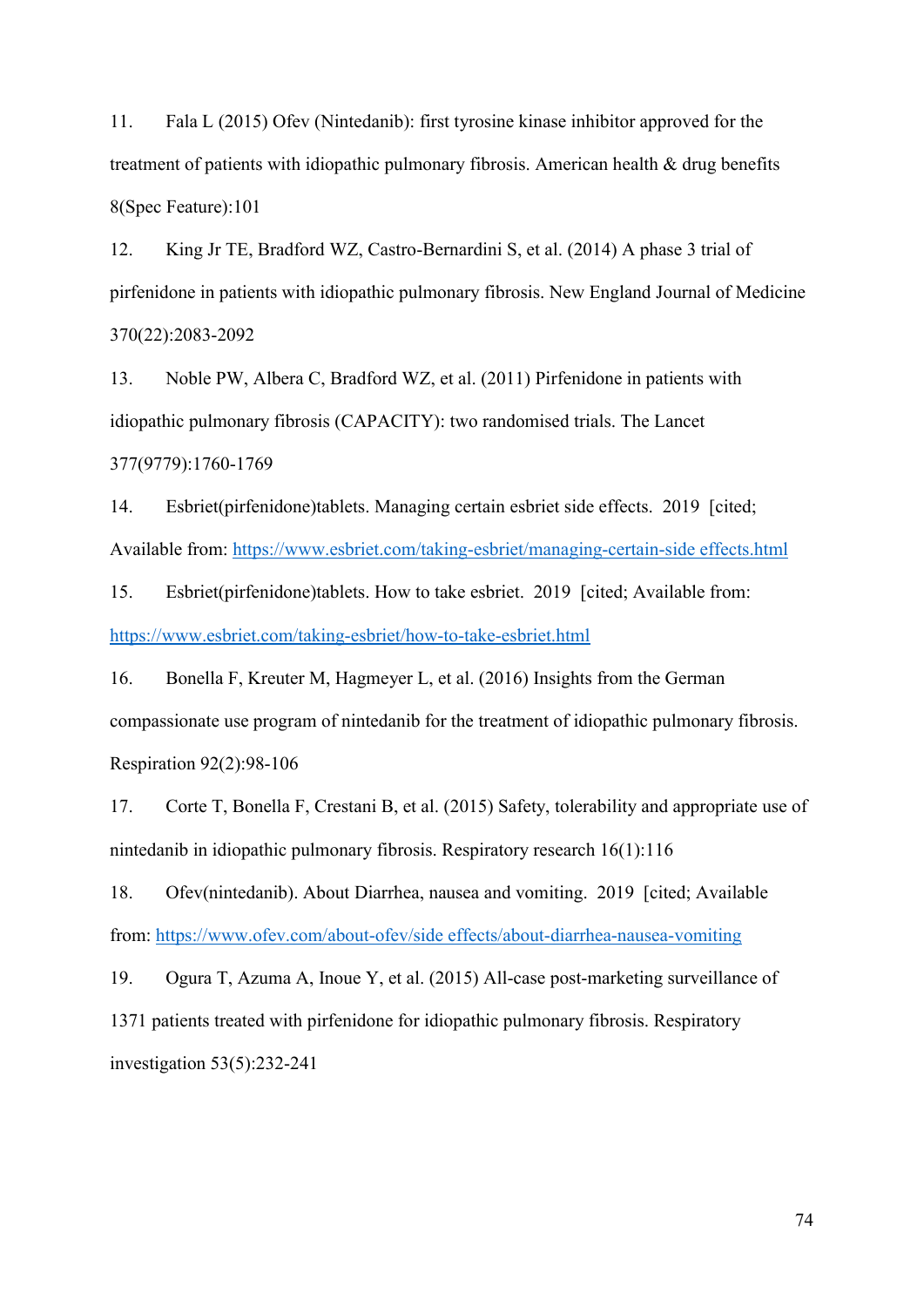11. Fala L (2015) Ofev (Nintedanib): first tyrosine kinase inhibitor approved for the treatment of patients with idiopathic pulmonary fibrosis. American health & drug benefits 8(Spec Feature):101

12. King Jr TE, Bradford WZ, Castro-Bernardini S, et al. (2014) A phase 3 trial of pirfenidone in patients with idiopathic pulmonary fibrosis. New England Journal of Medicine 370(22):2083-2092

13. Noble PW, Albera C, Bradford WZ, et al. (2011) Pirfenidone in patients with idiopathic pulmonary fibrosis (CAPACITY): two randomised trials. The Lancet 377(9779):1760-1769

14. Esbriet(pirfenidone)tablets. Managing certain esbriet side effects. 2019 [cited; Available from: https://www.esbriet.com/taking-esbriet/managing-certain-side effects.html

15. Esbriet(pirfenidone)tablets. How to take esbriet. 2019 [cited; Available from: https://www.esbriet.com/taking-esbriet/how-to-take-esbriet.html

16. Bonella F, Kreuter M, Hagmeyer L, et al. (2016) Insights from the German compassionate use program of nintedanib for the treatment of idiopathic pulmonary fibrosis. Respiration 92(2):98-106

17. Corte T, Bonella F, Crestani B, et al. (2015) Safety, tolerability and appropriate use of nintedanib in idiopathic pulmonary fibrosis. Respiratory research 16(1):116

18. Ofev(nintedanib). About Diarrhea, nausea and vomiting. 2019 [cited; Available from: https://www.ofev.com/about-ofev/side effects/about-diarrhea-nausea-vomiting

19. Ogura T, Azuma A, Inoue Y, et al. (2015) All-case post-marketing surveillance of 1371 patients treated with pirfenidone for idiopathic pulmonary fibrosis. Respiratory investigation 53(5):232-241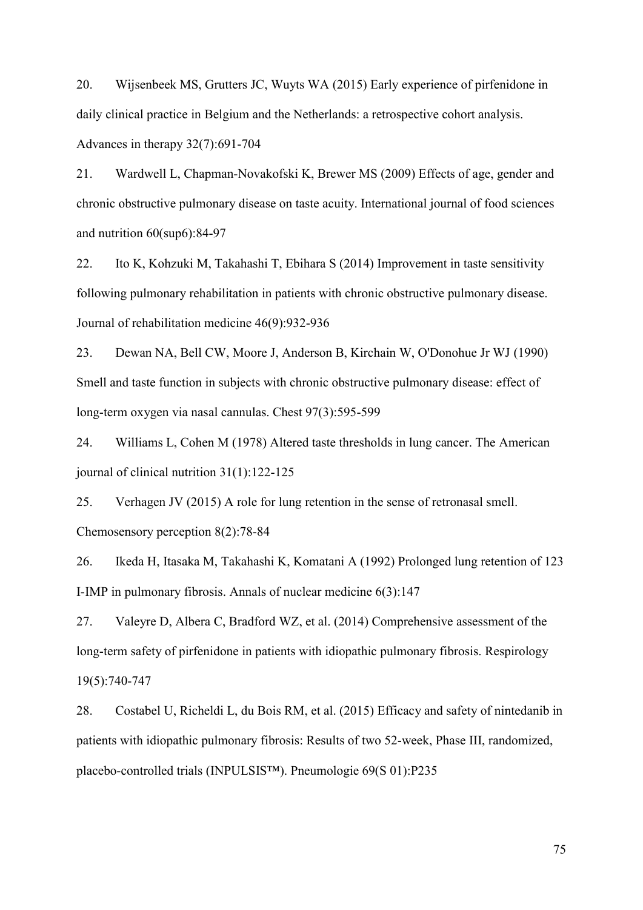20. Wijsenbeek MS, Grutters JC, Wuyts WA (2015) Early experience of pirfenidone in daily clinical practice in Belgium and the Netherlands: a retrospective cohort analysis. Advances in therapy 32(7):691-704

21. Wardwell L, Chapman-Novakofski K, Brewer MS (2009) Effects of age, gender and chronic obstructive pulmonary disease on taste acuity. International journal of food sciences and nutrition 60(sup6):84-97

22. Ito K, Kohzuki M, Takahashi T, Ebihara S (2014) Improvement in taste sensitivity following pulmonary rehabilitation in patients with chronic obstructive pulmonary disease. Journal of rehabilitation medicine 46(9):932-936

23. Dewan NA, Bell CW, Moore J, Anderson B, Kirchain W, O'Donohue Jr WJ (1990) Smell and taste function in subjects with chronic obstructive pulmonary disease: effect of long-term oxygen via nasal cannulas. Chest 97(3):595-599

24. Williams L, Cohen M (1978) Altered taste thresholds in lung cancer. The American journal of clinical nutrition 31(1):122-125

25. Verhagen JV (2015) A role for lung retention in the sense of retronasal smell. Chemosensory perception 8(2):78-84

26. Ikeda H, Itasaka M, Takahashi K, Komatani A (1992) Prolonged lung retention of 123 I-IMP in pulmonary fibrosis. Annals of nuclear medicine 6(3):147

27. Valeyre D, Albera C, Bradford WZ, et al. (2014) Comprehensive assessment of the long-term safety of pirfenidone in patients with idiopathic pulmonary fibrosis. Respirology 19(5):740-747

28. Costabel U, Richeldi L, du Bois RM, et al. (2015) Efficacy and safety of nintedanib in patients with idiopathic pulmonary fibrosis: Results of two 52-week, Phase III, randomized, placebo-controlled trials (INPULSIS™). Pneumologie 69(S 01):P235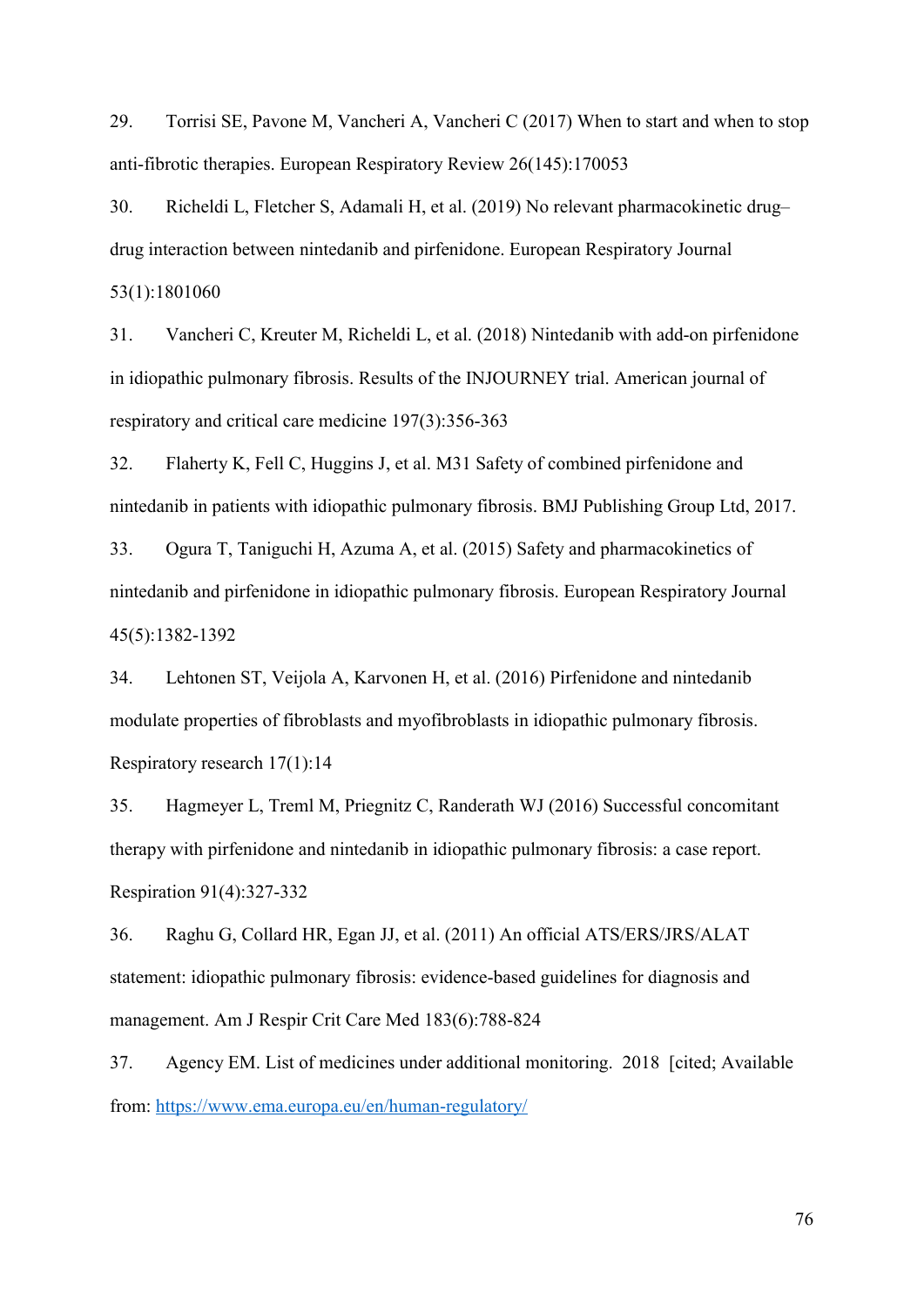29. Torrisi SE, Pavone M, Vancheri A, Vancheri C (2017) When to start and when to stop anti-fibrotic therapies. European Respiratory Review 26(145):170053

30. Richeldi L, Fletcher S, Adamali H, et al. (2019) No relevant pharmacokinetic drug–drug interaction between nintedanib and pirfenidone. European Respiratory Journal 53(1):1801060

31. Vancheri C, Kreuter M, Richeldi L, et al. (2018) Nintedanib with add-on pirfenidone in idiopathic pulmonary fibrosis. Results of the INJOURNEY trial. American journal of respiratory and critical care medicine 197(3):356-363

32. Flaherty K, Fell C, Huggins J, et al. M31 Safety of combined pirfenidone and nintedanib in patients with idiopathic pulmonary fibrosis. BMJ Publishing Group Ltd, 2017.

33. Ogura T, Taniguchi H, Azuma A, et al. (2015) Safety and pharmacokinetics of nintedanib and pirfenidone in idiopathic pulmonary fibrosis. European Respiratory Journal 45(5):1382-1392

34. Lehtonen ST, Veijola A, Karvonen H, et al. (2016) Pirfenidone and nintedanib modulate properties of fibroblasts and myofibroblasts in idiopathic pulmonary fibrosis. Respiratory research 17(1):14

35. Hagmeyer L, Treml M, Priegnitz C, Randerath WJ (2016) Successful concomitant therapy with pirfenidone and nintedanib in idiopathic pulmonary fibrosis: a case report. Respiration 91(4):327-332

36. Raghu G, Collard HR, Egan JJ, et al. (2011) An official ATS/ERS/JRS/ALAT statement: idiopathic pulmonary fibrosis: evidence-based guidelines for diagnosis and management. Am J Respir Crit Care Med 183(6):788-824

37. Agency EM. List of medicines under additional monitoring. 2018 [cited; Available from: https://www.ema.europa.eu/en/human-regulatory/